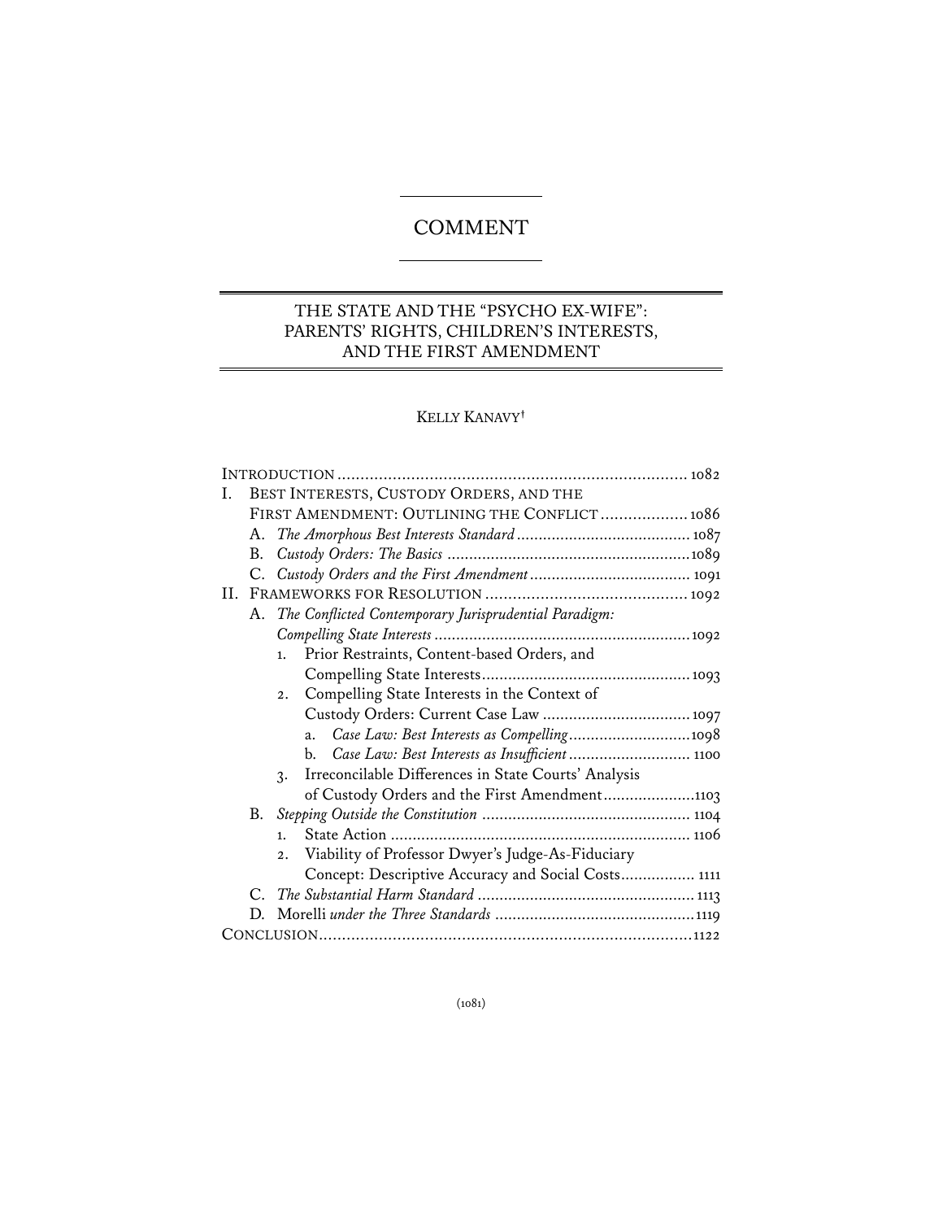# COMMENT

## THE STATE AND THE "PSYCHO EX-WIFE": PARENTS' RIGHTS, CHILDREN'S INTERESTS, AND THE FIRST AMENDMENT

KELLY KANAVY†

INTRODUCTION ........................................................................... 1082

I. BEST INTERESTS, CUSTODY ORDERS, AND THE FIRST AMENDMENT: OUTLINING THE CONFLICT ................... 1086
   - A. *The Amorphous Best Interests Standard* ........................................ 1087
   - B. *Custody Orders: The Basics* ........................................................ 1089
   - C. *Custody Orders and the First Amendment* ..................................... 1091

II. FRAMEWORKS FOR RESOLUTION ............................................ 1092
   - A. *The Conflicted Contemporary Jurisprudential Paradigm: Compelling State Interests* .......................................................... 1092
     1. Prior Restraints, Content-based Orders, and Compelling State Interests ............................................... 1093
     2. Compelling State Interests in the Context of Custody Orders: Current Case Law ................................. 1097
        - a. *Case Law: Best Interests as Compelling* ........................... 1098
        - b. *Case Law: Best Interests as Insufficient* ........................... 1100
     3. Irreconcilable Differences in State Courts' Analysis of Custody Orders and the First Amendment ..................... 1103
   - B. *Stepping Outside the Constitution* ............................................... 1104
     1. State Action .................................................................... 1106
     2. Viability of Professor Dwyer's Judge-As-Fiduciary Concept: Descriptive Accuracy and Social Costs ................. 1111
   - C. *The Substantial Harm Standard* ................................................. 1113
   - D. Morelli *under the Three Standards* ............................................. 1119

CONCLUSION ................................................................................. 1122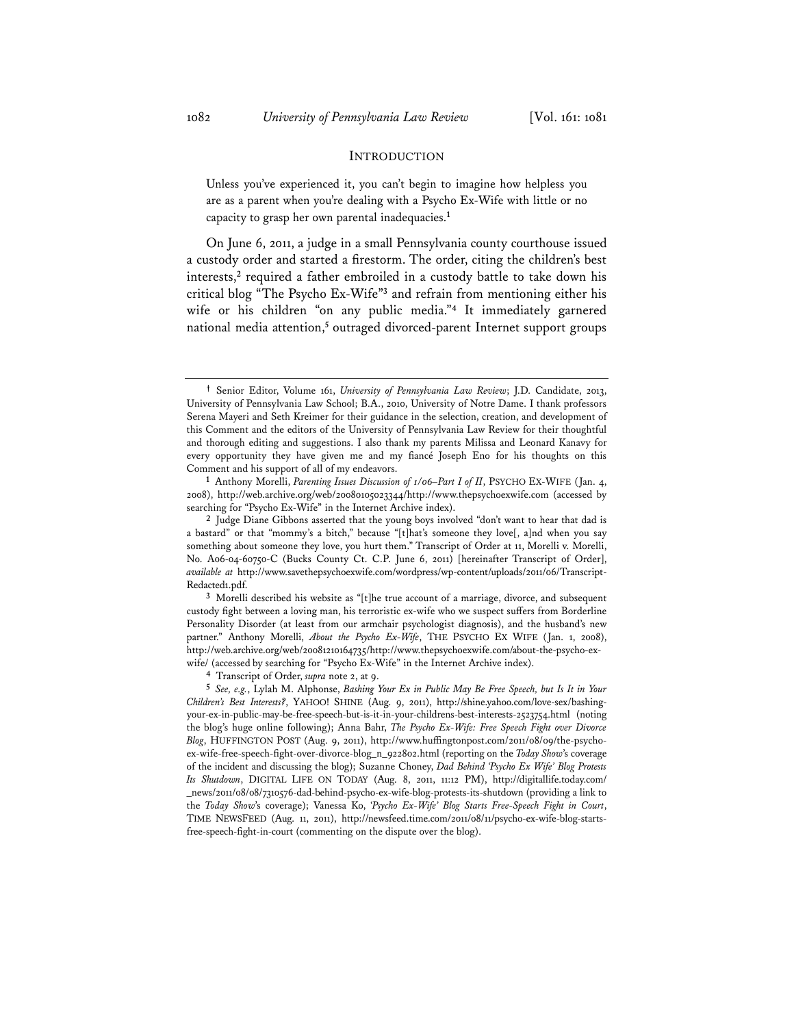## INTRODUCTION

> Unless you've experienced it, you can't begin to imagine how helpless you are as a parent when you're dealing with a Psycho Ex-Wife with little or no capacity to grasp her own parental inadequacies.[1]

On June 6, 2011, a judge in a small Pennsylvania county courthouse issued a custody order and started a firestorm. The order, citing the children's best interests,[2] required a father embroiled in a custody battle to take down his critical blog "The Psycho Ex-Wife"[3] and refrain from mentioning either his wife or his children "on any public media."[4] It immediately garnered national media attention,[5] outraged divorced-parent Internet support groups

---

† Senior Editor, Volume 161, *University of Pennsylvania Law Review*; J.D. Candidate, 2013, University of Pennsylvania Law School; B.A., 2010, University of Notre Dame. I thank professors Serena Mayeri and Seth Kreimer for their guidance in the selection, creation, and development of this Comment and the editors of the University of Pennsylvania Law Review for their thoughtful and thorough editing and suggestions. I also thank my parents Milissa and Leonard Kanavy for every opportunity they have given me and my fiancé Joseph Eno for his thoughts on this Comment and his support of all of my endeavors.

1 Anthony Morelli, *Parenting Issues Discussion of 1/06–Part I of II*, PSYCHO EX-WIFE (Jan. 4, 2008), http://web.archive.org/web/20080105023344/http://www.thepsychoexwife.com (accessed by searching for "Psycho Ex-Wife" in the Internet Archive index).

2 Judge Diane Gibbons asserted that the young boys involved "don't want to hear that dad is a bastard" or that "mommy's a bitch," because "[t]hat's someone they love[, a]nd when you say something about someone they love, you hurt them." Transcript of Order at 11, Morelli v. Morelli, No. A06-04-60750-C (Bucks County Ct. C.P. June 6, 2011) [hereinafter Transcript of Order], *available at* http://www.savethepsychoexwife.com/wordpress/wp-content/uploads/2011/06/Transcript-Redacted1.pdf.

3 Morelli described his website as "[t]he true account of a marriage, divorce, and subsequent custody fight between a loving man, his terroristic ex-wife who we suspect suffers from Borderline Personality Disorder (at least from our armchair psychologist diagnosis), and the husband's new partner." Anthony Morelli, *About the Psycho Ex-Wife*, THE PSYCHO EX WIFE (Jan. 1, 2008), http://web.archive.org/web/20081210164735/http://www.thepsychoexwife.com/about-the-psycho-ex-wife/ (accessed by searching for "Psycho Ex-Wife" in the Internet Archive index).

4 Transcript of Order, *supra* note 2, at 9.

5 *See, e.g.*, Lylah M. Alphonse, *Bashing Your Ex in Public May Be Free Speech, but Is It in Your Children's Best Interests?*, YAHOO! SHINE (Aug. 9, 2011), http://shine.yahoo.com/love-sex/bashing-your-ex-in-public-may-be-free-speech-but-is-it-in-your-childrens-best-interests-2523754.html (noting the blog's huge online following); Anna Bahr, *The Psycho Ex-Wife: Free Speech Fight over Divorce Blog*, HUFFINGTON POST (Aug. 9, 2011), http://www.huffingtonpost.com/2011/08/09/the-psycho-ex-wife-free-speech-fight-over-divorce-blog_n_922802.html (reporting on the *Today Show*'s coverage of the incident and discussing the blog); Suzanne Choney, *Dad Behind 'Psycho Ex Wife' Blog Protests Its Shutdown*, DIGITAL LIFE ON TODAY (Aug. 8, 2011, 11:12 PM), http://digitallife.today.com/_news/2011/08/08/7310576-dad-behind-psycho-ex-wife-blog-protests-its-shutdown (providing a link to the *Today Show*'s coverage); Vanessa Ko, *'Psycho Ex-Wife' Blog Starts Free-Speech Fight in Court*, TIME NEWSFEED (Aug. 11, 2011), http://newsfeed.time.com/2011/08/11/psycho-ex-wife-blog-starts-free-speech-fight-in-court (commenting on the dispute over the blog).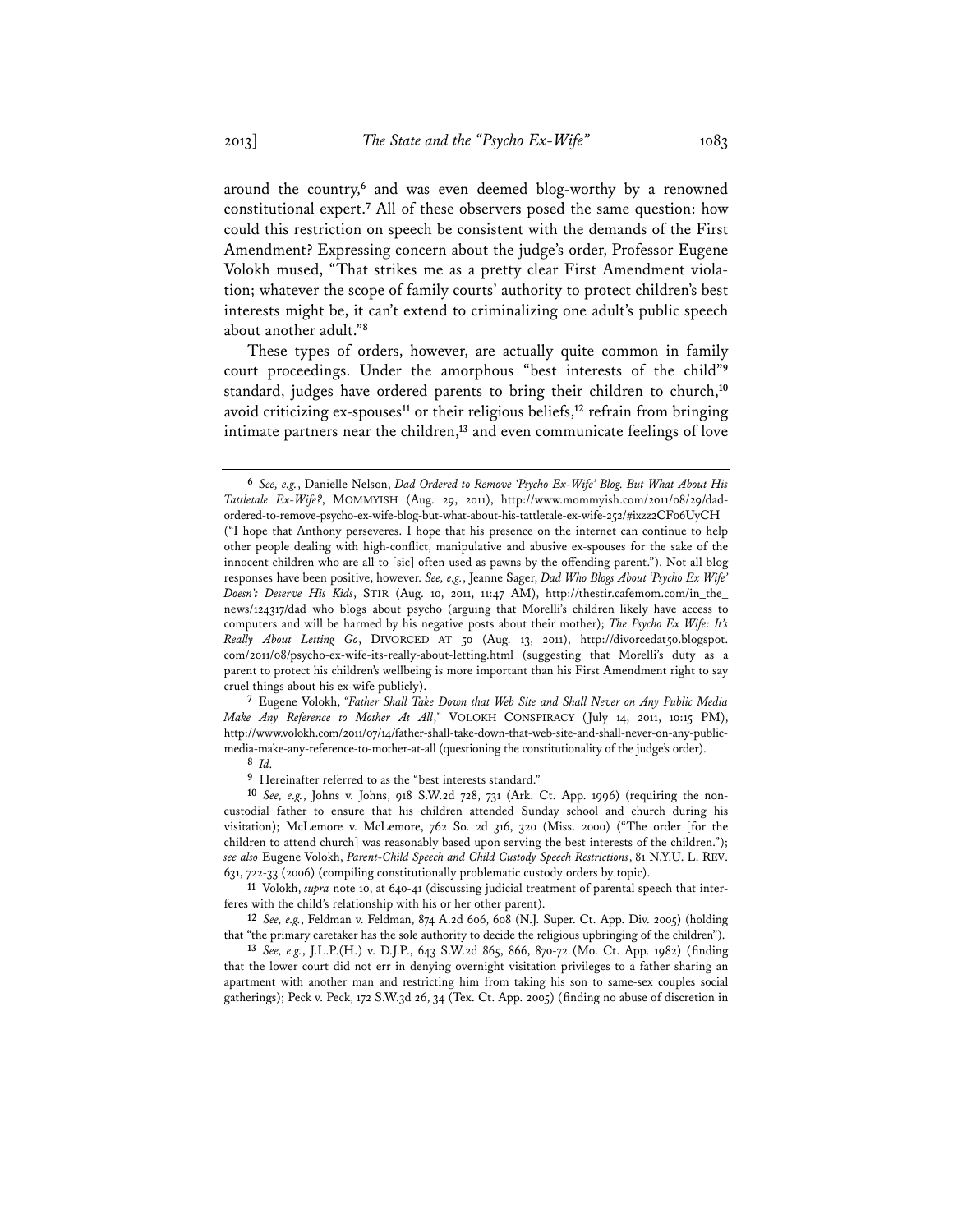around the country,[6] and was even deemed blog-worthy by a renowned constitutional expert.[7] All of these observers posed the same question: how could this restriction on speech be consistent with the demands of the First Amendment? Expressing concern about the judge's order, Professor Eugene Volokh mused, "That strikes me as a pretty clear First Amendment violation; whatever the scope of family courts' authority to protect children's best interests might be, it can't extend to criminalizing one adult's public speech about another adult."[8]

These types of orders, however, are actually quite common in family court proceedings. Under the amorphous "best interests of the child"[9] standard, judges have ordered parents to bring their children to church,[10] avoid criticizing ex-spouses[11] or their religious beliefs,[12] refrain from bringing intimate partners near the children,[13] and even communicate feelings of love

---

[6] *See, e.g.*, Danielle Nelson, *Dad Ordered to Remove 'Psycho Ex-Wife' Blog. But What About His Tattletale Ex-Wife?*, MOMMYISH (Aug. 29, 2011), http://www.mommyish.com/2011/08/29/dad-ordered-to-remove-psycho-ex-wife-blog-but-what-about-his-tattletale-ex-wife-252/#ixzz2CFo6UyCH ("I hope that Anthony perseveres. I hope that his presence on the internet can continue to help other people dealing with high-conflict, manipulative and abusive ex-spouses for the sake of the innocent children who are all to [sic] often used as pawns by the offending parent."). Not all blog responses have been positive, however. *See, e.g.*, Jeanne Sager, *Dad Who Blogs About 'Psycho Ex Wife' Doesn't Deserve His Kids*, STIR (Aug. 10, 2011, 11:47 AM), http://thestir.cafemom.com/in_the_news/124317/dad_who_blogs_about_psycho (arguing that Morelli's children likely have access to computers and will be harmed by his negative posts about their mother); *The Psycho Ex Wife: It's Really About Letting Go*, DIVORCED AT 50 (Aug. 13, 2011), http://divorcedat50.blogspot.com/2011/08/psycho-ex-wife-its-really-about-letting.html (suggesting that Morelli's duty as a parent to protect his children's wellbeing is more important than his First Amendment right to say cruel things about his ex-wife publicly).

[7] Eugene Volokh, *"Father Shall Take Down that Web Site and Shall Never on Any Public Media Make Any Reference to Mother At All,"* VOLOKH CONSPIRACY (July 14, 2011, 10:15 PM), http://www.volokh.com/2011/07/14/father-shall-take-down-that-web-site-and-shall-never-on-any-public-media-make-any-reference-to-mother-at-all (questioning the constitutionality of the judge's order).

[8] *Id.*

[9] Hereinafter referred to as the "best interests standard."

[10] *See, e.g.*, Johns v. Johns, 918 S.W.2d 728, 731 (Ark. Ct. App. 1996) (requiring the non-custodial father to ensure that his children attended Sunday school and church during his visitation); McLemore v. McLemore, 762 So. 2d 316, 320 (Miss. 2000) ("The order [for the children to attend church] was reasonably based upon serving the best interests of the children."); *see also* Eugene Volokh, *Parent-Child Speech and Child Custody Speech Restrictions*, 81 N.Y.U. L. REV. 631, 722-33 (2006) (compiling constitutionally problematic custody orders by topic).

[11] Volokh, *supra* note 10, at 640-41 (discussing judicial treatment of parental speech that interferes with the child's relationship with his or her other parent).

[12] *See, e.g.*, Feldman v. Feldman, 874 A.2d 606, 608 (N.J. Super. Ct. App. Div. 2005) (holding that "the primary caretaker has the sole authority to decide the religious upbringing of the children").

[13] *See, e.g.*, J.L.P.(H.) v. D.J.P., 643 S.W.2d 865, 866, 870-72 (Mo. Ct. App. 1982) (finding that the lower court did not err in denying overnight visitation privileges to a father sharing an apartment with another man and restricting him from taking his son to same-sex couples social gatherings); Peck v. Peck, 172 S.W.3d 26, 34 (Tex. Ct. App. 2005) (finding no abuse of discretion in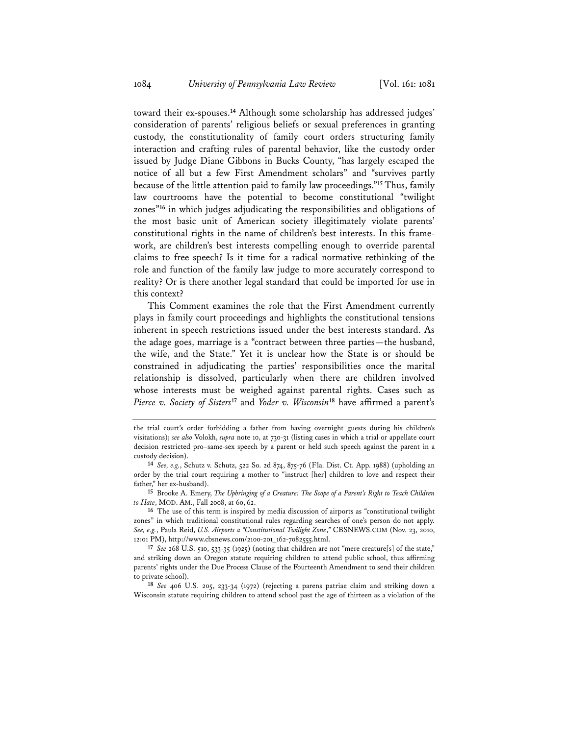toward their ex-spouses.[14] Although some scholarship has addressed judges' consideration of parents' religious beliefs or sexual preferences in granting custody, the constitutionality of family court orders structuring family interaction and crafting rules of parental behavior, like the custody order issued by Judge Diane Gibbons in Bucks County, "has largely escaped the notice of all but a few First Amendment scholars" and "survives partly because of the little attention paid to family law proceedings."[15] Thus, family law courtrooms have the potential to become constitutional "twilight zones"[16] in which judges adjudicating the responsibilities and obligations of the most basic unit of American society illegitimately violate parents' constitutional rights in the name of children's best interests. In this framework, are children's best interests compelling enough to override parental claims to free speech? Is it time for a radical normative rethinking of the role and function of the family law judge to more accurately correspond to reality? Or is there another legal standard that could be imported for use in this context?

This Comment examines the role that the First Amendment currently plays in family court proceedings and highlights the constitutional tensions inherent in speech restrictions issued under the best interests standard. As the adage goes, marriage is a "contract between three parties—the husband, the wife, and the State." Yet it is unclear how the State is or should be constrained in adjudicating the parties' responsibilities once the marital relationship is dissolved, particularly when there are children involved whose interests must be weighed against parental rights. Cases such as *Pierce v. Society of Sisters*[17] and *Yoder v. Wisconsin*[18] have affirmed a parent's

---

the trial court's order forbidding a father from having overnight guests during his children's visitations); *see also* Volokh, *supra* note 10, at 730-31 (listing cases in which a trial or appellate court decision restricted pro–same-sex speech by a parent or held such speech against the parent in a custody decision).

14 *See, e.g.*, Schutz v. Schutz, 522 So. 2d 874, 875-76 (Fla. Dist. Ct. App. 1988) (upholding an order by the trial court requiring a mother to "instruct [her] children to love and respect their father," her ex-husband).

15 Brooke A. Emery, *The Upbringing of a Creature: The Scope of a Parent's Right to Teach Children to Hate*, MOD. AM., Fall 2008, at 60, 62.

16 The use of this term is inspired by media discussion of airports as "constitutional twilight zones" in which traditional constitutional rules regarding searches of one's person do not apply. *See, e.g.*, Paula Reid, *U.S. Airports a "Constitutional Twilight Zone*,*"* CBSNEWS.COM (Nov. 23, 2010, 12:01 PM), http://www.cbsnews.com/2100-201_162-7082555.html.

17 *See* 268 U.S. 510, 533-35 (1925) (noting that children are not "mere creature[s] of the state," and striking down an Oregon statute requiring children to attend public school, thus affirming parents' rights under the Due Process Clause of the Fourteenth Amendment to send their children to private school).

18 *See* 406 U.S. 205, 233-34 (1972) (rejecting a parens patriae claim and striking down a Wisconsin statute requiring children to attend school past the age of thirteen as a violation of the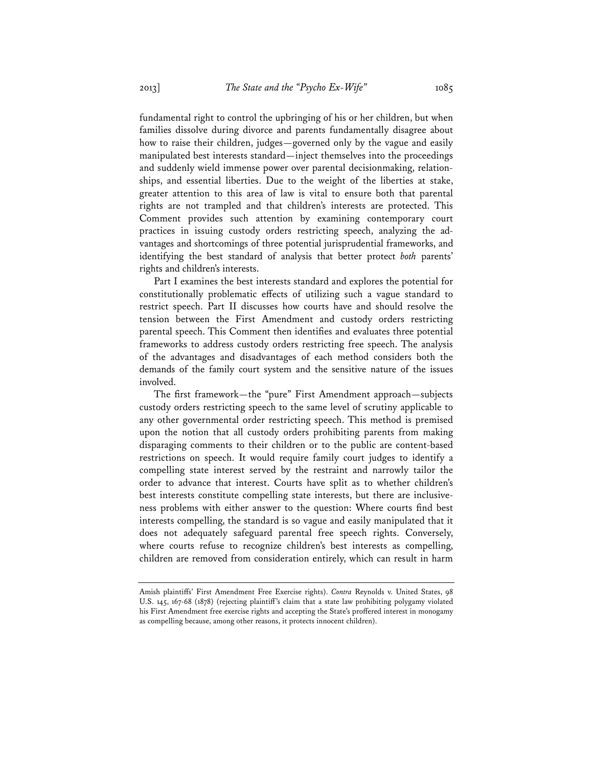fundamental right to control the upbringing of his or her children, but when families dissolve during divorce and parents fundamentally disagree about how to raise their children, judges—governed only by the vague and easily manipulated best interests standard—inject themselves into the proceedings and suddenly wield immense power over parental decisionmaking, relationships, and essential liberties. Due to the weight of the liberties at stake, greater attention to this area of law is vital to ensure both that parental rights are not trampled and that children's interests are protected. This Comment provides such attention by examining contemporary court practices in issuing custody orders restricting speech, analyzing the advantages and shortcomings of three potential jurisprudential frameworks, and identifying the best standard of analysis that better protect *both* parents' rights and children's interests.

Part I examines the best interests standard and explores the potential for constitutionally problematic effects of utilizing such a vague standard to restrict speech. Part II discusses how courts have and should resolve the tension between the First Amendment and custody orders restricting parental speech. This Comment then identifies and evaluates three potential frameworks to address custody orders restricting free speech. The analysis of the advantages and disadvantages of each method considers both the demands of the family court system and the sensitive nature of the issues involved.

The first framework—the "pure" First Amendment approach—subjects custody orders restricting speech to the same level of scrutiny applicable to any other governmental order restricting speech. This method is premised upon the notion that all custody orders prohibiting parents from making disparaging comments to their children or to the public are content-based restrictions on speech. It would require family court judges to identify a compelling state interest served by the restraint and narrowly tailor the order to advance that interest. Courts have split as to whether children's best interests constitute compelling state interests, but there are inclusiveness problems with either answer to the question: Where courts find best interests compelling, the standard is so vague and easily manipulated that it does not adequately safeguard parental free speech rights. Conversely, where courts refuse to recognize children's best interests as compelling, children are removed from consideration entirely, which can result in harm

Amish plaintiffs' First Amendment Free Exercise rights). *Contra* Reynolds v. United States, 98 U.S. 145, 167-68 (1878) (rejecting plaintiff's claim that a state law prohibiting polygamy violated his First Amendment free exercise rights and accepting the State's proffered interest in monogamy as compelling because, among other reasons, it protects innocent children).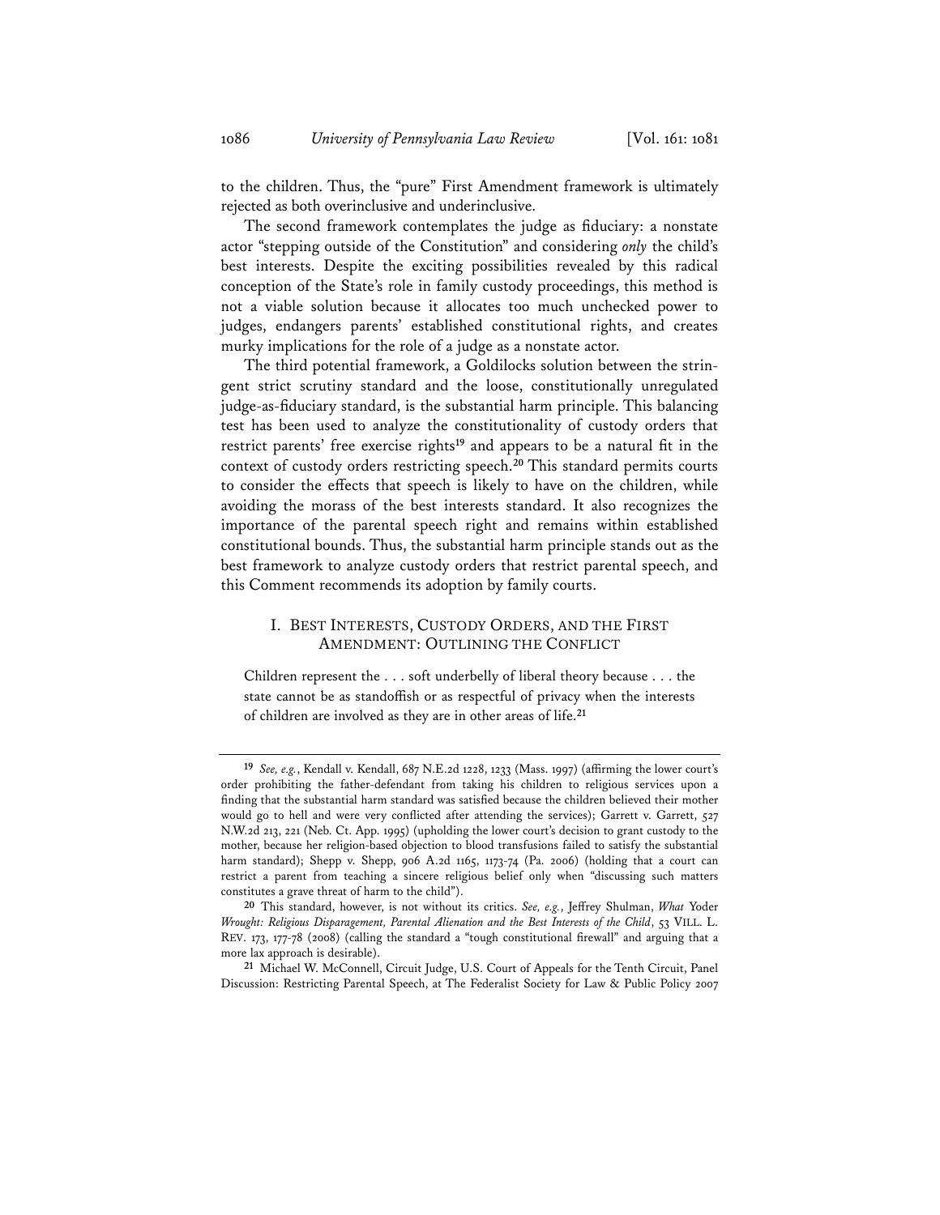to the children. Thus, the "pure" First Amendment framework is ultimately rejected as both overinclusive and underinclusive.

The second framework contemplates the judge as fiduciary: a nonstate actor "stepping outside of the Constitution" and considering *only* the child's best interests. Despite the exciting possibilities revealed by this radical conception of the State's role in family custody proceedings, this method is not a viable solution because it allocates too much unchecked power to judges, endangers parents' established constitutional rights, and creates murky implications for the role of a judge as a nonstate actor.

The third potential framework, a Goldilocks solution between the stringent strict scrutiny standard and the loose, constitutionally unregulated judge-as-fiduciary standard, is the substantial harm principle. This balancing test has been used to analyze the constitutionality of custody orders that restrict parents' free exercise rights[19] and appears to be a natural fit in the context of custody orders restricting speech.[20] This standard permits courts to consider the effects that speech is likely to have on the children, while avoiding the morass of the best interests standard. It also recognizes the importance of the parental speech right and remains within established constitutional bounds. Thus, the substantial harm principle stands out as the best framework to analyze custody orders that restrict parental speech, and this Comment recommends its adoption by family courts.

## I. BEST INTERESTS, CUSTODY ORDERS, AND THE FIRST AMENDMENT: OUTLINING THE CONFLICT

> Children represent the . . . soft underbelly of liberal theory because . . . the state cannot be as standoffish or as respectful of privacy when the interests of children are involved as they are in other areas of life.[21]

---

[19] *See, e.g.*, Kendall v. Kendall, 687 N.E.2d 1228, 1233 (Mass. 1997) (affirming the lower court's order prohibiting the father-defendant from taking his children to religious services upon a finding that the substantial harm standard was satisfied because the children believed their mother would go to hell and were very conflicted after attending the services); Garrett v. Garrett, 527 N.W.2d 213, 221 (Neb. Ct. App. 1995) (upholding the lower court's decision to grant custody to the mother, because her religion-based objection to blood transfusions failed to satisfy the substantial harm standard); Shepp v. Shepp, 906 A.2d 1165, 1173-74 (Pa. 2006) (holding that a court can restrict a parent from teaching a sincere religious belief only when "discussing such matters constitutes a grave threat of harm to the child").

[20] This standard, however, is not without its critics. *See, e.g.*, Jeffrey Shulman, *What* Yoder *Wrought: Religious Disparagement, Parental Alienation and the Best Interests of the Child*, 53 VILL. L. REV. 173, 177-78 (2008) (calling the standard a "tough constitutional firewall" and arguing that a more lax approach is desirable).

[21] Michael W. McConnell, Circuit Judge, U.S. Court of Appeals for the Tenth Circuit, Panel Discussion: Restricting Parental Speech, at The Federalist Society for Law & Public Policy 2007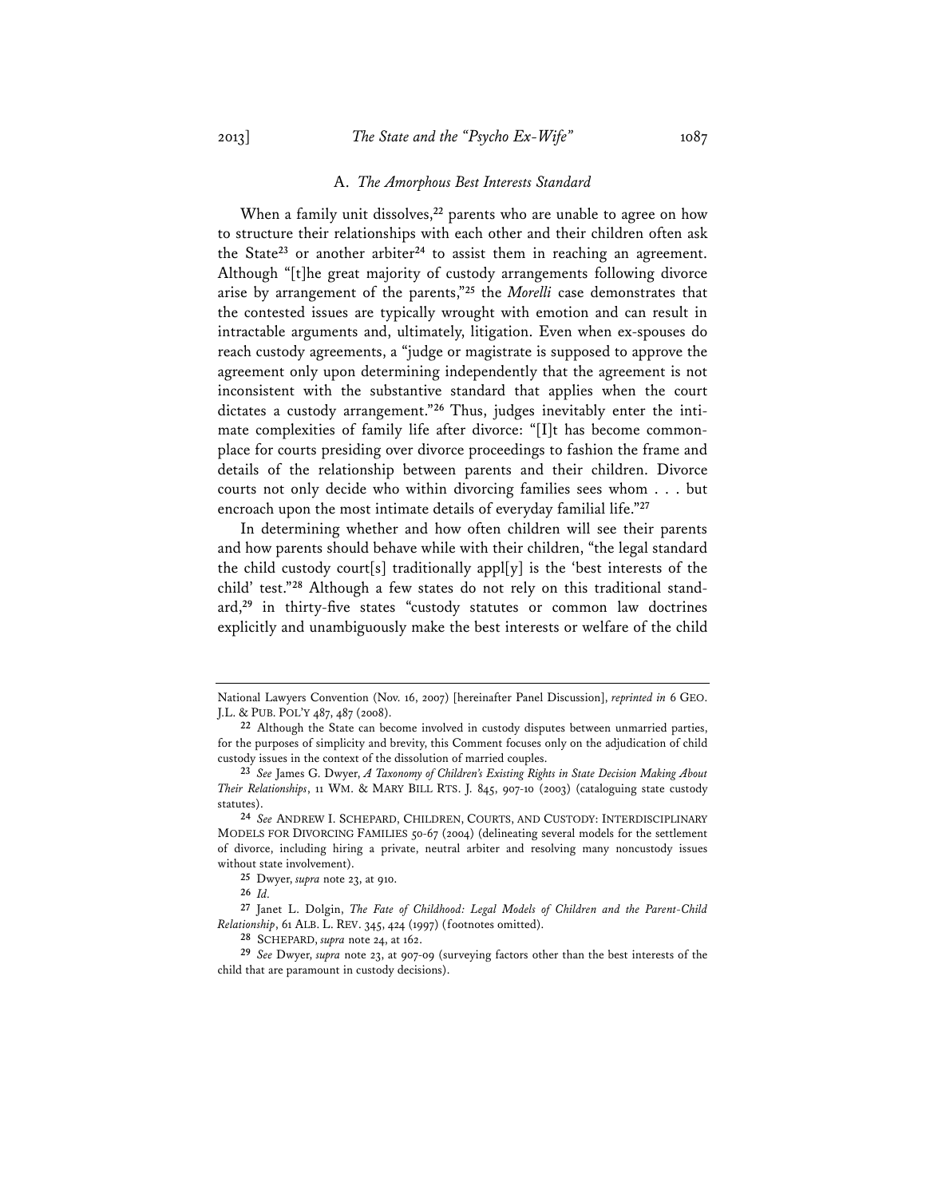### A. *The Amorphous Best Interests Standard*

When a family unit dissolves,[22] parents who are unable to agree on how to structure their relationships with each other and their children often ask the State[23] or another arbiter[24] to assist them in reaching an agreement. Although "[t]he great majority of custody arrangements following divorce arise by arrangement of the parents,"[25] the *Morelli* case demonstrates that the contested issues are typically wrought with emotion and can result in intractable arguments and, ultimately, litigation. Even when ex-spouses do reach custody agreements, a "judge or magistrate is supposed to approve the agreement only upon determining independently that the agreement is not inconsistent with the substantive standard that applies when the court dictates a custody arrangement."[26] Thus, judges inevitably enter the intimate complexities of family life after divorce: "[I]t has become commonplace for courts presiding over divorce proceedings to fashion the frame and details of the relationship between parents and their children. Divorce courts not only decide who within divorcing families sees whom . . . but encroach upon the most intimate details of everyday familial life."[27]

In determining whether and how often children will see their parents and how parents should behave while with their children, "the legal standard the child custody court[s] traditionally appl[y] is the 'best interests of the child' test."[28] Although a few states do not rely on this traditional standard,[29] in thirty-five states "custody statutes or common law doctrines explicitly and unambiguously make the best interests or welfare of the child

---

National Lawyers Convention (Nov. 16, 2007) [hereinafter Panel Discussion], *reprinted in* 6 GEO. J.L. & PUB. POL'Y 487, 487 (2008).

22 Although the State can become involved in custody disputes between unmarried parties, for the purposes of simplicity and brevity, this Comment focuses only on the adjudication of child custody issues in the context of the dissolution of married couples.

23 *See* James G. Dwyer, *A Taxonomy of Children's Existing Rights in State Decision Making About Their Relationships*, 11 WM. & MARY BILL RTS. J. 845, 907-10 (2003) (cataloguing state custody statutes).

24 *See* ANDREW I. SCHEPARD, CHILDREN, COURTS, AND CUSTODY: INTERDISCIPLINARY MODELS FOR DIVORCING FAMILIES 50-67 (2004) (delineating several models for the settlement of divorce, including hiring a private, neutral arbiter and resolving many noncustody issues without state involvement).

25 Dwyer, *supra* note 23, at 910.

26 *Id.*

27 Janet L. Dolgin, *The Fate of Childhood: Legal Models of Children and the Parent-Child Relationship*, 61 ALB. L. REV. 345, 424 (1997) (footnotes omitted).

28 SCHEPARD, *supra* note 24, at 162.

29 *See* Dwyer, *supra* note 23, at 907-09 (surveying factors other than the best interests of the child that are paramount in custody decisions).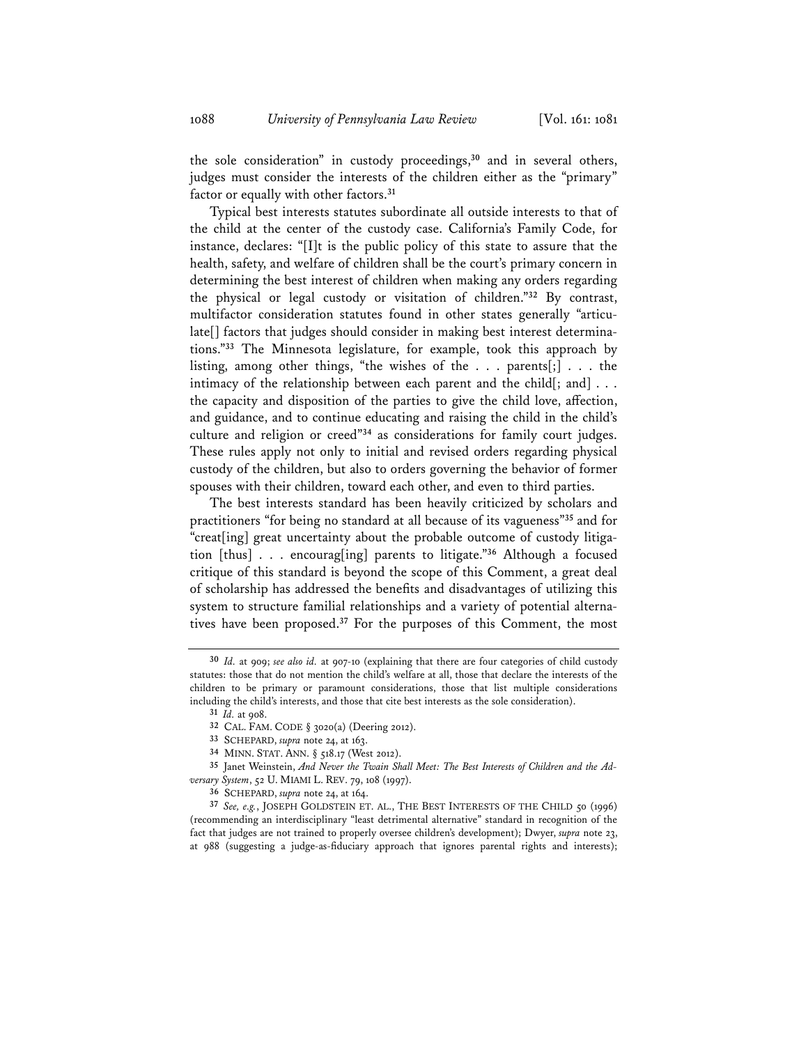the sole consideration" in custody proceedings,[30] and in several others, judges must consider the interests of the children either as the "primary" factor or equally with other factors.[31]

Typical best interests statutes subordinate all outside interests to that of the child at the center of the custody case. California's Family Code, for instance, declares: "[I]t is the public policy of this state to assure that the health, safety, and welfare of children shall be the court's primary concern in determining the best interest of children when making any orders regarding the physical or legal custody or visitation of children."[32] By contrast, multifactor consideration statutes found in other states generally "articulate[] factors that judges should consider in making best interest determinations."[33] The Minnesota legislature, for example, took this approach by listing, among other things, "the wishes of the . . . parents[;] . . . the intimacy of the relationship between each parent and the child[; and] . . . the capacity and disposition of the parties to give the child love, affection, and guidance, and to continue educating and raising the child in the child's culture and religion or creed"[34] as considerations for family court judges. These rules apply not only to initial and revised orders regarding physical custody of the children, but also to orders governing the behavior of former spouses with their children, toward each other, and even to third parties.

The best interests standard has been heavily criticized by scholars and practitioners "for being no standard at all because of its vagueness"[35] and for "creat[ing] great uncertainty about the probable outcome of custody litigation [thus] . . . encourag[ing] parents to litigate."[36] Although a focused critique of this standard is beyond the scope of this Comment, a great deal of scholarship has addressed the benefits and disadvantages of utilizing this system to structure familial relationships and a variety of potential alternatives have been proposed.[37] For the purposes of this Comment, the most

---

30 *Id.* at 909; *see also id.* at 907-10 (explaining that there are four categories of child custody statutes: those that do not mention the child's welfare at all, those that declare the interests of the children to be primary or paramount considerations, those that list multiple considerations including the child's interests, and those that cite best interests as the sole consideration).

31 *Id.* at 908.

32 CAL. FAM. CODE § 3020(a) (Deering 2012).

33 SCHEPARD, *supra* note 24, at 163.

34 MINN. STAT. ANN. § 518.17 (West 2012).

35 Janet Weinstein, *And Never the Twain Shall Meet: The Best Interests of Children and the Adversary System*, 52 U. MIAMI L. REV. 79, 108 (1997).

36 SCHEPARD, *supra* note 24, at 164.

37 *See, e.g.*, JOSEPH GOLDSTEIN ET. AL., THE BEST INTERESTS OF THE CHILD 50 (1996) (recommending an interdisciplinary "least detrimental alternative" standard in recognition of the fact that judges are not trained to properly oversee children's development); Dwyer, *supra* note 23, at 988 (suggesting a judge-as-fiduciary approach that ignores parental rights and interests);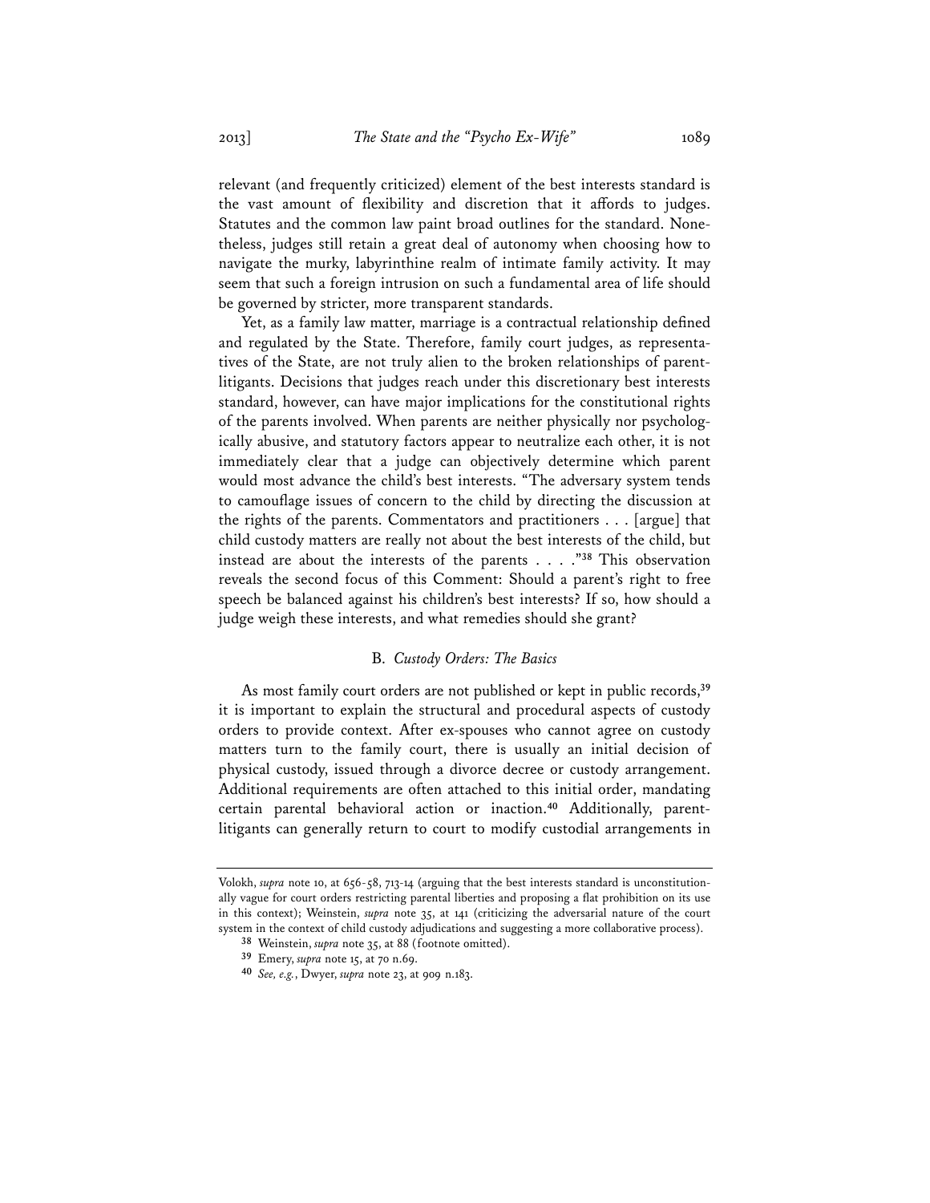relevant (and frequently criticized) element of the best interests standard is the vast amount of flexibility and discretion that it affords to judges. Statutes and the common law paint broad outlines for the standard. Nonetheless, judges still retain a great deal of autonomy when choosing how to navigate the murky, labyrinthine realm of intimate family activity. It may seem that such a foreign intrusion on such a fundamental area of life should be governed by stricter, more transparent standards.

Yet, as a family law matter, marriage is a contractual relationship defined and regulated by the State. Therefore, family court judges, as representatives of the State, are not truly alien to the broken relationships of parent-litigants. Decisions that judges reach under this discretionary best interests standard, however, can have major implications for the constitutional rights of the parents involved. When parents are neither physically nor psychologically abusive, and statutory factors appear to neutralize each other, it is not immediately clear that a judge can objectively determine which parent would most advance the child's best interests. "The adversary system tends to camouflage issues of concern to the child by directing the discussion at the rights of the parents. Commentators and practitioners . . . [argue] that child custody matters are really not about the best interests of the child, but instead are about the interests of the parents . . . ."[38] This observation reveals the second focus of this Comment: Should a parent's right to free speech be balanced against his children's best interests? If so, how should a judge weigh these interests, and what remedies should she grant?

### B. *Custody Orders: The Basics*

As most family court orders are not published or kept in public records,[39] it is important to explain the structural and procedural aspects of custody orders to provide context. After ex-spouses who cannot agree on custody matters turn to the family court, there is usually an initial decision of physical custody, issued through a divorce decree or custody arrangement. Additional requirements are often attached to this initial order, mandating certain parental behavioral action or inaction.[40] Additionally, parent-litigants can generally return to court to modify custodial arrangements in

---

Volokh, *supra* note 10, at 656-58, 713-14 (arguing that the best interests standard is unconstitutionally vague for court orders restricting parental liberties and proposing a flat prohibition on its use in this context); Weinstein, *supra* note 35, at 141 (criticizing the adversarial nature of the court system in the context of child custody adjudications and suggesting a more collaborative process).

[38] Weinstein, *supra* note 35, at 88 (footnote omitted).

[39] Emery, *supra* note 15, at 70 n.69.

[40] *See, e.g.*, Dwyer, *supra* note 23, at 909 n.183.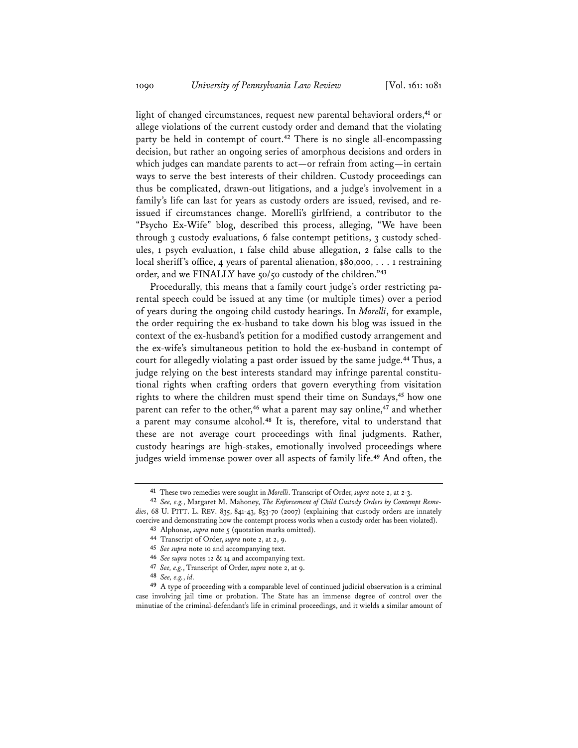light of changed circumstances, request new parental behavioral orders,[41] or allege violations of the current custody order and demand that the violating party be held in contempt of court.[42] There is no single all-encompassing decision, but rather an ongoing series of amorphous decisions and orders in which judges can mandate parents to act—or refrain from acting—in certain ways to serve the best interests of their children. Custody proceedings can thus be complicated, drawn-out litigations, and a judge's involvement in a family's life can last for years as custody orders are issued, revised, and re-issued if circumstances change. Morelli's girlfriend, a contributor to the "Psycho Ex-Wife" blog, described this process, alleging, "We have been through 3 custody evaluations, 6 false contempt petitions, 3 custody schedules, 1 psych evaluation, 1 false child abuse allegation, 2 false calls to the local sheriff's office, 4 years of parental alienation, $80,000, . . . 1 restraining order, and we FINALLY have 50/50 custody of the children."[43]

Procedurally, this means that a family court judge's order restricting parental speech could be issued at any time (or multiple times) over a period of years during the ongoing child custody hearings. In *Morelli*, for example, the order requiring the ex-husband to take down his blog was issued in the context of the ex-husband's petition for a modified custody arrangement and the ex-wife's simultaneous petition to hold the ex-husband in contempt of court for allegedly violating a past order issued by the same judge.[44] Thus, a judge relying on the best interests standard may infringe parental constitutional rights when crafting orders that govern everything from visitation rights to where the children must spend their time on Sundays,[45] how one parent can refer to the other,[46] what a parent may say online,[47] and whether a parent may consume alcohol.[48] It is, therefore, vital to understand that these are not average court proceedings with final judgments. Rather, custody hearings are high-stakes, emotionally involved proceedings where judges wield immense power over all aspects of family life.[49] And often, the

---

41 These two remedies were sought in *Morelli*. Transcript of Order, *supra* note 2, at 2-3.

42 *See, e.g.*, Margaret M. Mahoney, *The Enforcement of Child Custody Orders by Contempt Remedies*, 68 U. PITT. L. REV. 835, 841-43, 853-70 (2007) (explaining that custody orders are innately coercive and demonstrating how the contempt process works when a custody order has been violated).

43 Alphonse, *supra* note 5 (quotation marks omitted).

44 Transcript of Order, *supra* note 2, at 2, 9.

45 *See supra* note 10 and accompanying text.

46 *See supra* notes 12 & 14 and accompanying text.

47 *See, e.g.*, Transcript of Order, *supra* note 2, at 9.

48 *See, e.g.*, *id.*

49 A type of proceeding with a comparable level of continued judicial observation is a criminal case involving jail time or probation. The State has an immense degree of control over the minutiae of the criminal-defendant's life in criminal proceedings, and it wields a similar amount of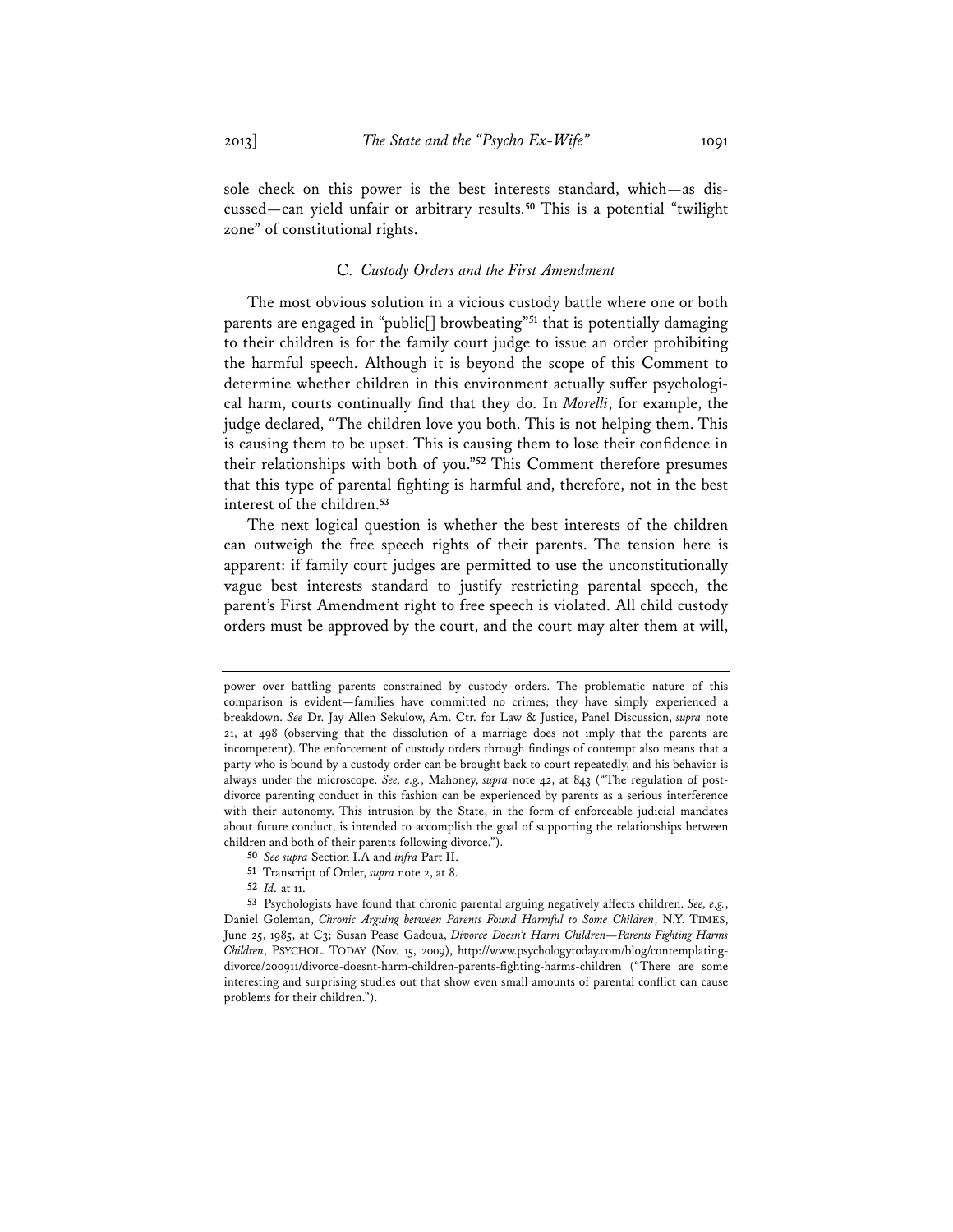sole check on this power is the best interests standard, which—as discussed—can yield unfair or arbitrary results.[50] This is a potential "twilight zone" of constitutional rights.

### C. *Custody Orders and the First Amendment*

The most obvious solution in a vicious custody battle where one or both parents are engaged in "public[] browbeating"[51] that is potentially damaging to their children is for the family court judge to issue an order prohibiting the harmful speech. Although it is beyond the scope of this Comment to determine whether children in this environment actually suffer psychological harm, courts continually find that they do. In *Morelli*, for example, the judge declared, "The children love you both. This is not helping them. This is causing them to be upset. This is causing them to lose their confidence in their relationships with both of you."[52] This Comment therefore presumes that this type of parental fighting is harmful and, therefore, not in the best interest of the children.[53]

The next logical question is whether the best interests of the children can outweigh the free speech rights of their parents. The tension here is apparent: if family court judges are permitted to use the unconstitutionally vague best interests standard to justify restricting parental speech, the parent's First Amendment right to free speech is violated. All child custody orders must be approved by the court, and the court may alter them at will,

---

power over battling parents constrained by custody orders. The problematic nature of this comparison is evident—families have committed no crimes; they have simply experienced a breakdown. *See* Dr. Jay Allen Sekulow, Am. Ctr. for Law & Justice, Panel Discussion, *supra* note 21, at 498 (observing that the dissolution of a marriage does not imply that the parents are incompetent). The enforcement of custody orders through findings of contempt also means that a party who is bound by a custody order can be brought back to court repeatedly, and his behavior is always under the microscope. *See, e.g.*, Mahoney, *supra* note 42, at 843 ("The regulation of post-divorce parenting conduct in this fashion can be experienced by parents as a serious interference with their autonomy. This intrusion by the State, in the form of enforceable judicial mandates about future conduct, is intended to accomplish the goal of supporting the relationships between children and both of their parents following divorce.").

50 *See supra* Section I.A and *infra* Part II.

51 Transcript of Order, *supra* note 2, at 8.

52 *Id.* at 11.

53 Psychologists have found that chronic parental arguing negatively affects children. *See, e.g.*, Daniel Goleman, *Chronic Arguing between Parents Found Harmful to Some Children*, N.Y. TIMES, June 25, 1985, at C3; Susan Pease Gadoua, *Divorce Doesn't Harm Children—Parents Fighting Harms Children*, PSYCHOL. TODAY (Nov. 15, 2009), http://www.psychologytoday.com/blog/contemplating-divorce/200911/divorce-doesnt-harm-children-parents-fighting-harms-children ("There are some interesting and surprising studies out that show even small amounts of parental conflict can cause problems for their children.").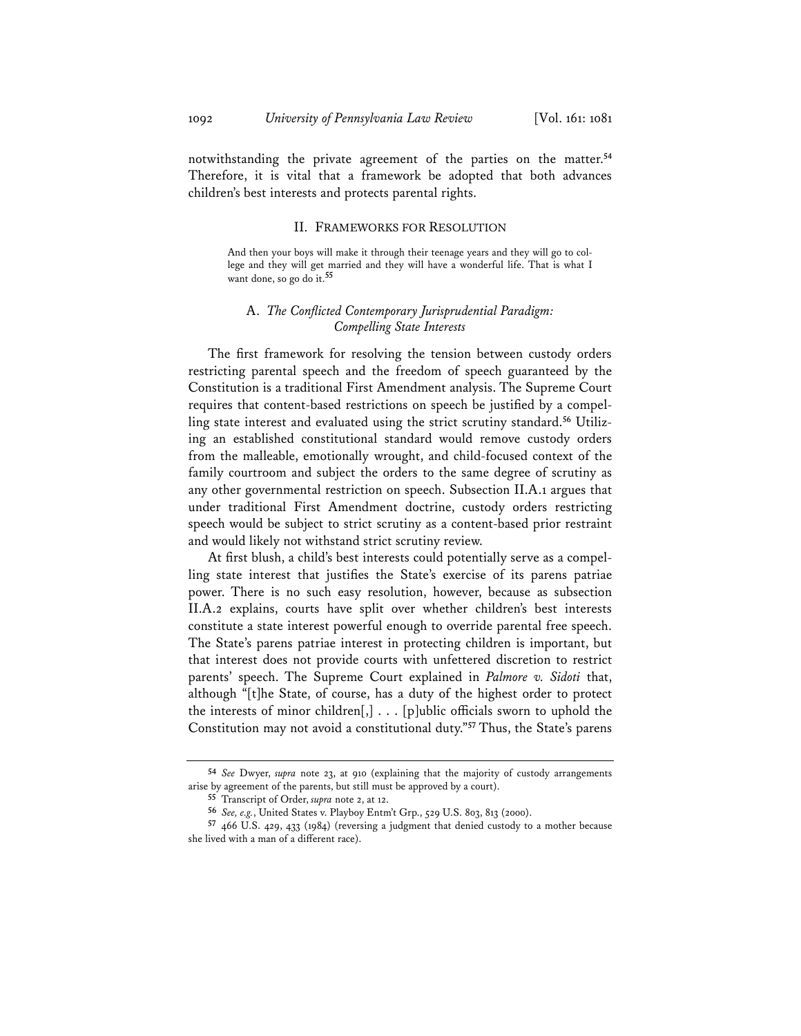notwithstanding the private agreement of the parties on the matter.[54] Therefore, it is vital that a framework be adopted that both advances children's best interests and protects parental rights.

## II. FRAMEWORKS FOR RESOLUTION

> And then your boys will make it through their teenage years and they will go to college and they will get married and they will have a wonderful life. That is what I want done, so go do it.[55]

### A. *The Conflicted Contemporary Jurisprudential Paradigm: Compelling State Interests*

The first framework for resolving the tension between custody orders restricting parental speech and the freedom of speech guaranteed by the Constitution is a traditional First Amendment analysis. The Supreme Court requires that content-based restrictions on speech be justified by a compelling state interest and evaluated using the strict scrutiny standard.[56] Utilizing an established constitutional standard would remove custody orders from the malleable, emotionally wrought, and child-focused context of the family courtroom and subject the orders to the same degree of scrutiny as any other governmental restriction on speech. Subsection II.A.1 argues that under traditional First Amendment doctrine, custody orders restricting speech would be subject to strict scrutiny as a content-based prior restraint and would likely not withstand strict scrutiny review.

At first blush, a child's best interests could potentially serve as a compelling state interest that justifies the State's exercise of its parens patriae power. There is no such easy resolution, however, because as subsection II.A.2 explains, courts have split over whether children's best interests constitute a state interest powerful enough to override parental free speech. The State's parens patriae interest in protecting children is important, but that interest does not provide courts with unfettered discretion to restrict parents' speech. The Supreme Court explained in *Palmore v. Sidoti* that, although "[t]he State, of course, has a duty of the highest order to protect the interests of minor children[,] . . . [p]ublic officials sworn to uphold the Constitution may not avoid a constitutional duty."[57] Thus, the State's parens

---

[54] *See* Dwyer, *supra* note 23, at 910 (explaining that the majority of custody arrangements arise by agreement of the parents, but still must be approved by a court).

[55] Transcript of Order, *supra* note 2, at 12.

[56] *See, e.g.*, United States v. Playboy Entm't Grp., 529 U.S. 803, 813 (2000).

[57] 466 U.S. 429, 433 (1984) (reversing a judgment that denied custody to a mother because she lived with a man of a different race).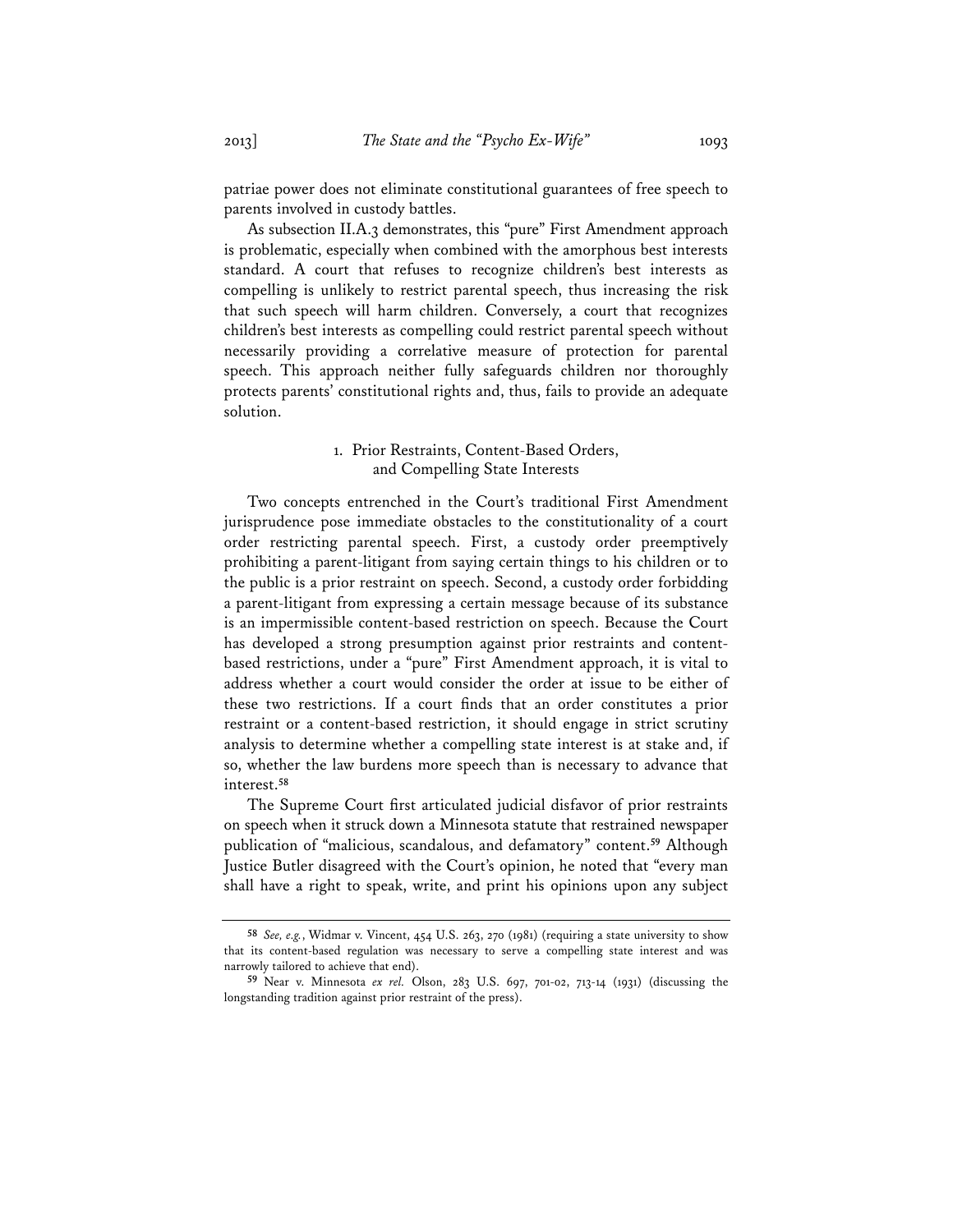patriae power does not eliminate constitutional guarantees of free speech to parents involved in custody battles.

As subsection II.A.3 demonstrates, this "pure" First Amendment approach is problematic, especially when combined with the amorphous best interests standard. A court that refuses to recognize children's best interests as compelling is unlikely to restrict parental speech, thus increasing the risk that such speech will harm children. Conversely, a court that recognizes children's best interests as compelling could restrict parental speech without necessarily providing a correlative measure of protection for parental speech. This approach neither fully safeguards children nor thoroughly protects parents' constitutional rights and, thus, fails to provide an adequate solution.

### 1. Prior Restraints, Content-Based Orders, and Compelling State Interests

Two concepts entrenched in the Court's traditional First Amendment jurisprudence pose immediate obstacles to the constitutionality of a court order restricting parental speech. First, a custody order preemptively prohibiting a parent-litigant from saying certain things to his children or to the public is a prior restraint on speech. Second, a custody order forbidding a parent-litigant from expressing a certain message because of its substance is an impermissible content-based restriction on speech. Because the Court has developed a strong presumption against prior restraints and content-based restrictions, under a "pure" First Amendment approach, it is vital to address whether a court would consider the order at issue to be either of these two restrictions. If a court finds that an order constitutes a prior restraint or a content-based restriction, it should engage in strict scrutiny analysis to determine whether a compelling state interest is at stake and, if so, whether the law burdens more speech than is necessary to advance that interest.[58]

The Supreme Court first articulated judicial disfavor of prior restraints on speech when it struck down a Minnesota statute that restrained newspaper publication of "malicious, scandalous, and defamatory" content.[59] Although Justice Butler disagreed with the Court's opinion, he noted that "every man shall have a right to speak, write, and print his opinions upon any subject

---

[58] *See, e.g.*, Widmar v. Vincent, 454 U.S. 263, 270 (1981) (requiring a state university to show that its content-based regulation was necessary to serve a compelling state interest and was narrowly tailored to achieve that end).

[59] Near v. Minnesota *ex rel.* Olson, 283 U.S. 697, 701-02, 713-14 (1931) (discussing the longstanding tradition against prior restraint of the press).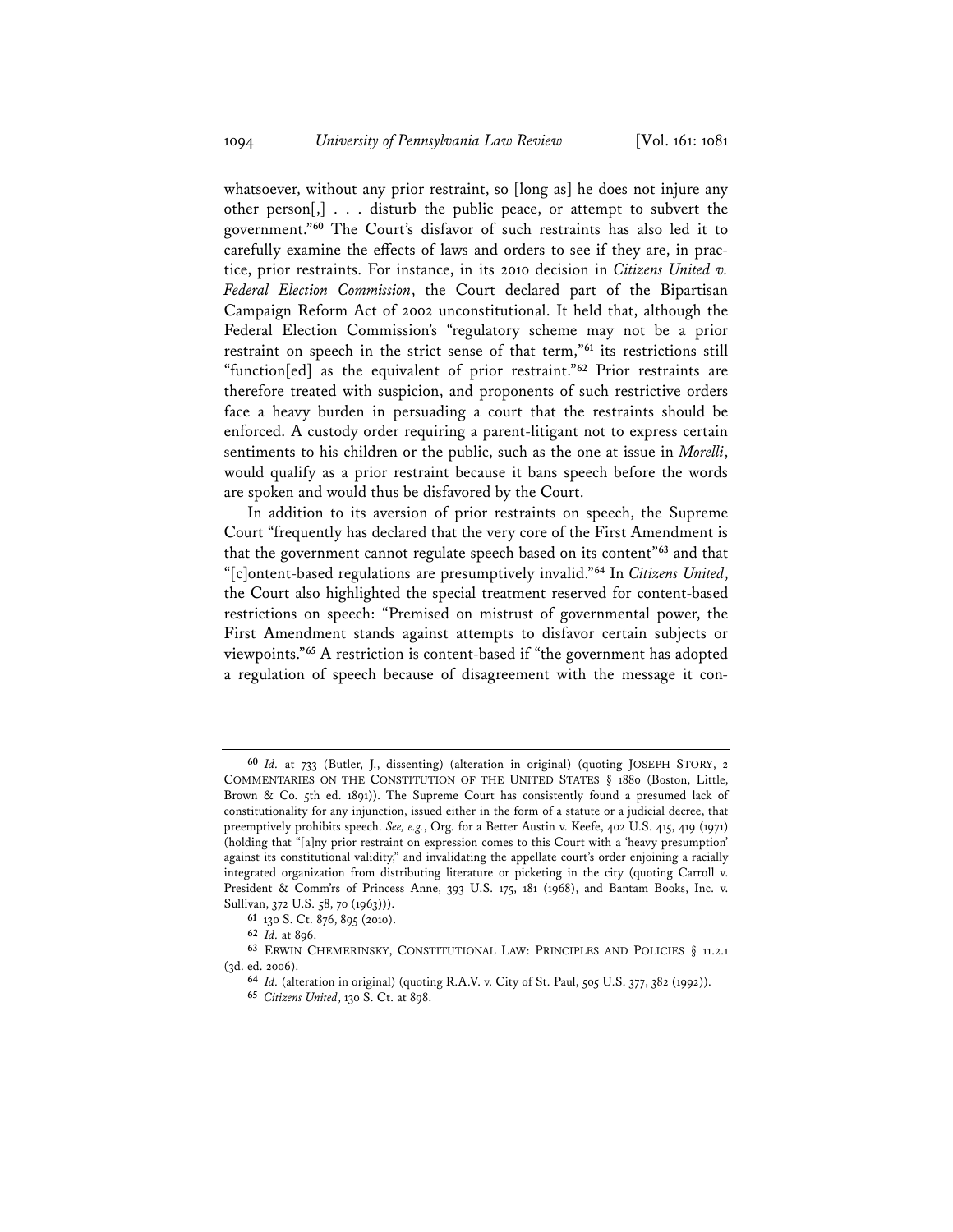whatsoever, without any prior restraint, so [long as] he does not injure any other person[,] . . . disturb the public peace, or attempt to subvert the government."[60] The Court's disfavor of such restraints has also led it to carefully examine the effects of laws and orders to see if they are, in practice, prior restraints. For instance, in its 2010 decision in *Citizens United v. Federal Election Commission*, the Court declared part of the Bipartisan Campaign Reform Act of 2002 unconstitutional. It held that, although the Federal Election Commission's "regulatory scheme may not be a prior restraint on speech in the strict sense of that term,"[61] its restrictions still "function[ed] as the equivalent of prior restraint."[62] Prior restraints are therefore treated with suspicion, and proponents of such restrictive orders face a heavy burden in persuading a court that the restraints should be enforced. A custody order requiring a parent-litigant not to express certain sentiments to his children or the public, such as the one at issue in *Morelli*, would qualify as a prior restraint because it bans speech before the words are spoken and would thus be disfavored by the Court.

In addition to its aversion of prior restraints on speech, the Supreme Court "frequently has declared that the very core of the First Amendment is that the government cannot regulate speech based on its content"[63] and that "[c]ontent-based regulations are presumptively invalid."[64] In *Citizens United*, the Court also highlighted the special treatment reserved for content-based restrictions on speech: "Premised on mistrust of governmental power, the First Amendment stands against attempts to disfavor certain subjects or viewpoints."[65] A restriction is content-based if "the government has adopted a regulation of speech because of disagreement with the message it con-

---

[60] *Id.* at 733 (Butler, J., dissenting) (alteration in original) (quoting JOSEPH STORY, 2 COMMENTARIES ON THE CONSTITUTION OF THE UNITED STATES § 1880 (Boston, Little, Brown & Co. 5th ed. 1891)). The Supreme Court has consistently found a presumed lack of constitutionality for any injunction, issued either in the form of a statute or a judicial decree, that preemptively prohibits speech. *See, e.g.*, Org. for a Better Austin v. Keefe, 402 U.S. 415, 419 (1971) (holding that "[a]ny prior restraint on expression comes to this Court with a 'heavy presumption' against its constitutional validity," and invalidating the appellate court's order enjoining a racially integrated organization from distributing literature or picketing in the city (quoting Carroll v. President & Comm'rs of Princess Anne, 393 U.S. 175, 181 (1968), and Bantam Books, Inc. v. Sullivan, 372 U.S. 58, 70 (1963))).

[61] 130 S. Ct. 876, 895 (2010).

[62] *Id.* at 896.

[63] ERWIN CHEMERINSKY, CONSTITUTIONAL LAW: PRINCIPLES AND POLICIES § 11.2.1 (3d. ed. 2006).

[64] *Id.* (alteration in original) (quoting R.A.V. v. City of St. Paul, 505 U.S. 377, 382 (1992)).

[65] *Citizens United*, 130 S. Ct. at 898.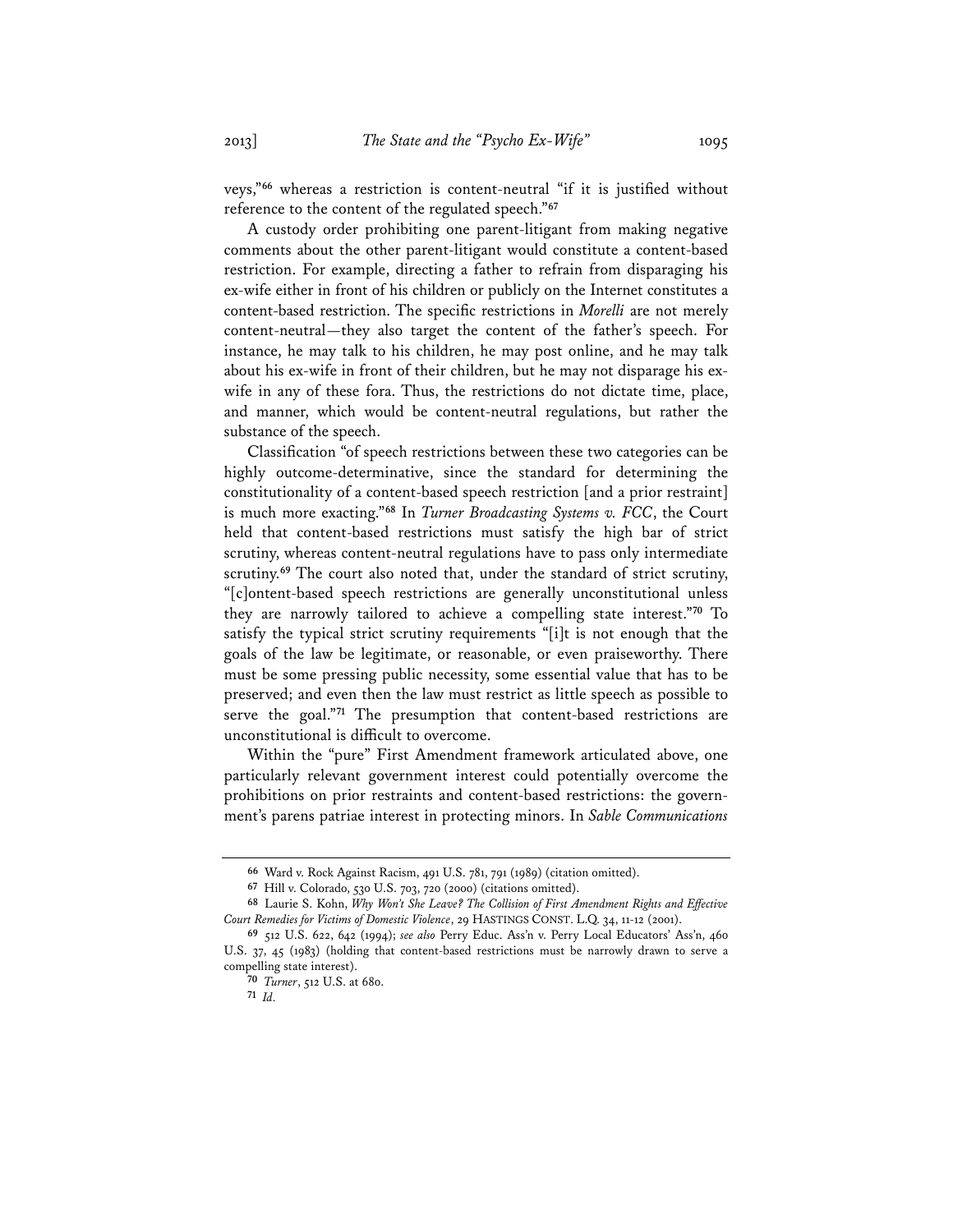veys,"[66] whereas a restriction is content-neutral "if it is justified without reference to the content of the regulated speech."[67]

A custody order prohibiting one parent-litigant from making negative comments about the other parent-litigant would constitute a content-based restriction. For example, directing a father to refrain from disparaging his ex-wife either in front of his children or publicly on the Internet constitutes a content-based restriction. The specific restrictions in *Morelli* are not merely content-neutral—they also target the content of the father's speech. For instance, he may talk to his children, he may post online, and he may talk about his ex-wife in front of their children, but he may not disparage his ex-wife in any of these fora. Thus, the restrictions do not dictate time, place, and manner, which would be content-neutral regulations, but rather the substance of the speech.

Classification "of speech restrictions between these two categories can be highly outcome-determinative, since the standard for determining the constitutionality of a content-based speech restriction [and a prior restraint] is much more exacting."[68] In *Turner Broadcasting Systems v. FCC*, the Court held that content-based restrictions must satisfy the high bar of strict scrutiny, whereas content-neutral regulations have to pass only intermediate scrutiny.[69] The court also noted that, under the standard of strict scrutiny, "[c]ontent-based speech restrictions are generally unconstitutional unless they are narrowly tailored to achieve a compelling state interest."[70] To satisfy the typical strict scrutiny requirements "[i]t is not enough that the goals of the law be legitimate, or reasonable, or even praiseworthy. There must be some pressing public necessity, some essential value that has to be preserved; and even then the law must restrict as little speech as possible to serve the goal."[71] The presumption that content-based restrictions are unconstitutional is difficult to overcome.

Within the "pure" First Amendment framework articulated above, one particularly relevant government interest could potentially overcome the prohibitions on prior restraints and content-based restrictions: the government's parens patriae interest in protecting minors. In *Sable Communications*

---

66 Ward v. Rock Against Racism, 491 U.S. 781, 791 (1989) (citation omitted).

67 Hill v. Colorado, 530 U.S. 703, 720 (2000) (citations omitted).

68 Laurie S. Kohn, *Why Won't She Leave? The Collision of First Amendment Rights and Effective Court Remedies for Victims of Domestic Violence*, 29 HASTINGS CONST. L.Q. 34, 11-12 (2001).

69 512 U.S. 622, 642 (1994); *see also* Perry Educ. Ass'n v. Perry Local Educators' Ass'n, 460 U.S. 37, 45 (1983) (holding that content-based restrictions must be narrowly drawn to serve a compelling state interest).

70 *Turner*, 512 U.S. at 680.

71 *Id.*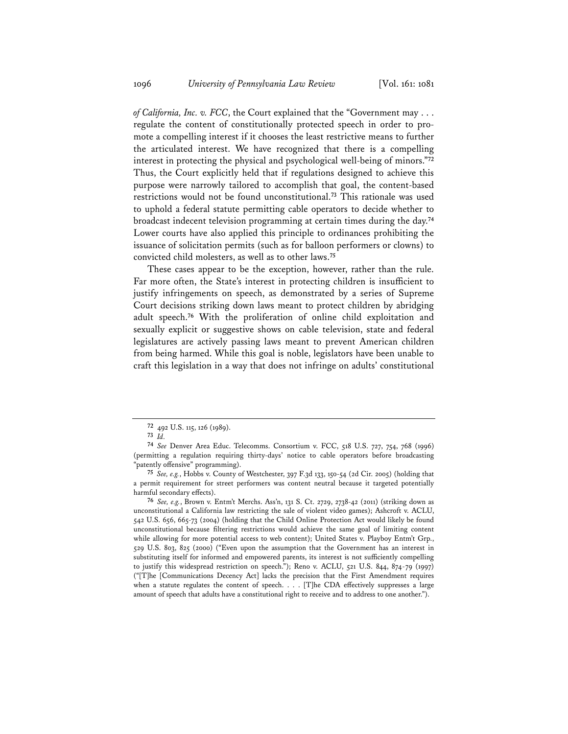*of California, Inc. v. FCC*, the Court explained that the "Government may . . . regulate the content of constitutionally protected speech in order to promote a compelling interest if it chooses the least restrictive means to further the articulated interest. We have recognized that there is a compelling interest in protecting the physical and psychological well-being of minors."[72] Thus, the Court explicitly held that if regulations designed to achieve this purpose were narrowly tailored to accomplish that goal, the content-based restrictions would not be found unconstitutional.[73] This rationale was used to uphold a federal statute permitting cable operators to decide whether to broadcast indecent television programming at certain times during the day.[74] Lower courts have also applied this principle to ordinances prohibiting the issuance of solicitation permits (such as for balloon performers or clowns) to convicted child molesters, as well as to other laws.[75]

These cases appear to be the exception, however, rather than the rule. Far more often, the State's interest in protecting children is insufficient to justify infringements on speech, as demonstrated by a series of Supreme Court decisions striking down laws meant to protect children by abridging adult speech.[76] With the proliferation of online child exploitation and sexually explicit or suggestive shows on cable television, state and federal legislatures are actively passing laws meant to prevent American children from being harmed. While this goal is noble, legislators have been unable to craft this legislation in a way that does not infringe on adults' constitutional

---

[72] 492 U.S. 115, 126 (1989).

[73] *Id.*

[74] *See* Denver Area Educ. Telecomms. Consortium v. FCC, 518 U.S. 727, 754, 768 (1996) (permitting a regulation requiring thirty-days' notice to cable operators before broadcasting "patently offensive" programming).

[75] *See, e.g.*, Hobbs v. County of Westchester, 397 F.3d 133, 150-54 (2d Cir. 2005) (holding that a permit requirement for street performers was content neutral because it targeted potentially harmful secondary effects).

[76] *See, e.g.*, Brown v. Entm't Merchs. Ass'n, 131 S. Ct. 2729, 2738-42 (2011) (striking down as unconstitutional a California law restricting the sale of violent video games); Ashcroft v. ACLU, 542 U.S. 656, 665-73 (2004) (holding that the Child Online Protection Act would likely be found unconstitutional because filtering restrictions would achieve the same goal of limiting content while allowing for more potential access to web content); United States v. Playboy Entm't Grp., 529 U.S. 803, 825 (2000) ("Even upon the assumption that the Government has an interest in substituting itself for informed and empowered parents, its interest is not sufficiently compelling to justify this widespread restriction on speech."); Reno v. ACLU, 521 U.S. 844, 874-79 (1997) ("[T]he [Communications Decency Act] lacks the precision that the First Amendment requires when a statute regulates the content of speech. . . . [T]he CDA effectively suppresses a large amount of speech that adults have a constitutional right to receive and to address to one another.").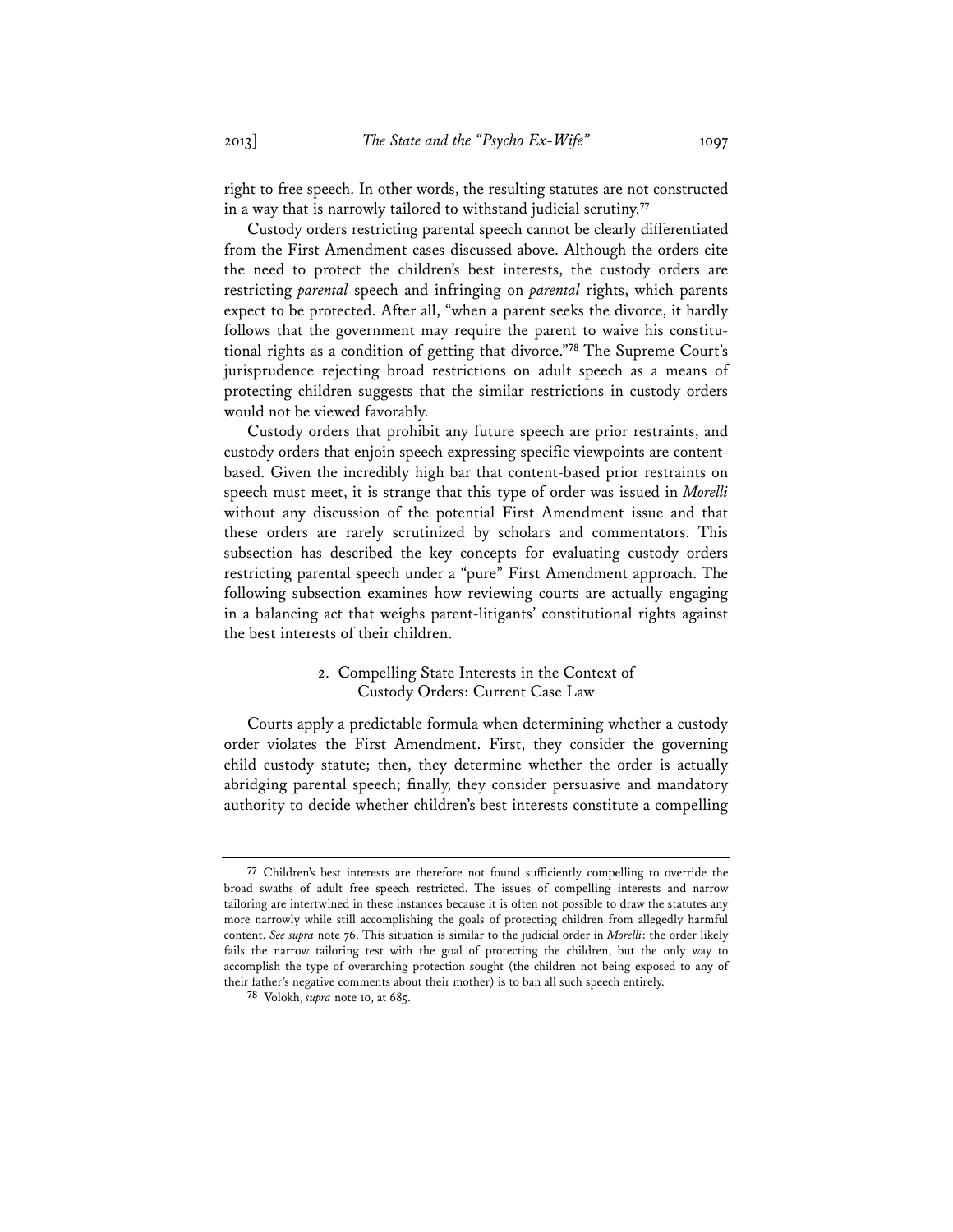right to free speech. In other words, the resulting statutes are not constructed in a way that is narrowly tailored to withstand judicial scrutiny.[77]

Custody orders restricting parental speech cannot be clearly differentiated from the First Amendment cases discussed above. Although the orders cite the need to protect the children's best interests, the custody orders are restricting *parental* speech and infringing on *parental* rights, which parents expect to be protected. After all, "when a parent seeks the divorce, it hardly follows that the government may require the parent to waive his constitutional rights as a condition of getting that divorce."[78] The Supreme Court's jurisprudence rejecting broad restrictions on adult speech as a means of protecting children suggests that the similar restrictions in custody orders would not be viewed favorably.

Custody orders that prohibit any future speech are prior restraints, and custody orders that enjoin speech expressing specific viewpoints are content-based. Given the incredibly high bar that content-based prior restraints on speech must meet, it is strange that this type of order was issued in *Morelli* without any discussion of the potential First Amendment issue and that these orders are rarely scrutinized by scholars and commentators. This subsection has described the key concepts for evaluating custody orders restricting parental speech under a "pure" First Amendment approach. The following subsection examines how reviewing courts are actually engaging in a balancing act that weighs parent-litigants' constitutional rights against the best interests of their children.

### 2. Compelling State Interests in the Context of Custody Orders: Current Case Law

Courts apply a predictable formula when determining whether a custody order violates the First Amendment. First, they consider the governing child custody statute; then, they determine whether the order is actually abridging parental speech; finally, they consider persuasive and mandatory authority to decide whether children's best interests constitute a compelling

---

[77] Children's best interests are therefore not found sufficiently compelling to override the broad swaths of adult free speech restricted. The issues of compelling interests and narrow tailoring are intertwined in these instances because it is often not possible to draw the statutes any more narrowly while still accomplishing the goals of protecting children from allegedly harmful content. *See supra* note 76. This situation is similar to the judicial order in *Morelli*: the order likely fails the narrow tailoring test with the goal of protecting the children, but the only way to accomplish the type of overarching protection sought (the children not being exposed to any of their father's negative comments about their mother) is to ban all such speech entirely.

[78] Volokh, *supra* note 10, at 685.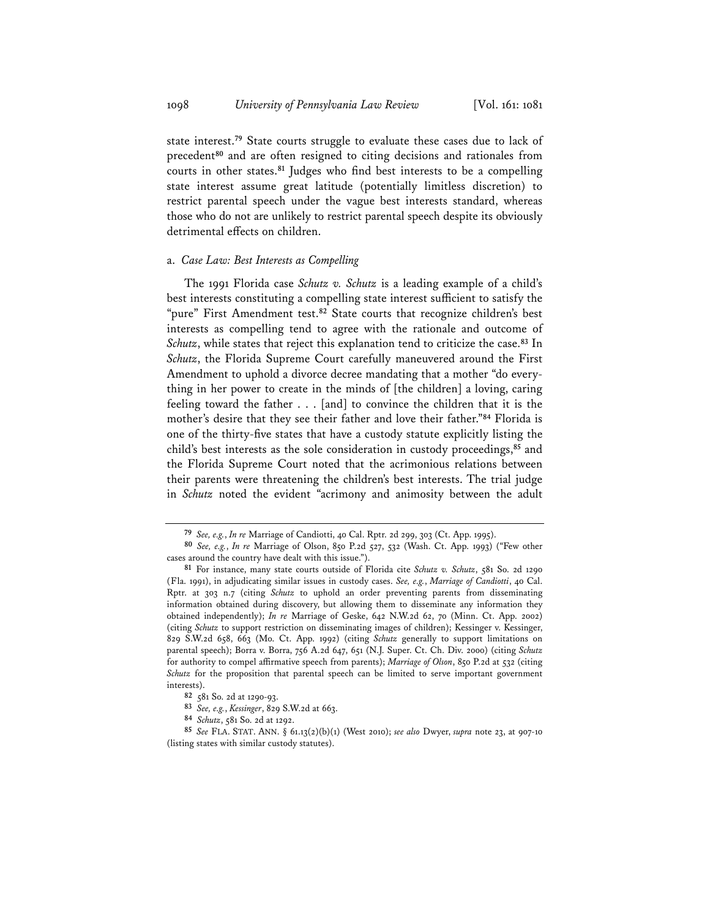state interest.[79] State courts struggle to evaluate these cases due to lack of precedent[80] and are often resigned to citing decisions and rationales from courts in other states.[81] Judges who find best interests to be a compelling state interest assume great latitude (potentially limitless discretion) to restrict parental speech under the vague best interests standard, whereas those who do not are unlikely to restrict parental speech despite its obviously detrimental effects on children.

a. *Case Law: Best Interests as Compelling*

The 1991 Florida case *Schutz v. Schutz* is a leading example of a child's best interests constituting a compelling state interest sufficient to satisfy the "pure" First Amendment test.[82] State courts that recognize children's best interests as compelling tend to agree with the rationale and outcome of *Schutz*, while states that reject this explanation tend to criticize the case.[83] In *Schutz*, the Florida Supreme Court carefully maneuvered around the First Amendment to uphold a divorce decree mandating that a mother "do everything in her power to create in the minds of [the children] a loving, caring feeling toward the father . . . [and] to convince the children that it is the mother's desire that they see their father and love their father."[84] Florida is one of the thirty-five states that have a custody statute explicitly listing the child's best interests as the sole consideration in custody proceedings,[85] and the Florida Supreme Court noted that the acrimonious relations between their parents were threatening the children's best interests. The trial judge in *Schutz* noted the evident "acrimony and animosity between the adult

---

[79] *See, e.g.*, *In re* Marriage of Candiotti, 40 Cal. Rptr. 2d 299, 303 (Ct. App. 1995).

[80] *See, e.g.*, *In re* Marriage of Olson, 850 P.2d 527, 532 (Wash. Ct. App. 1993) ("Few other cases around the country have dealt with this issue.").

[81] For instance, many state courts outside of Florida cite *Schutz v. Schutz*, 581 So. 2d 1290 (Fla. 1991), in adjudicating similar issues in custody cases. *See, e.g.*, *Marriage of Candiotti*, 40 Cal. Rptr. at 303 n.7 (citing *Schutz* to uphold an order preventing parents from disseminating information obtained during discovery, but allowing them to disseminate any information they obtained independently); *In re* Marriage of Geske, 642 N.W.2d 62, 70 (Minn. Ct. App. 2002) (citing *Schutz* to support restriction on disseminating images of children); Kessinger v. Kessinger, 829 S.W.2d 658, 663 (Mo. Ct. App. 1992) (citing *Schutz* generally to support limitations on parental speech); Borra v. Borra, 756 A.2d 647, 651 (N.J. Super. Ct. Ch. Div. 2000) (citing *Schutz* for authority to compel affirmative speech from parents); *Marriage of Olson*, 850 P.2d at 532 (citing *Schutz* for the proposition that parental speech can be limited to serve important government interests).

[82] 581 So. 2d at 1290-93.

[83] *See, e.g.*, *Kessinger*, 829 S.W.2d at 663.

[84] *Schutz*, 581 So. 2d at 1292.

[85] *See* FLA. STAT. ANN. § 61.13(2)(b)(1) (West 2010); *see also* Dwyer, *supra* note 23, at 907-10 (listing states with similar custody statutes).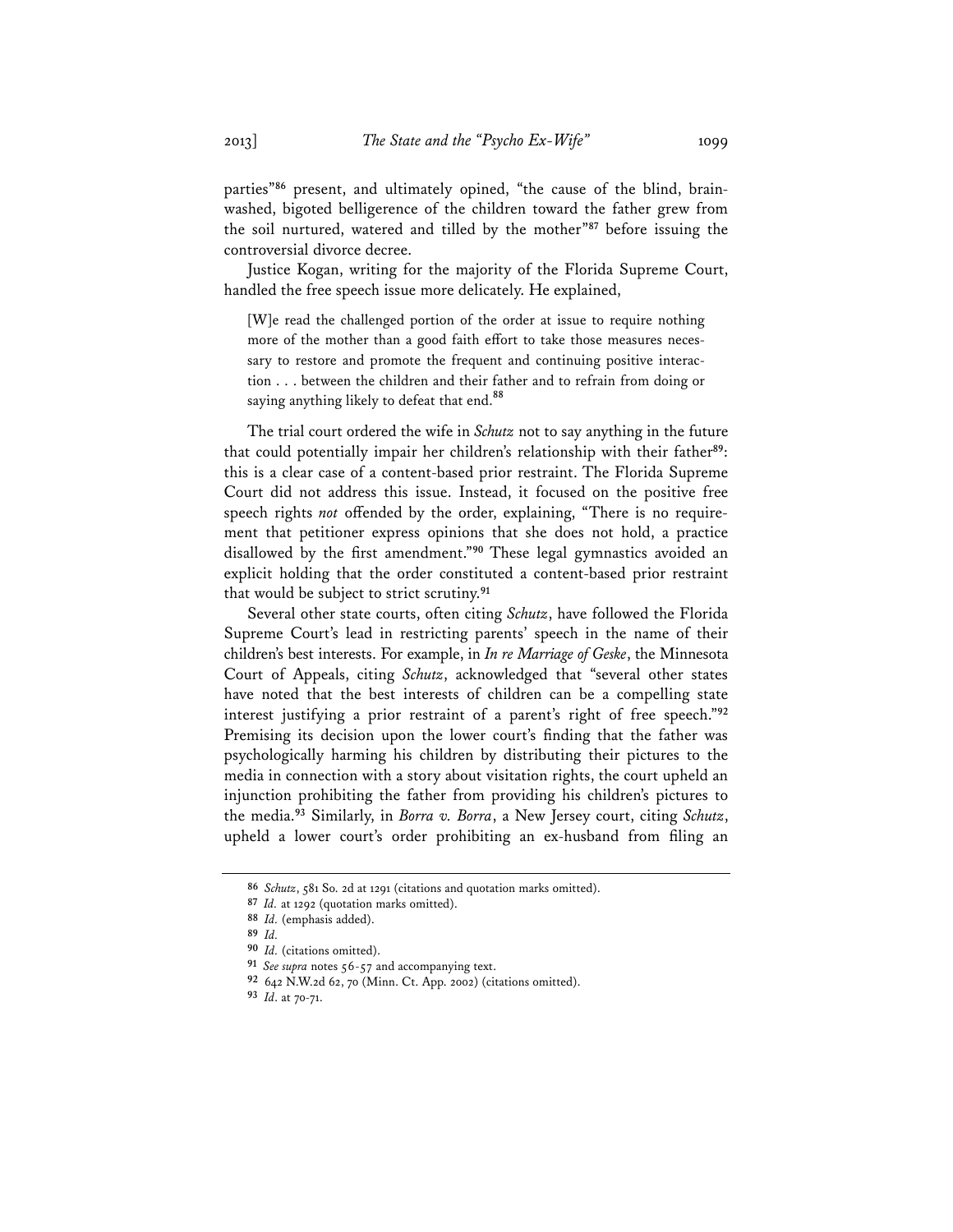parties"[86] present, and ultimately opined, "the cause of the blind, brainwashed, bigoted belligerence of the children toward the father grew from the soil nurtured, watered and tilled by the mother"[87] before issuing the controversial divorce decree.

Justice Kogan, writing for the majority of the Florida Supreme Court, handled the free speech issue more delicately. He explained,

> [W]e read the challenged portion of the order at issue to require nothing more of the mother than a good faith effort to take those measures necessary to restore and promote the frequent and continuing positive interaction . . . between the children and their father and to refrain from doing or saying anything likely to defeat that end.[88]

The trial court ordered the wife in *Schutz* not to say anything in the future that could potentially impair her children's relationship with their father[89]: this is a clear case of a content-based prior restraint. The Florida Supreme Court did not address this issue. Instead, it focused on the positive free speech rights *not* offended by the order, explaining, "There is no requirement that petitioner express opinions that she does not hold, a practice disallowed by the first amendment."[90] These legal gymnastics avoided an explicit holding that the order constituted a content-based prior restraint that would be subject to strict scrutiny.[91]

Several other state courts, often citing *Schutz*, have followed the Florida Supreme Court's lead in restricting parents' speech in the name of their children's best interests. For example, in *In re Marriage of Geske*, the Minnesota Court of Appeals, citing *Schutz*, acknowledged that "several other states have noted that the best interests of children can be a compelling state interest justifying a prior restraint of a parent's right of free speech."[92] Premising its decision upon the lower court's finding that the father was psychologically harming his children by distributing their pictures to the media in connection with a story about visitation rights, the court upheld an injunction prohibiting the father from providing his children's pictures to the media.[93] Similarly, in *Borra v. Borra*, a New Jersey court, citing *Schutz*, upheld a lower court's order prohibiting an ex-husband from filing an

---

86 *Schutz*, 581 So. 2d at 1291 (citations and quotation marks omitted).

87 *Id.* at 1292 (quotation marks omitted).

88 *Id.* (emphasis added).

89 *Id.*

90 *Id.* (citations omitted).

91 *See supra* notes 56-57 and accompanying text.

92 642 N.W.2d 62, 70 (Minn. Ct. App. 2002) (citations omitted).

93 *Id.* at 70-71.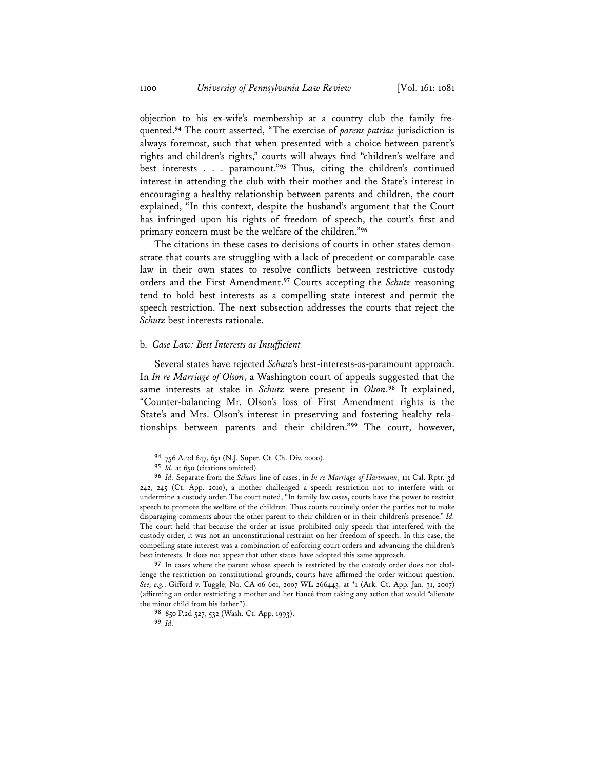objection to his ex-wife's membership at a country club the family frequented.[94] The court asserted, "The exercise of *parens patriae* jurisdiction is always foremost, such that when presented with a choice between parent's rights and children's rights," courts will always find "children's welfare and best interests . . . paramount."[95] Thus, citing the children's continued interest in attending the club with their mother and the State's interest in encouraging a healthy relationship between parents and children, the court explained, "In this context, despite the husband's argument that the Court has infringed upon his rights of freedom of speech, the court's first and primary concern must be the welfare of the children."[96]

The citations in these cases to decisions of courts in other states demonstrate that courts are struggling with a lack of precedent or comparable case law in their own states to resolve conflicts between restrictive custody orders and the First Amendment.[97] Courts accepting the *Schutz* reasoning tend to hold best interests as a compelling state interest and permit the speech restriction. The next subsection addresses the courts that reject the *Schutz* best interests rationale.

### b. *Case Law: Best Interests as Insufficient*

Several states have rejected *Schutz*'s best-interests-as-paramount approach. In *In re Marriage of Olson*, a Washington court of appeals suggested that the same interests at stake in *Schutz* were present in *Olson*.[98] It explained, "Counter-balancing Mr. Olson's loss of First Amendment rights is the State's and Mrs. Olson's interest in preserving and fostering healthy relationships between parents and their children."[99] The court, however,

---

94 756 A.2d 647, 651 (N.J. Super. Ct. Ch. Div. 2000).

95 *Id.* at 650 (citations omitted).

96 *Id.* Separate from the *Schutz* line of cases, in *In re Marriage of Hartmann*, 111 Cal. Rptr. 3d 242, 245 (Ct. App. 2010), a mother challenged a speech restriction not to interfere with or undermine a custody order. The court noted, "In family law cases, courts have the power to restrict speech to promote the welfare of the children. Thus courts routinely order the parties not to make disparaging comments about the other parent to their children or in their children's presence." *Id.* The court held that because the order at issue prohibited only speech that interfered with the custody order, it was not an unconstitutional restraint on her freedom of speech. In this case, the compelling state interest was a combination of enforcing court orders and advancing the children's best interests. It does not appear that other states have adopted this same approach.

97 In cases where the parent whose speech is restricted by the custody order does not challenge the restriction on constitutional grounds, courts have affirmed the order without question. *See, e.g.*, Gifford v. Tuggle, No. CA 06-601, 2007 WL 266443, at *1 (Ark. Ct. App. Jan. 31, 2007) (affirming an order restricting a mother and her fiancé from taking any action that would "alienate the minor child from his father").

98 850 P.2d 527, 532 (Wash. Ct. App. 1993).

99 *Id.*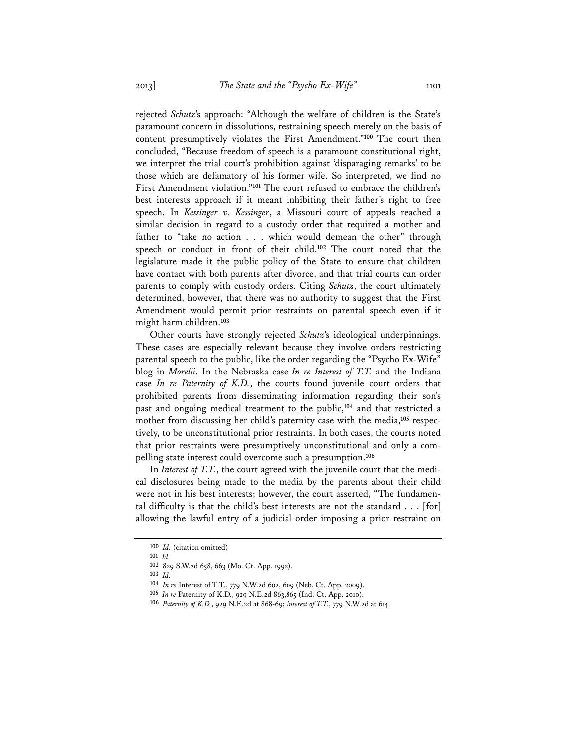rejected *Schutz*'s approach: "Although the welfare of children is the State's paramount concern in dissolutions, restraining speech merely on the basis of content presumptively violates the First Amendment."[100] The court then concluded, "Because freedom of speech is a paramount constitutional right, we interpret the trial court's prohibition against 'disparaging remarks' to be those which are defamatory of his former wife. So interpreted, we find no First Amendment violation."[101] The court refused to embrace the children's best interests approach if it meant inhibiting their father's right to free speech. In *Kessinger v. Kessinger*, a Missouri court of appeals reached a similar decision in regard to a custody order that required a mother and father to "take no action . . . which would demean the other" through speech or conduct in front of their child.[102] The court noted that the legislature made it the public policy of the State to ensure that children have contact with both parents after divorce, and that trial courts can order parents to comply with custody orders. Citing *Schutz*, the court ultimately determined, however, that there was no authority to suggest that the First Amendment would permit prior restraints on parental speech even if it might harm children.[103]

Other courts have strongly rejected *Schutz*'s ideological underpinnings. These cases are especially relevant because they involve orders restricting parental speech to the public, like the order regarding the "Psycho Ex-Wife" blog in *Morelli*. In the Nebraska case *In re Interest of T.T.* and the Indiana case *In re Paternity of K.D.*, the courts found juvenile court orders that prohibited parents from disseminating information regarding their son's past and ongoing medical treatment to the public,[104] and that restricted a mother from discussing her child's paternity case with the media,[105] respectively, to be unconstitutional prior restraints. In both cases, the courts noted that prior restraints were presumptively unconstitutional and only a compelling state interest could overcome such a presumption.[106]

In *Interest of T.T.*, the court agreed with the juvenile court that the medical disclosures being made to the media by the parents about their child were not in his best interests; however, the court asserted, "The fundamental difficulty is that the child's best interests are not the standard . . . [for] allowing the lawful entry of a judicial order imposing a prior restraint on

---

100 *Id.* (citation omitted)

101 *Id.*

102 829 S.W.2d 658, 663 (Mo. Ct. App. 1992).

103 *Id.*

104 *In re* Interest of T.T., 779 N.W.2d 602, 609 (Neb. Ct. App. 2009).

105 *In re* Paternity of K.D., 929 N.E.2d 863,865 (Ind. Ct. App. 2010).

106 *Paternity of K.D.*, 929 N.E.2d at 868-69; *Interest of T.T.*, 779 N.W.2d at 614.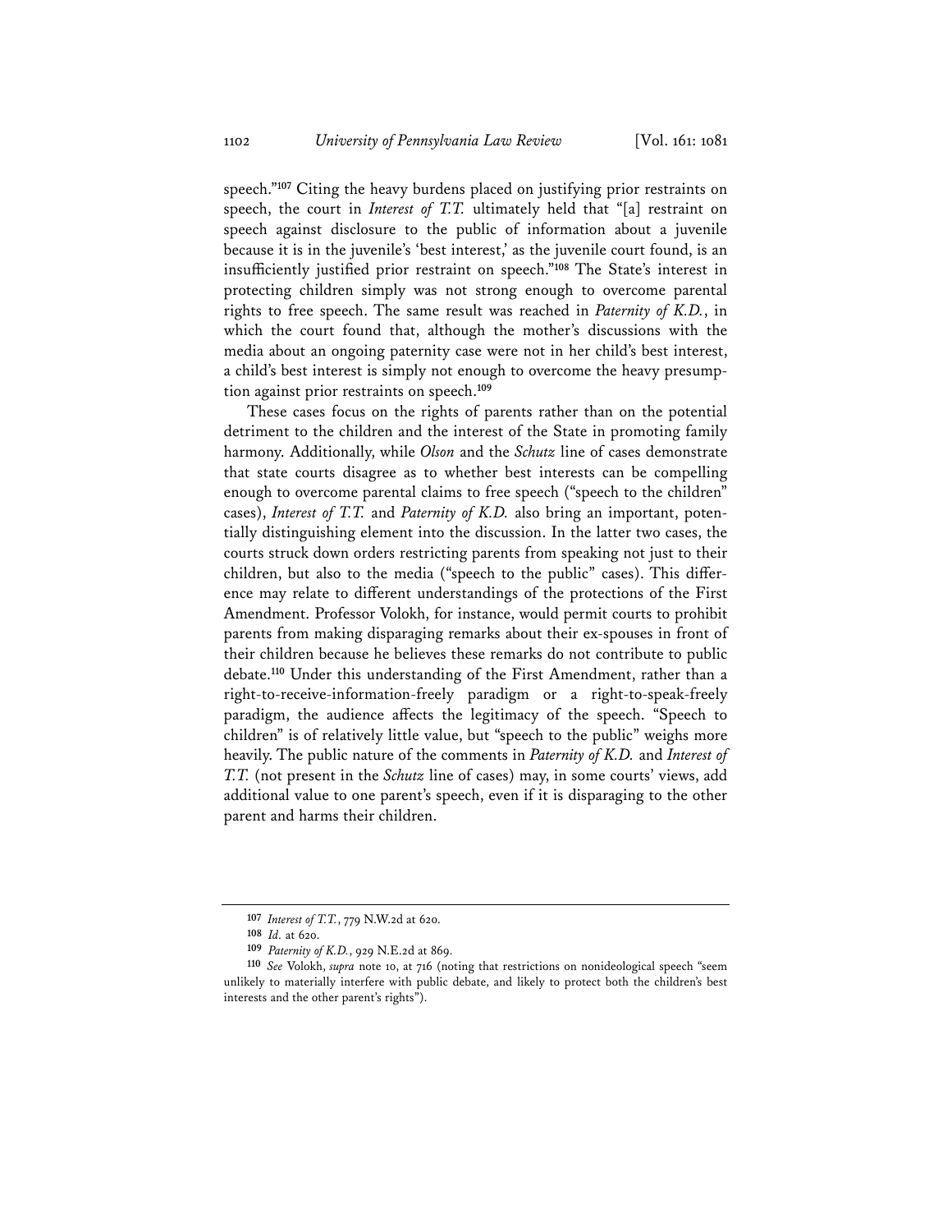speech."[107] Citing the heavy burdens placed on justifying prior restraints on speech, the court in *Interest of T.T.* ultimately held that "[a] restraint on speech against disclosure to the public of information about a juvenile because it is in the juvenile's 'best interest,' as the juvenile court found, is an insufficiently justified prior restraint on speech."[108] The State's interest in protecting children simply was not strong enough to overcome parental rights to free speech. The same result was reached in *Paternity of K.D.*, in which the court found that, although the mother's discussions with the media about an ongoing paternity case were not in her child's best interest, a child's best interest is simply not enough to overcome the heavy presumption against prior restraints on speech.[109]

These cases focus on the rights of parents rather than on the potential detriment to the children and the interest of the State in promoting family harmony. Additionally, while *Olson* and the *Schutz* line of cases demonstrate that state courts disagree as to whether best interests can be compelling enough to overcome parental claims to free speech ("speech to the children" cases), *Interest of T.T.* and *Paternity of K.D.* also bring an important, potentially distinguishing element into the discussion. In the latter two cases, the courts struck down orders restricting parents from speaking not just to their children, but also to the media ("speech to the public" cases). This difference may relate to different understandings of the protections of the First Amendment. Professor Volokh, for instance, would permit courts to prohibit parents from making disparaging remarks about their ex-spouses in front of their children because he believes these remarks do not contribute to public debate.[110] Under this understanding of the First Amendment, rather than a right-to-receive-information-freely paradigm or a right-to-speak-freely paradigm, the audience affects the legitimacy of the speech. "Speech to children" is of relatively little value, but "speech to the public" weighs more heavily. The public nature of the comments in *Paternity of K.D.* and *Interest of T.T.* (not present in the *Schutz* line of cases) may, in some courts' views, add additional value to one parent's speech, even if it is disparaging to the other parent and harms their children.

---

[107] *Interest of T.T.*, 779 N.W.2d at 620.

[108] *Id.* at 620.

[109] *Paternity of K.D.*, 929 N.E.2d at 869.

[110] *See* Volokh, *supra* note 10, at 716 (noting that restrictions on nonideological speech "seem unlikely to materially interfere with public debate, and likely to protect both the children's best interests and the other parent's rights").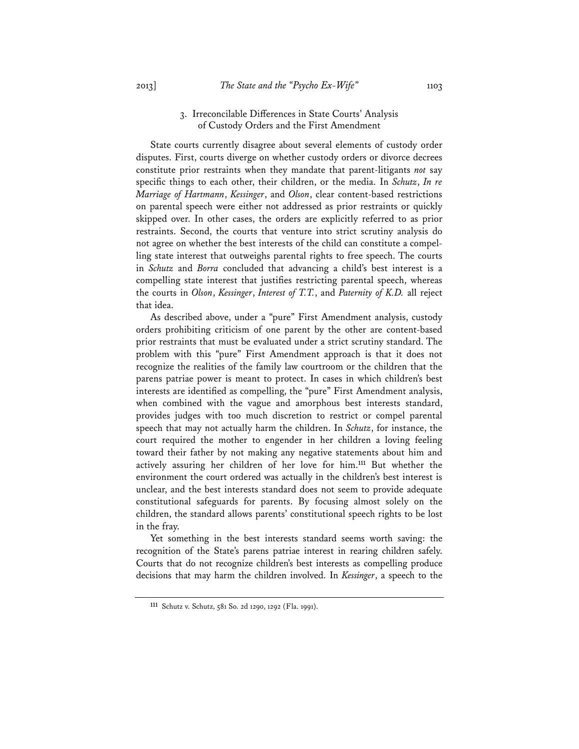### 3. Irreconcilable Differences in State Courts' Analysis of Custody Orders and the First Amendment

State courts currently disagree about several elements of custody order disputes. First, courts diverge on whether custody orders or divorce decrees constitute prior restraints when they mandate that parent-litigants *not* say specific things to each other, their children, or the media. In *Schutz*, *In re Marriage of Hartmann*, *Kessinger*, and *Olson*, clear content-based restrictions on parental speech were either not addressed as prior restraints or quickly skipped over. In other cases, the orders are explicitly referred to as prior restraints. Second, the courts that venture into strict scrutiny analysis do not agree on whether the best interests of the child can constitute a compelling state interest that outweighs parental rights to free speech. The courts in *Schutz* and *Borra* concluded that advancing a child's best interest is a compelling state interest that justifies restricting parental speech, whereas the courts in *Olson*, *Kessinger*, *Interest of T.T.*, and *Paternity of K.D.* all reject that idea.

As described above, under a "pure" First Amendment analysis, custody orders prohibiting criticism of one parent by the other are content-based prior restraints that must be evaluated under a strict scrutiny standard. The problem with this "pure" First Amendment approach is that it does not recognize the realities of the family law courtroom or the children that the parens patriae power is meant to protect. In cases in which children's best interests are identified as compelling, the "pure" First Amendment analysis, when combined with the vague and amorphous best interests standard, provides judges with too much discretion to restrict or compel parental speech that may not actually harm the children. In *Schutz*, for instance, the court required the mother to engender in her children a loving feeling toward their father by not making any negative statements about him and actively assuring her children of her love for him.[111] But whether the environment the court ordered was actually in the children's best interest is unclear, and the best interests standard does not seem to provide adequate constitutional safeguards for parents. By focusing almost solely on the children, the standard allows parents' constitutional speech rights to be lost in the fray.

Yet something in the best interests standard seems worth saving: the recognition of the State's parens patriae interest in rearing children safely. Courts that do not recognize children's best interests as compelling produce decisions that may harm the children involved. In *Kessinger*, a speech to the

[111] Schutz v. Schutz, 581 So. 2d 1290, 1292 (Fla. 1991).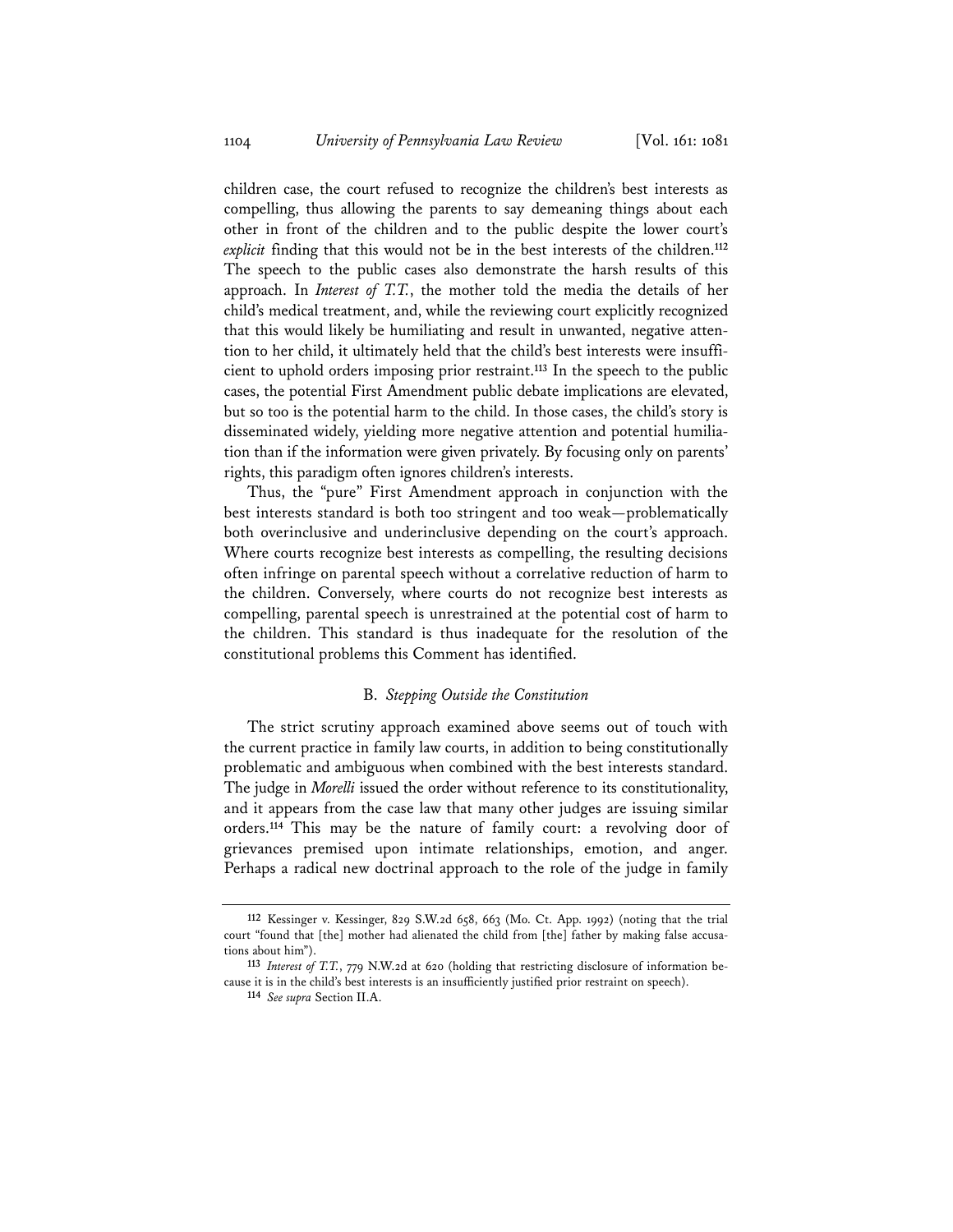children case, the court refused to recognize the children's best interests as compelling, thus allowing the parents to say demeaning things about each other in front of the children and to the public despite the lower court's *explicit* finding that this would not be in the best interests of the children.[112] The speech to the public cases also demonstrate the harsh results of this approach. In *Interest of T.T.*, the mother told the media the details of her child's medical treatment, and, while the reviewing court explicitly recognized that this would likely be humiliating and result in unwanted, negative attention to her child, it ultimately held that the child's best interests were insufficient to uphold orders imposing prior restraint.[113] In the speech to the public cases, the potential First Amendment public debate implications are elevated, but so too is the potential harm to the child. In those cases, the child's story is disseminated widely, yielding more negative attention and potential humiliation than if the information were given privately. By focusing only on parents' rights, this paradigm often ignores children's interests.

Thus, the "pure" First Amendment approach in conjunction with the best interests standard is both too stringent and too weak—problematically both overinclusive and underinclusive depending on the court's approach. Where courts recognize best interests as compelling, the resulting decisions often infringe on parental speech without a correlative reduction of harm to the children. Conversely, where courts do not recognize best interests as compelling, parental speech is unrestrained at the potential cost of harm to the children. This standard is thus inadequate for the resolution of the constitutional problems this Comment has identified.

### B. *Stepping Outside the Constitution*

The strict scrutiny approach examined above seems out of touch with the current practice in family law courts, in addition to being constitutionally problematic and ambiguous when combined with the best interests standard. The judge in *Morelli* issued the order without reference to its constitutionality, and it appears from the case law that many other judges are issuing similar orders.[114] This may be the nature of family court: a revolving door of grievances premised upon intimate relationships, emotion, and anger. Perhaps a radical new doctrinal approach to the role of the judge in family

---

[112] Kessinger v. Kessinger, 829 S.W.2d 658, 663 (Mo. Ct. App. 1992) (noting that the trial court "found that [the] mother had alienated the child from [the] father by making false accusations about him").

[113] *Interest of T.T.*, 779 N.W.2d at 620 (holding that restricting disclosure of information because it is in the child's best interests is an insufficiently justified prior restraint on speech).

[114] *See supra* Section II.A.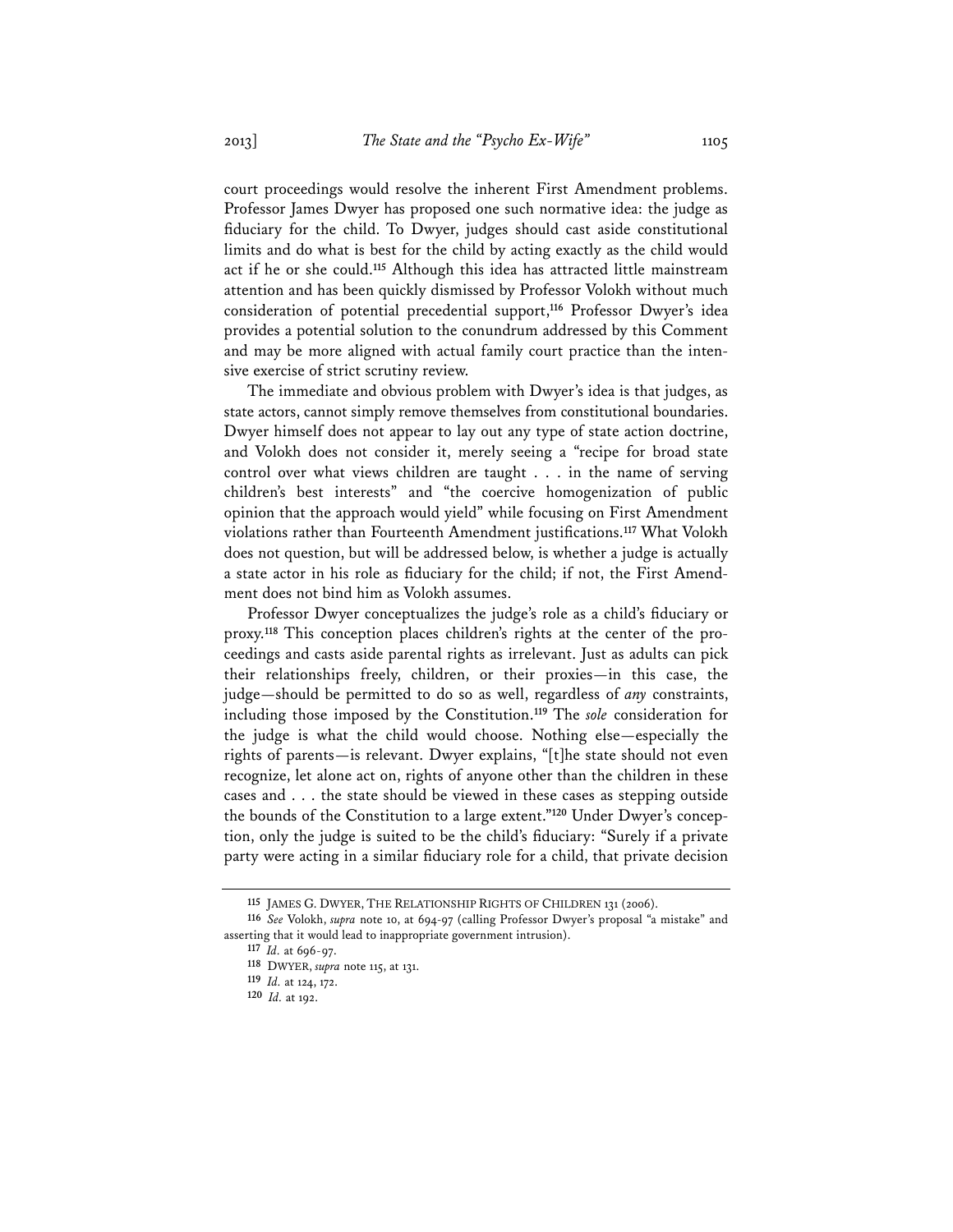court proceedings would resolve the inherent First Amendment problems. Professor James Dwyer has proposed one such normative idea: the judge as fiduciary for the child. To Dwyer, judges should cast aside constitutional limits and do what is best for the child by acting exactly as the child would act if he or she could.[115] Although this idea has attracted little mainstream attention and has been quickly dismissed by Professor Volokh without much consideration of potential precedential support,[116] Professor Dwyer's idea provides a potential solution to the conundrum addressed by this Comment and may be more aligned with actual family court practice than the intensive exercise of strict scrutiny review.

The immediate and obvious problem with Dwyer's idea is that judges, as state actors, cannot simply remove themselves from constitutional boundaries. Dwyer himself does not appear to lay out any type of state action doctrine, and Volokh does not consider it, merely seeing a "recipe for broad state control over what views children are taught . . . in the name of serving children's best interests" and "the coercive homogenization of public opinion that the approach would yield" while focusing on First Amendment violations rather than Fourteenth Amendment justifications.[117] What Volokh does not question, but will be addressed below, is whether a judge is actually a state actor in his role as fiduciary for the child; if not, the First Amendment does not bind him as Volokh assumes.

Professor Dwyer conceptualizes the judge's role as a child's fiduciary or proxy.[118] This conception places children's rights at the center of the proceedings and casts aside parental rights as irrelevant. Just as adults can pick their relationships freely, children, or their proxies—in this case, the judge—should be permitted to do so as well, regardless of *any* constraints, including those imposed by the Constitution.[119] The *sole* consideration for the judge is what the child would choose. Nothing else—especially the rights of parents—is relevant. Dwyer explains, "[t]he state should not even recognize, let alone act on, rights of anyone other than the children in these cases and . . . the state should be viewed in these cases as stepping outside the bounds of the Constitution to a large extent."[120] Under Dwyer's conception, only the judge is suited to be the child's fiduciary: "Surely if a private party were acting in a similar fiduciary role for a child, that private decision

---

[115] JAMES G. DWYER, THE RELATIONSHIP RIGHTS OF CHILDREN 131 (2006).

[116] *See* Volokh, *supra* note 10, at 694-97 (calling Professor Dwyer's proposal "a mistake" and asserting that it would lead to inappropriate government intrusion).

[117] *Id.* at 696-97.

[118] DWYER, *supra* note 115, at 131.

[119] *Id.* at 124, 172.

[120] *Id.* at 192.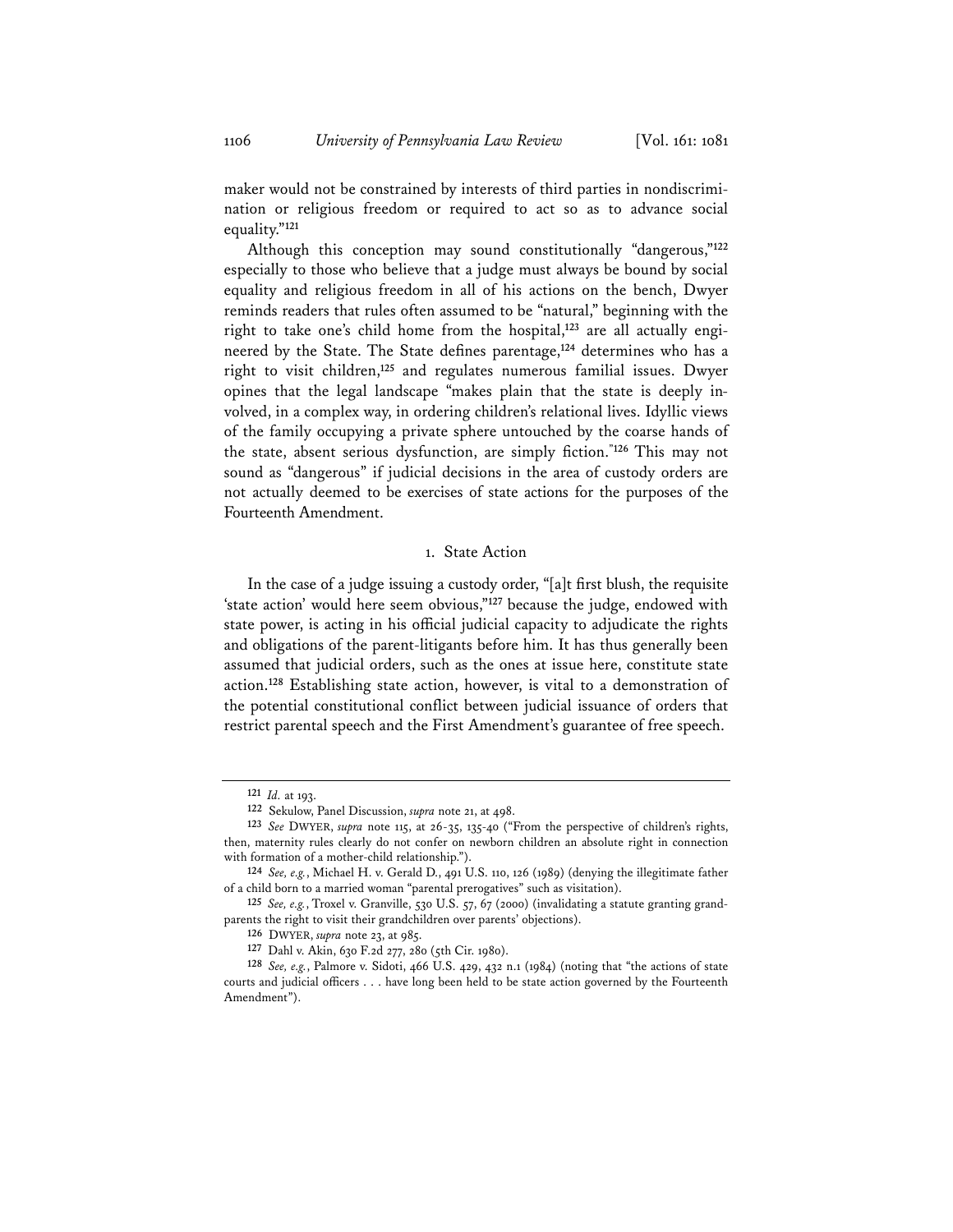maker would not be constrained by interests of third parties in nondiscrimination or religious freedom or required to act so as to advance social equality."[121]

Although this conception may sound constitutionally "dangerous,"[122] especially to those who believe that a judge must always be bound by social equality and religious freedom in all of his actions on the bench, Dwyer reminds readers that rules often assumed to be "natural," beginning with the right to take one's child home from the hospital,[123] are all actually engineered by the State. The State defines parentage,[124] determines who has a right to visit children,[125] and regulates numerous familial issues. Dwyer opines that the legal landscape "makes plain that the state is deeply involved, in a complex way, in ordering children's relational lives. Idyllic views of the family occupying a private sphere untouched by the coarse hands of the state, absent serious dysfunction, are simply fiction."[126] This may not sound as "dangerous" if judicial decisions in the area of custody orders are not actually deemed to be exercises of state actions for the purposes of the Fourteenth Amendment.

### 1. State Action

In the case of a judge issuing a custody order, "[a]t first blush, the requisite 'state action' would here seem obvious,"[127] because the judge, endowed with state power, is acting in his official judicial capacity to adjudicate the rights and obligations of the parent-litigants before him. It has thus generally been assumed that judicial orders, such as the ones at issue here, constitute state action.[128] Establishing state action, however, is vital to a demonstration of the potential constitutional conflict between judicial issuance of orders that restrict parental speech and the First Amendment's guarantee of free speech.

---

[121] *Id.* at 193.

[122] Sekulow, Panel Discussion, *supra* note 21, at 498.

[123] *See* DWYER, *supra* note 115, at 26-35, 135-40 ("From the perspective of children's rights, then, maternity rules clearly do not confer on newborn children an absolute right in connection with formation of a mother-child relationship.").

[124] *See, e.g.*, Michael H. v. Gerald D., 491 U.S. 110, 126 (1989) (denying the illegitimate father of a child born to a married woman "parental prerogatives" such as visitation).

[125] *See, e.g.*, Troxel v. Granville, 530 U.S. 57, 67 (2000) (invalidating a statute granting grandparents the right to visit their grandchildren over parents' objections).

[126] DWYER, *supra* note 23, at 985.

[127] Dahl v. Akin, 630 F.2d 277, 280 (5th Cir. 1980).

[128] *See, e.g.*, Palmore v. Sidoti, 466 U.S. 429, 432 n.1 (1984) (noting that "the actions of state courts and judicial officers . . . have long been held to be state action governed by the Fourteenth Amendment").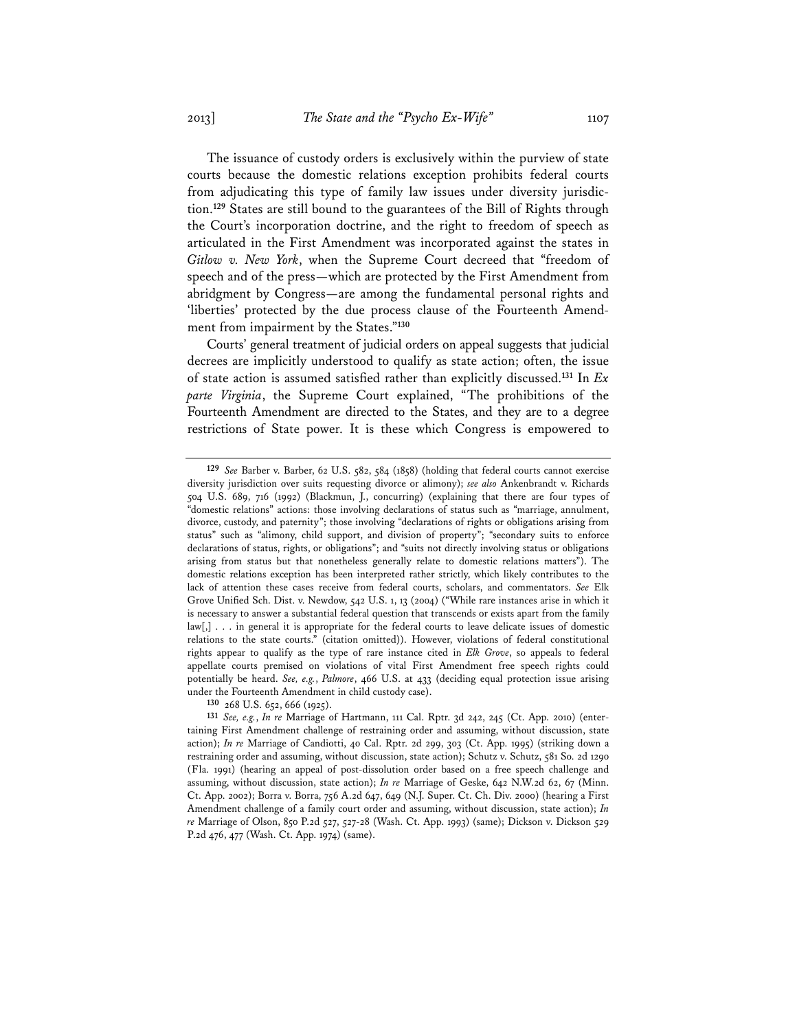The issuance of custody orders is exclusively within the purview of state courts because the domestic relations exception prohibits federal courts from adjudicating this type of family law issues under diversity jurisdiction.[129] States are still bound to the guarantees of the Bill of Rights through the Court's incorporation doctrine, and the right to freedom of speech as articulated in the First Amendment was incorporated against the states in *Gitlow v. New York*, when the Supreme Court decreed that "freedom of speech and of the press—which are protected by the First Amendment from abridgment by Congress—are among the fundamental personal rights and 'liberties' protected by the due process clause of the Fourteenth Amendment from impairment by the States."[130]

Courts' general treatment of judicial orders on appeal suggests that judicial decrees are implicitly understood to qualify as state action; often, the issue of state action is assumed satisfied rather than explicitly discussed.[131] In *Ex parte Virginia*, the Supreme Court explained, "The prohibitions of the Fourteenth Amendment are directed to the States, and they are to a degree restrictions of State power. It is these which Congress is empowered to

---

[129] *See* Barber v. Barber, 62 U.S. 582, 584 (1858) (holding that federal courts cannot exercise diversity jurisdiction over suits requesting divorce or alimony); *see also* Ankenbrandt v. Richards 504 U.S. 689, 716 (1992) (Blackmun, J., concurring) (explaining that there are four types of "domestic relations" actions: those involving declarations of status such as "marriage, annulment, divorce, custody, and paternity"; those involving "declarations of rights or obligations arising from status" such as "alimony, child support, and division of property"; "secondary suits to enforce declarations of status, rights, or obligations"; and "suits not directly involving status or obligations arising from status but that nonetheless generally relate to domestic relations matters"). The domestic relations exception has been interpreted rather strictly, which likely contributes to the lack of attention these cases receive from federal courts, scholars, and commentators. *See* Elk Grove Unified Sch. Dist. v. Newdow, 542 U.S. 1, 13 (2004) ("While rare instances arise in which it is necessary to answer a substantial federal question that transcends or exists apart from the family law[,] . . . in general it is appropriate for the federal courts to leave delicate issues of domestic relations to the state courts." (citation omitted)). However, violations of federal constitutional rights appear to qualify as the type of rare instance cited in *Elk Grove*, so appeals to federal appellate courts premised on violations of vital First Amendment free speech rights could potentially be heard. *See, e.g.*, *Palmore*, 466 U.S. at 433 (deciding equal protection issue arising under the Fourteenth Amendment in child custody case).

[130] 268 U.S. 652, 666 (1925).

[131] *See, e.g.*, *In re* Marriage of Hartmann, 111 Cal. Rptr. 3d 242, 245 (Ct. App. 2010) (entertaining First Amendment challenge of restraining order and assuming, without discussion, state action); *In re* Marriage of Candiotti, 40 Cal. Rptr. 2d 299, 303 (Ct. App. 1995) (striking down a restraining order and assuming, without discussion, state action); Schutz v. Schutz, 581 So. 2d 1290 (Fla. 1991) (hearing an appeal of post-dissolution order based on a free speech challenge and assuming, without discussion, state action); *In re* Marriage of Geske, 642 N.W.2d 62, 67 (Minn. Ct. App. 2002); Borra v. Borra, 756 A.2d 647, 649 (N.J. Super. Ct. Ch. Div. 2000) (hearing a First Amendment challenge of a family court order and assuming, without discussion, state action); *In re* Marriage of Olson, 850 P.2d 527, 527-28 (Wash. Ct. App. 1993) (same); Dickson v. Dickson 529 P.2d 476, 477 (Wash. Ct. App. 1974) (same).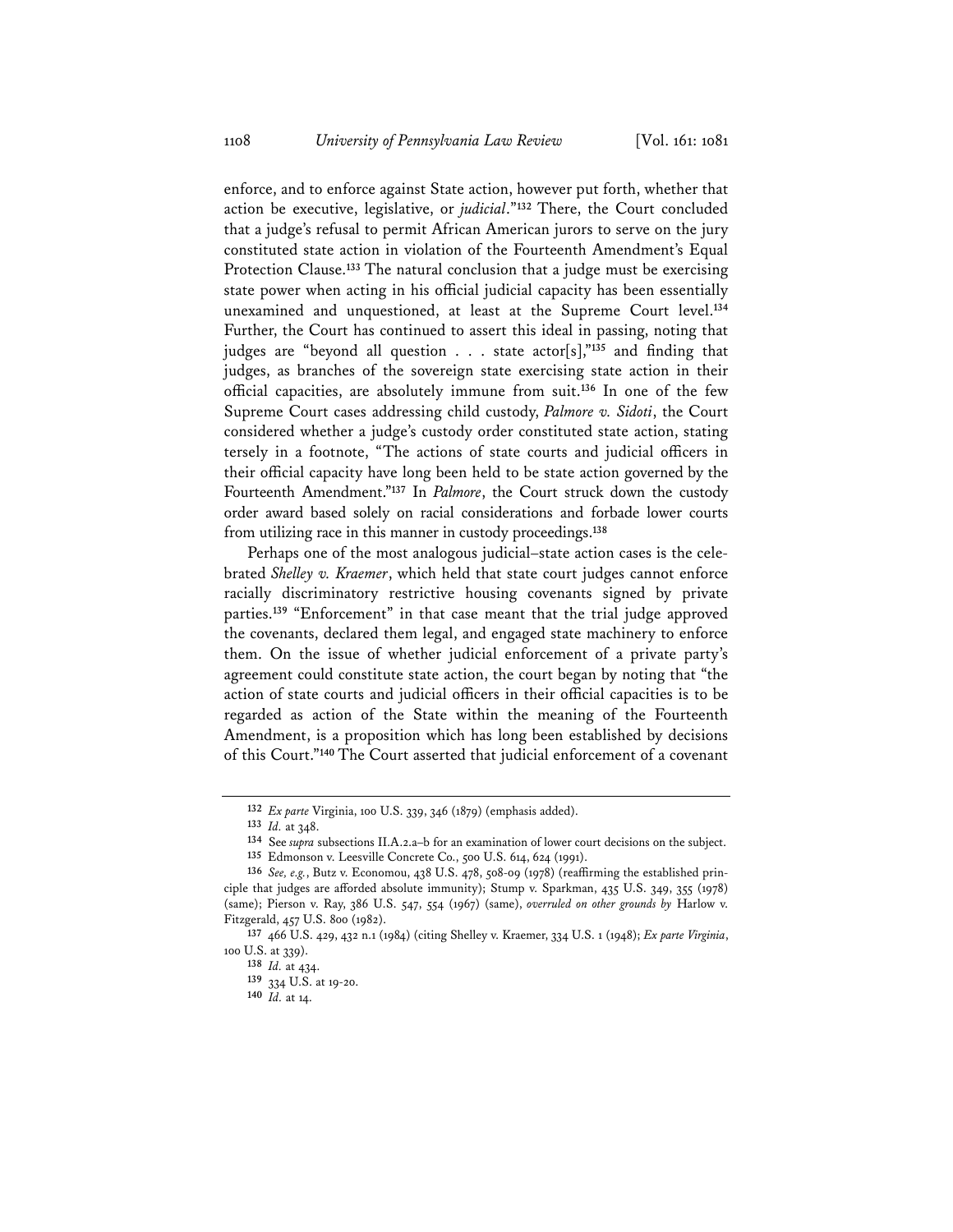enforce, and to enforce against State action, however put forth, whether that action be executive, legislative, or *judicial*."[132] There, the Court concluded that a judge's refusal to permit African American jurors to serve on the jury constituted state action in violation of the Fourteenth Amendment's Equal Protection Clause.[133] The natural conclusion that a judge must be exercising state power when acting in his official judicial capacity has been essentially unexamined and unquestioned, at least at the Supreme Court level.[134] Further, the Court has continued to assert this ideal in passing, noting that judges are "beyond all question . . . state actor[s],"[135] and finding that judges, as branches of the sovereign state exercising state action in their official capacities, are absolutely immune from suit.[136] In one of the few Supreme Court cases addressing child custody, *Palmore v. Sidoti*, the Court considered whether a judge's custody order constituted state action, stating tersely in a footnote, "The actions of state courts and judicial officers in their official capacity have long been held to be state action governed by the Fourteenth Amendment."[137] In *Palmore*, the Court struck down the custody order award based solely on racial considerations and forbade lower courts from utilizing race in this manner in custody proceedings.[138]

Perhaps one of the most analogous judicial–state action cases is the celebrated *Shelley v. Kraemer*, which held that state court judges cannot enforce racially discriminatory restrictive housing covenants signed by private parties.[139] "Enforcement" in that case meant that the trial judge approved the covenants, declared them legal, and engaged state machinery to enforce them. On the issue of whether judicial enforcement of a private party's agreement could constitute state action, the court began by noting that "the action of state courts and judicial officers in their official capacities is to be regarded as action of the State within the meaning of the Fourteenth Amendment, is a proposition which has long been established by decisions of this Court."[140] The Court asserted that judicial enforcement of a covenant

---

132 *Ex parte* Virginia, 100 U.S. 339, 346 (1879) (emphasis added).

133 *Id.* at 348.

134 See *supra* subsections II.A.2.a–b for an examination of lower court decisions on the subject.

135 Edmonson v. Leesville Concrete Co., 500 U.S. 614, 624 (1991).

136 *See, e.g.*, Butz v. Economou, 438 U.S. 478, 508-09 (1978) (reaffirming the established principle that judges are afforded absolute immunity); Stump v. Sparkman, 435 U.S. 349, 355 (1978) (same); Pierson v. Ray, 386 U.S. 547, 554 (1967) (same), *overruled on other grounds by* Harlow v. Fitzgerald, 457 U.S. 800 (1982).

137 466 U.S. 429, 432 n.1 (1984) (citing Shelley v. Kraemer, 334 U.S. 1 (1948); *Ex parte Virginia*, 100 U.S. at 339).

138 *Id.* at 434.

139 334 U.S. at 19-20.

140 *Id.* at 14.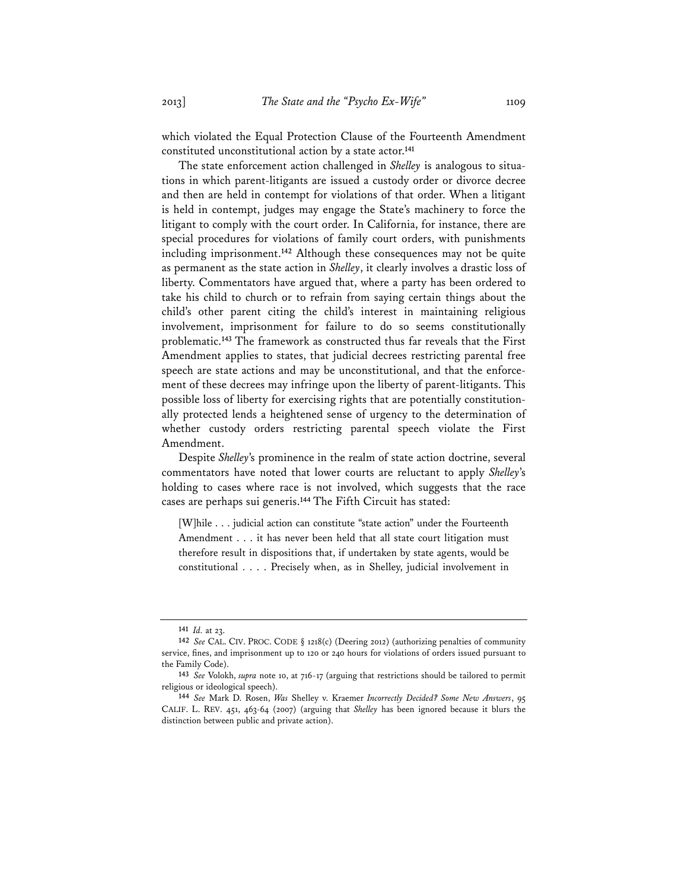which violated the Equal Protection Clause of the Fourteenth Amendment constituted unconstitutional action by a state actor.[141]

The state enforcement action challenged in *Shelley* is analogous to situations in which parent-litigants are issued a custody order or divorce decree and then are held in contempt for violations of that order. When a litigant is held in contempt, judges may engage the State's machinery to force the litigant to comply with the court order. In California, for instance, there are special procedures for violations of family court orders, with punishments including imprisonment.[142] Although these consequences may not be quite as permanent as the state action in *Shelley*, it clearly involves a drastic loss of liberty. Commentators have argued that, where a party has been ordered to take his child to church or to refrain from saying certain things about the child's other parent citing the child's interest in maintaining religious involvement, imprisonment for failure to do so seems constitutionally problematic.[143] The framework as constructed thus far reveals that the First Amendment applies to states, that judicial decrees restricting parental free speech are state actions and may be unconstitutional, and that the enforcement of these decrees may infringe upon the liberty of parent-litigants. This possible loss of liberty for exercising rights that are potentially constitutionally protected lends a heightened sense of urgency to the determination of whether custody orders restricting parental speech violate the First Amendment.

Despite *Shelley*'s prominence in the realm of state action doctrine, several commentators have noted that lower courts are reluctant to apply *Shelley*'s holding to cases where race is not involved, which suggests that the race cases are perhaps sui generis.[144] The Fifth Circuit has stated:

> [W]hile . . . judicial action can constitute "state action" under the Fourteenth Amendment . . . it has never been held that all state court litigation must therefore result in dispositions that, if undertaken by state agents, would be constitutional . . . . Precisely when, as in Shelley, judicial involvement in

---

[141] *Id.* at 23.

[142] *See* CAL. CIV. PROC. CODE § 1218(c) (Deering 2012) (authorizing penalties of community service, fines, and imprisonment up to 120 or 240 hours for violations of orders issued pursuant to the Family Code).

[143] *See* Volokh, *supra* note 10, at 716-17 (arguing that restrictions should be tailored to permit religious or ideological speech).

[144] *See* Mark D. Rosen, *Was* Shelley v. Kraemer *Incorrectly Decided? Some New Answers*, 95 CALIF. L. REV. 451, 463-64 (2007) (arguing that *Shelley* has been ignored because it blurs the distinction between public and private action).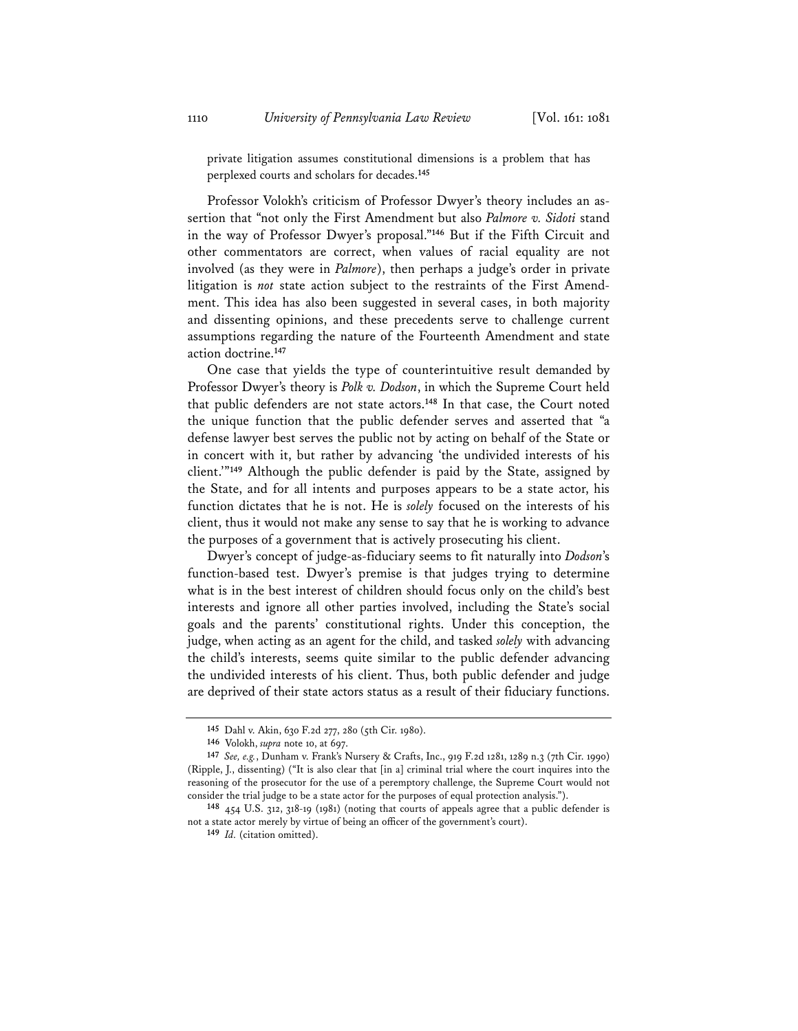private litigation assumes constitutional dimensions is a problem that has perplexed courts and scholars for decades.[145]

Professor Volokh's criticism of Professor Dwyer's theory includes an assertion that "not only the First Amendment but also *Palmore v. Sidoti* stand in the way of Professor Dwyer's proposal."[146] But if the Fifth Circuit and other commentators are correct, when values of racial equality are not involved (as they were in *Palmore*), then perhaps a judge's order in private litigation is *not* state action subject to the restraints of the First Amendment. This idea has also been suggested in several cases, in both majority and dissenting opinions, and these precedents serve to challenge current assumptions regarding the nature of the Fourteenth Amendment and state action doctrine.[147]

One case that yields the type of counterintuitive result demanded by Professor Dwyer's theory is *Polk v. Dodson*, in which the Supreme Court held that public defenders are not state actors.[148] In that case, the Court noted the unique function that the public defender serves and asserted that "a defense lawyer best serves the public not by acting on behalf of the State or in concert with it, but rather by advancing 'the undivided interests of his client.'"[149] Although the public defender is paid by the State, assigned by the State, and for all intents and purposes appears to be a state actor, his function dictates that he is not. He is *solely* focused on the interests of his client, thus it would not make any sense to say that he is working to advance the purposes of a government that is actively prosecuting his client.

Dwyer's concept of judge-as-fiduciary seems to fit naturally into *Dodson*'s function-based test. Dwyer's premise is that judges trying to determine what is in the best interest of children should focus only on the child's best interests and ignore all other parties involved, including the State's social goals and the parents' constitutional rights. Under this conception, the judge, when acting as an agent for the child, and tasked *solely* with advancing the child's interests, seems quite similar to the public defender advancing the undivided interests of his client. Thus, both public defender and judge are deprived of their state actors status as a result of their fiduciary functions.

---

[145] Dahl v. Akin, 630 F.2d 277, 280 (5th Cir. 1980).

[146] Volokh, *supra* note 10, at 697.

[147] *See, e.g.*, Dunham v. Frank's Nursery & Crafts, Inc., 919 F.2d 1281, 1289 n.3 (7th Cir. 1990) (Ripple, J., dissenting) ("It is also clear that [in a] criminal trial where the court inquires into the reasoning of the prosecutor for the use of a peremptory challenge, the Supreme Court would not consider the trial judge to be a state actor for the purposes of equal protection analysis.").

[148] 454 U.S. 312, 318-19 (1981) (noting that courts of appeals agree that a public defender is not a state actor merely by virtue of being an officer of the government's court).

[149] *Id.* (citation omitted).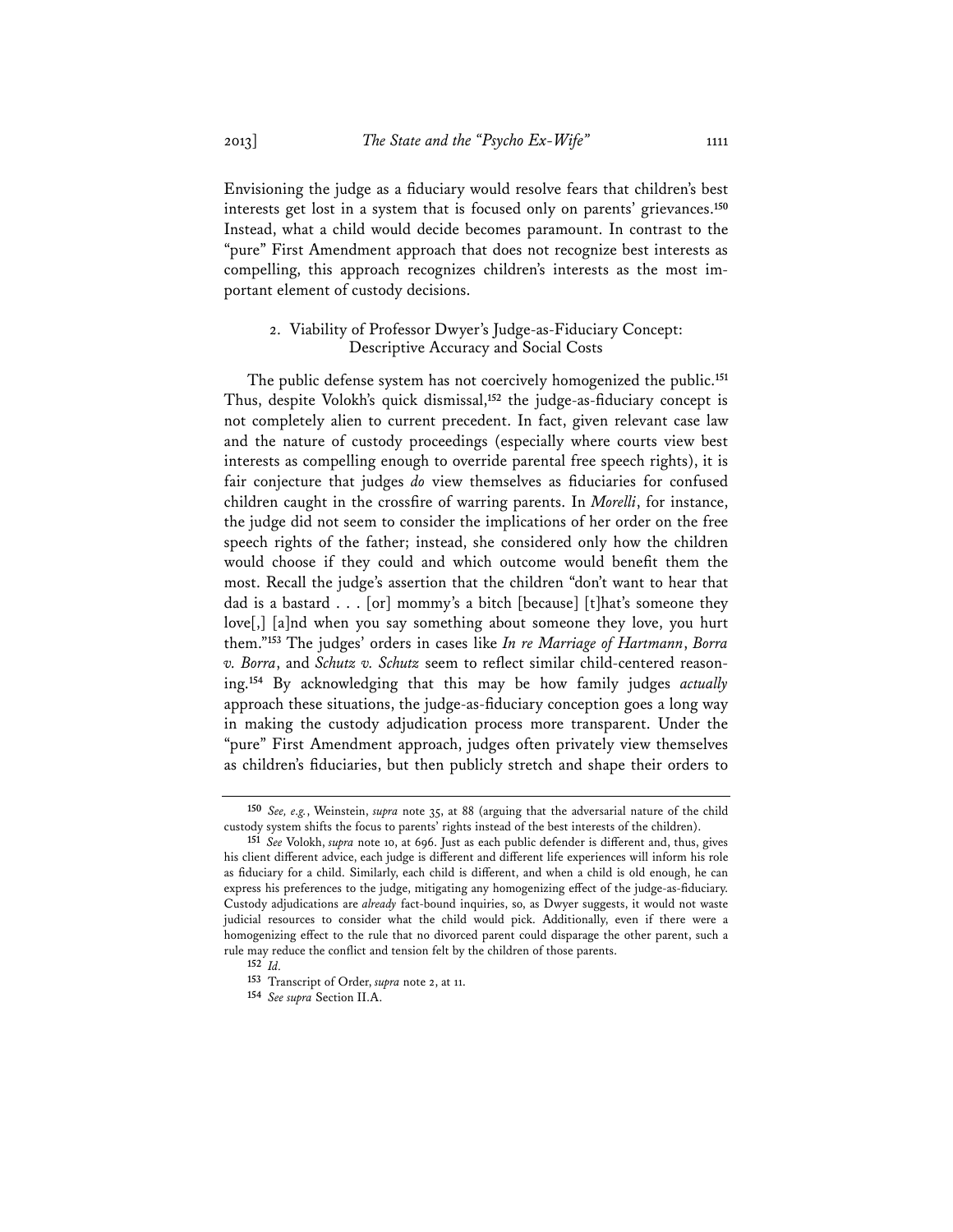Envisioning the judge as a fiduciary would resolve fears that children's best interests get lost in a system that is focused only on parents' grievances.[150] Instead, what a child would decide becomes paramount. In contrast to the "pure" First Amendment approach that does not recognize best interests as compelling, this approach recognizes children's interests as the most important element of custody decisions.

### 2. Viability of Professor Dwyer's Judge-as-Fiduciary Concept: Descriptive Accuracy and Social Costs

The public defense system has not coercively homogenized the public.[151] Thus, despite Volokh's quick dismissal,[152] the judge-as-fiduciary concept is not completely alien to current precedent. In fact, given relevant case law and the nature of custody proceedings (especially where courts view best interests as compelling enough to override parental free speech rights), it is fair conjecture that judges *do* view themselves as fiduciaries for confused children caught in the crossfire of warring parents. In *Morelli*, for instance, the judge did not seem to consider the implications of her order on the free speech rights of the father; instead, she considered only how the children would choose if they could and which outcome would benefit them the most. Recall the judge's assertion that the children "don't want to hear that dad is a bastard . . . [or] mommy's a bitch [because] [t]hat's someone they love[,] [a]nd when you say something about someone they love, you hurt them."[153] The judges' orders in cases like *In re Marriage of Hartmann*, *Borra v. Borra*, and *Schutz v. Schutz* seem to reflect similar child-centered reasoning.[154] By acknowledging that this may be how family judges *actually* approach these situations, the judge-as-fiduciary conception goes a long way in making the custody adjudication process more transparent. Under the "pure" First Amendment approach, judges often privately view themselves as children's fiduciaries, but then publicly stretch and shape their orders to

---

[150] *See, e.g.*, Weinstein, *supra* note 35, at 88 (arguing that the adversarial nature of the child custody system shifts the focus to parents' rights instead of the best interests of the children).

[151] *See* Volokh, *supra* note 10, at 696. Just as each public defender is different and, thus, gives his client different advice, each judge is different and different life experiences will inform his role as fiduciary for a child. Similarly, each child is different, and when a child is old enough, he can express his preferences to the judge, mitigating any homogenizing effect of the judge-as-fiduciary. Custody adjudications are *already* fact-bound inquiries, so, as Dwyer suggests, it would not waste judicial resources to consider what the child would pick. Additionally, even if there were a homogenizing effect to the rule that no divorced parent could disparage the other parent, such a rule may reduce the conflict and tension felt by the children of those parents.

[152] *Id.*

[153] Transcript of Order, *supra* note 2, at 11.

[154] *See supra* Section II.A.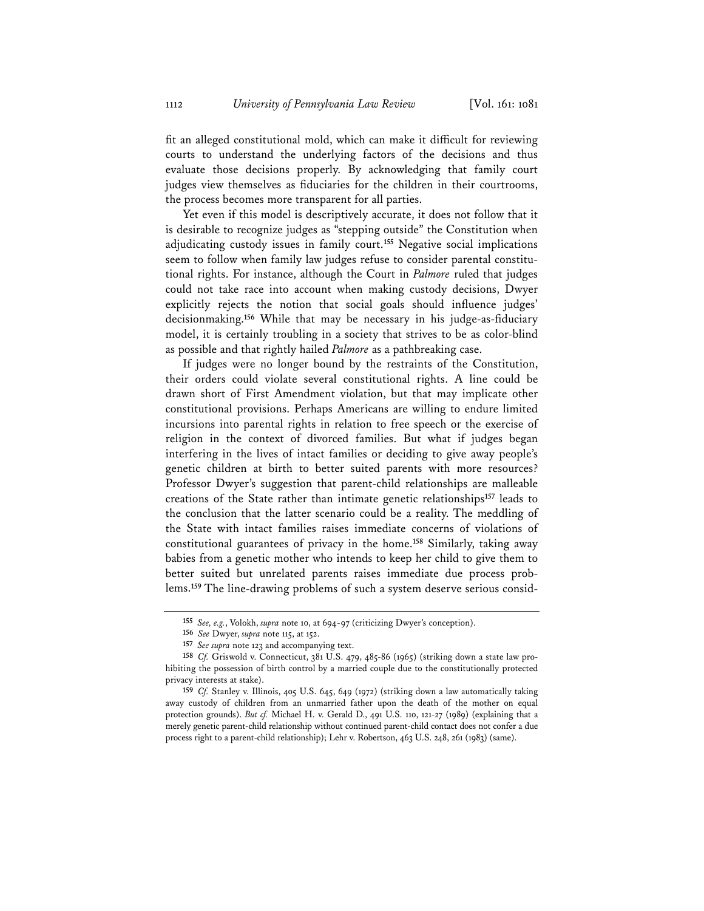fit an alleged constitutional mold, which can make it difficult for reviewing courts to understand the underlying factors of the decisions and thus evaluate those decisions properly. By acknowledging that family court judges view themselves as fiduciaries for the children in their courtrooms, the process becomes more transparent for all parties.

Yet even if this model is descriptively accurate, it does not follow that it is desirable to recognize judges as "stepping outside" the Constitution when adjudicating custody issues in family court.[155] Negative social implications seem to follow when family law judges refuse to consider parental constitutional rights. For instance, although the Court in *Palmore* ruled that judges could not take race into account when making custody decisions, Dwyer explicitly rejects the notion that social goals should influence judges' decisionmaking.[156] While that may be necessary in his judge-as-fiduciary model, it is certainly troubling in a society that strives to be as color-blind as possible and that rightly hailed *Palmore* as a pathbreaking case.

If judges were no longer bound by the restraints of the Constitution, their orders could violate several constitutional rights. A line could be drawn short of First Amendment violation, but that may implicate other constitutional provisions. Perhaps Americans are willing to endure limited incursions into parental rights in relation to free speech or the exercise of religion in the context of divorced families. But what if judges began interfering in the lives of intact families or deciding to give away people's genetic children at birth to better suited parents with more resources? Professor Dwyer's suggestion that parent-child relationships are malleable creations of the State rather than intimate genetic relationships[157] leads to the conclusion that the latter scenario could be a reality. The meddling of the State with intact families raises immediate concerns of violations of constitutional guarantees of privacy in the home.[158] Similarly, taking away babies from a genetic mother who intends to keep her child to give them to better suited but unrelated parents raises immediate due process problems.[159] The line-drawing problems of such a system deserve serious consid-

---

[155] *See, e.g.*, Volokh, *supra* note 10, at 694-97 (criticizing Dwyer's conception).

[156] *See* Dwyer, *supra* note 115, at 152.

[157] *See supra* note 123 and accompanying text.

[158] *Cf.* Griswold v. Connecticut, 381 U.S. 479, 485-86 (1965) (striking down a state law prohibiting the possession of birth control by a married couple due to the constitutionally protected privacy interests at stake).

[159] *Cf.* Stanley v. Illinois, 405 U.S. 645, 649 (1972) (striking down a law automatically taking away custody of children from an unmarried father upon the death of the mother on equal protection grounds). *But cf.* Michael H. v. Gerald D., 491 U.S. 110, 121-27 (1989) (explaining that a merely genetic parent-child relationship without continued parent-child contact does not confer a due process right to a parent-child relationship); Lehr v. Robertson, 463 U.S. 248, 261 (1983) (same).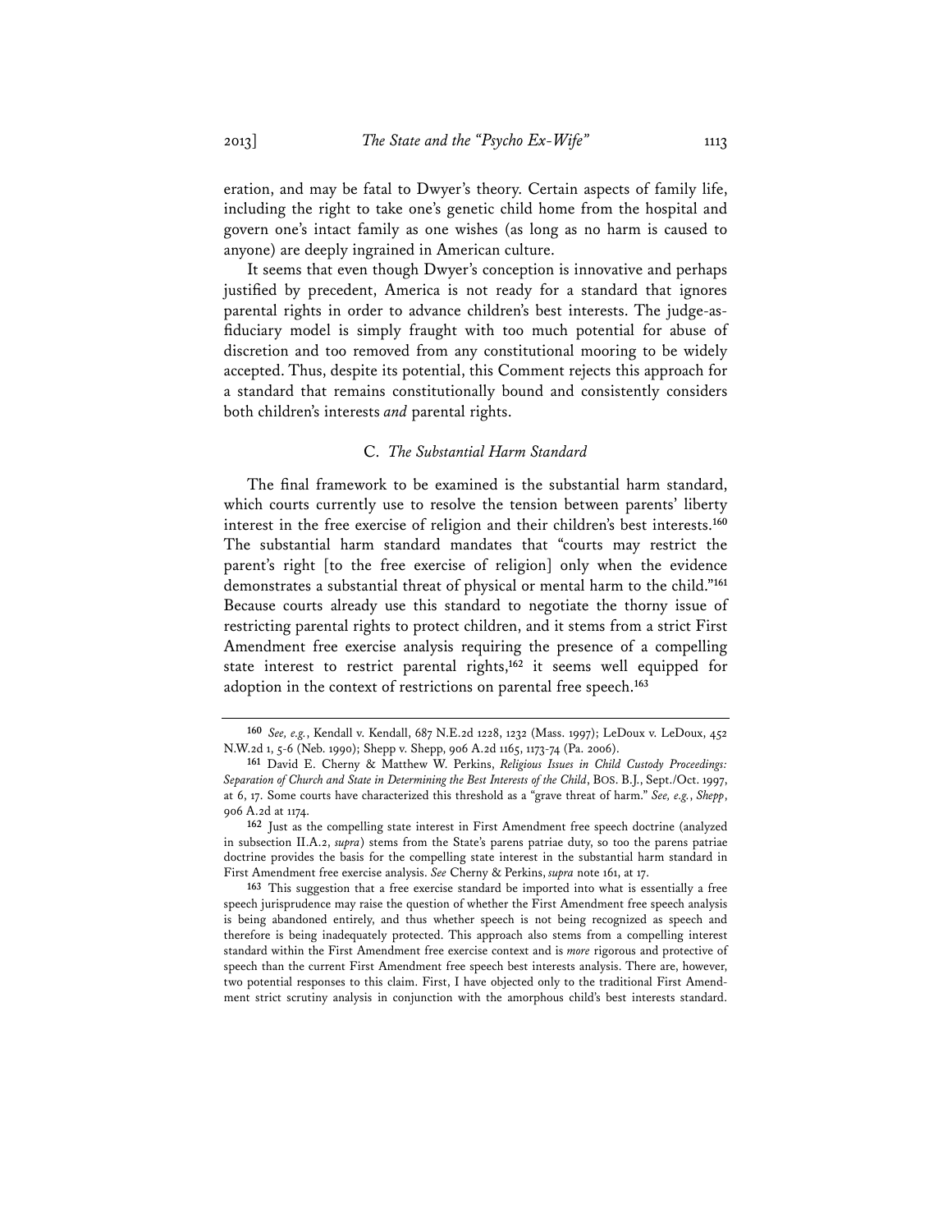eration, and may be fatal to Dwyer's theory. Certain aspects of family life, including the right to take one's genetic child home from the hospital and govern one's intact family as one wishes (as long as no harm is caused to anyone) are deeply ingrained in American culture.

It seems that even though Dwyer's conception is innovative and perhaps justified by precedent, America is not ready for a standard that ignores parental rights in order to advance children's best interests. The judge-as-fiduciary model is simply fraught with too much potential for abuse of discretion and too removed from any constitutional mooring to be widely accepted. Thus, despite its potential, this Comment rejects this approach for a standard that remains constitutionally bound and consistently considers both children's interests *and* parental rights.

### C. *The Substantial Harm Standard*

The final framework to be examined is the substantial harm standard, which courts currently use to resolve the tension between parents' liberty interest in the free exercise of religion and their children's best interests.[160] The substantial harm standard mandates that "courts may restrict the parent's right [to the free exercise of religion] only when the evidence demonstrates a substantial threat of physical or mental harm to the child."[161] Because courts already use this standard to negotiate the thorny issue of restricting parental rights to protect children, and it stems from a strict First Amendment free exercise analysis requiring the presence of a compelling state interest to restrict parental rights,[162] it seems well equipped for adoption in the context of restrictions on parental free speech.[163]

---

160 *See, e.g.*, Kendall v. Kendall, 687 N.E.2d 1228, 1232 (Mass. 1997); LeDoux v. LeDoux, 452 N.W.2d 1, 5-6 (Neb. 1990); Shepp v. Shepp, 906 A.2d 1165, 1173-74 (Pa. 2006).

161 David E. Cherny & Matthew W. Perkins, *Religious Issues in Child Custody Proceedings: Separation of Church and State in Determining the Best Interests of the Child*, BOS. B.J., Sept./Oct. 1997, at 6, 17. Some courts have characterized this threshold as a "grave threat of harm." *See, e.g.*, *Shepp*, 906 A.2d at 1174.

162 Just as the compelling state interest in First Amendment free speech doctrine (analyzed in subsection II.A.2, *supra*) stems from the State's parens patriae duty, so too the parens patriae doctrine provides the basis for the compelling state interest in the substantial harm standard in First Amendment free exercise analysis. *See* Cherny & Perkins, *supra* note 161, at 17.

163 This suggestion that a free exercise standard be imported into what is essentially a free speech jurisprudence may raise the question of whether the First Amendment free speech analysis is being abandoned entirely, and thus whether speech is not being recognized as speech and therefore is being inadequately protected. This approach also stems from a compelling interest standard within the First Amendment free exercise context and is *more* rigorous and protective of speech than the current First Amendment free speech best interests analysis. There are, however, two potential responses to this claim. First, I have objected only to the traditional First Amendment strict scrutiny analysis in conjunction with the amorphous child's best interests standard.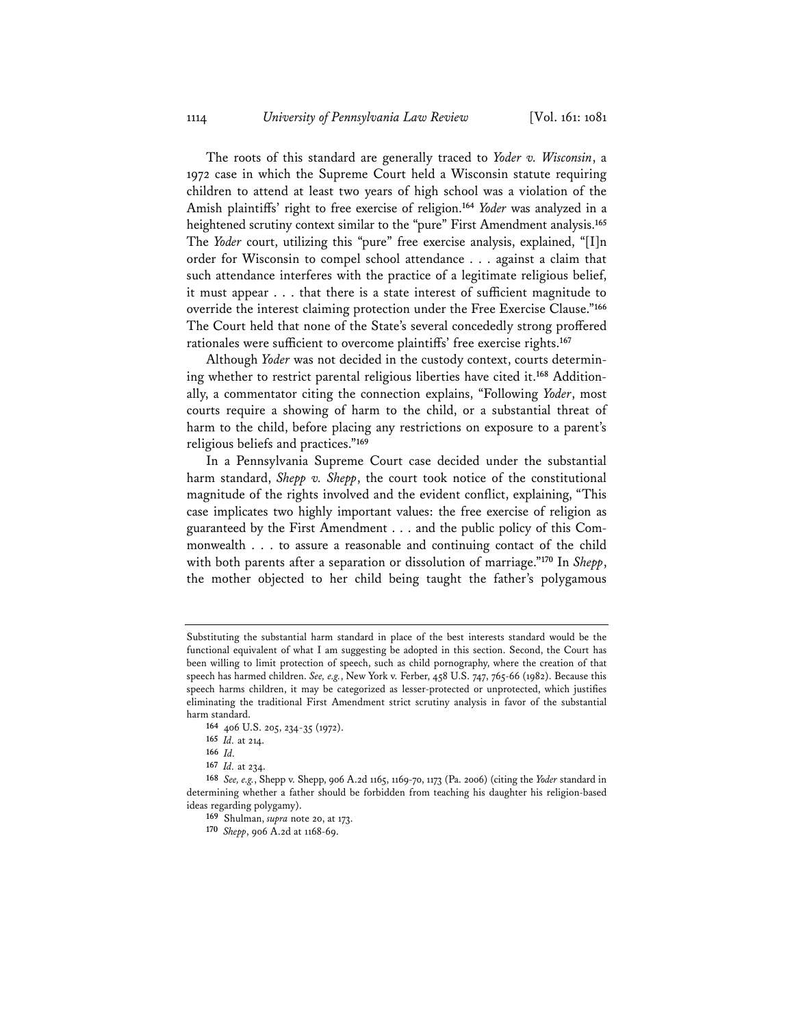The roots of this standard are generally traced to *Yoder v. Wisconsin*, a 1972 case in which the Supreme Court held a Wisconsin statute requiring children to attend at least two years of high school was a violation of the Amish plaintiffs' right to free exercise of religion.[164] *Yoder* was analyzed in a heightened scrutiny context similar to the "pure" First Amendment analysis.[165] The *Yoder* court, utilizing this "pure" free exercise analysis, explained, "[I]n order for Wisconsin to compel school attendance . . . against a claim that such attendance interferes with the practice of a legitimate religious belief, it must appear . . . that there is a state interest of sufficient magnitude to override the interest claiming protection under the Free Exercise Clause."[166] The Court held that none of the State's several concededly strong proffered rationales were sufficient to overcome plaintiffs' free exercise rights.[167]

Although *Yoder* was not decided in the custody context, courts determining whether to restrict parental religious liberties have cited it.[168] Additionally, a commentator citing the connection explains, "Following *Yoder*, most courts require a showing of harm to the child, or a substantial threat of harm to the child, before placing any restrictions on exposure to a parent's religious beliefs and practices."[169]

In a Pennsylvania Supreme Court case decided under the substantial harm standard, *Shepp v. Shepp*, the court took notice of the constitutional magnitude of the rights involved and the evident conflict, explaining, "This case implicates two highly important values: the free exercise of religion as guaranteed by the First Amendment . . . and the public policy of this Commonwealth . . . to assure a reasonable and continuing contact of the child with both parents after a separation or dissolution of marriage."[170] In *Shepp*, the mother objected to her child being taught the father's polygamous

---

Substituting the substantial harm standard in place of the best interests standard would be the functional equivalent of what I am suggesting be adopted in this section. Second, the Court has been willing to limit protection of speech, such as child pornography, where the creation of that speech has harmed children. *See, e.g.*, New York v. Ferber, 458 U.S. 747, 765-66 (1982). Because this speech harms children, it may be categorized as lesser-protected or unprotected, which justifies eliminating the traditional First Amendment strict scrutiny analysis in favor of the substantial harm standard.

[164] 406 U.S. 205, 234-35 (1972).

[165] *Id.* at 214.

[166] *Id.*

[167] *Id.* at 234.

[168] *See, e.g.*, Shepp v. Shepp, 906 A.2d 1165, 1169-70, 1173 (Pa. 2006) (citing the *Yoder* standard in determining whether a father should be forbidden from teaching his daughter his religion-based ideas regarding polygamy).

[169] Shulman, *supra* note 20, at 173.

[170] *Shepp*, 906 A.2d at 1168-69.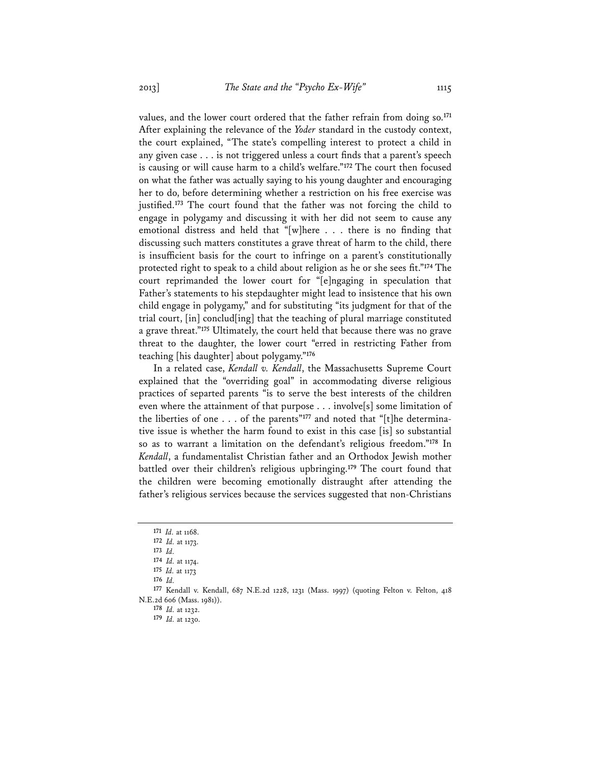values, and the lower court ordered that the father refrain from doing so.[171] After explaining the relevance of the *Yoder* standard in the custody context, the court explained, "The state's compelling interest to protect a child in any given case . . . is not triggered unless a court finds that a parent's speech is causing or will cause harm to a child's welfare."[172] The court then focused on what the father was actually saying to his young daughter and encouraging her to do, before determining whether a restriction on his free exercise was justified.[173] The court found that the father was not forcing the child to engage in polygamy and discussing it with her did not seem to cause any emotional distress and held that "[w]here . . . there is no finding that discussing such matters constitutes a grave threat of harm to the child, there is insufficient basis for the court to infringe on a parent's constitutionally protected right to speak to a child about religion as he or she sees fit."[174] The court reprimanded the lower court for "[e]ngaging in speculation that Father's statements to his stepdaughter might lead to insistence that his own child engage in polygamy," and for substituting "its judgment for that of the trial court, [in] conclud[ing] that the teaching of plural marriage constituted a grave threat."[175] Ultimately, the court held that because there was no grave threat to the daughter, the lower court "erred in restricting Father from teaching [his daughter] about polygamy."[176]

In a related case, *Kendall v. Kendall*, the Massachusetts Supreme Court explained that the "overriding goal" in accommodating diverse religious practices of separted parents "is to serve the best interests of the children even where the attainment of that purpose . . . involve[s] some limitation of the liberties of one . . . of the parents"[177] and noted that "[t]he determinative issue is whether the harm found to exist in this case [is] so substantial so as to warrant a limitation on the defendant's religious freedom."[178] In *Kendall*, a fundamentalist Christian father and an Orthodox Jewish mother battled over their children's religious upbringing.[179] The court found that the children were becoming emotionally distraught after attending the father's religious services because the services suggested that non-Christians

---

[171] *Id.* at 1168.

[172] *Id.* at 1173.

[173] *Id.*

[174] *Id.* at 1174.

[175] *Id.* at 1173

[176] *Id.*

[177] Kendall v. Kendall, 687 N.E.2d 1228, 1231 (Mass. 1997) (quoting Felton v. Felton, 418 N.E.2d 606 (Mass. 1981)).

[178] *Id.* at 1232.

[179] *Id.* at 1230.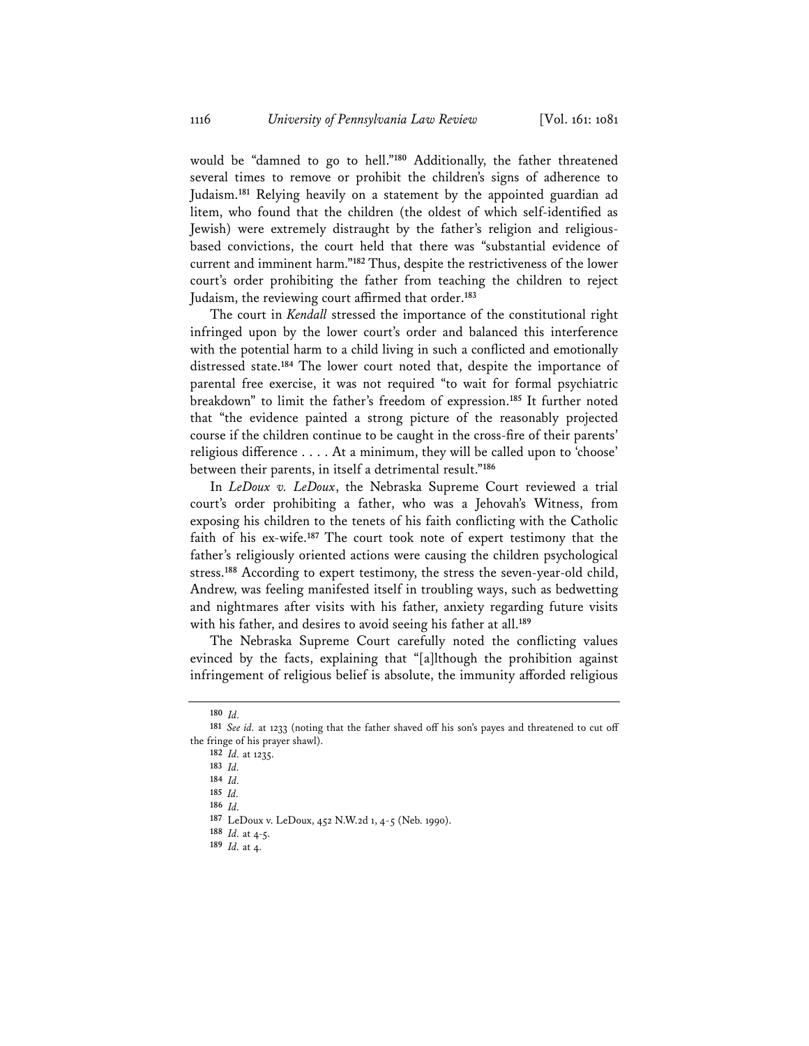would be "damned to go to hell."[180] Additionally, the father threatened several times to remove or prohibit the children's signs of adherence to Judaism.[181] Relying heavily on a statement by the appointed guardian ad litem, who found that the children (the oldest of which self-identified as Jewish) were extremely distraught by the father's religion and religious-based convictions, the court held that there was "substantial evidence of current and imminent harm."[182] Thus, despite the restrictiveness of the lower court's order prohibiting the father from teaching the children to reject Judaism, the reviewing court affirmed that order.[183]

The court in *Kendall* stressed the importance of the constitutional right infringed upon by the lower court's order and balanced this interference with the potential harm to a child living in such a conflicted and emotionally distressed state.[184] The lower court noted that, despite the importance of parental free exercise, it was not required "to wait for formal psychiatric breakdown" to limit the father's freedom of expression.[185] It further noted that "the evidence painted a strong picture of the reasonably projected course if the children continue to be caught in the cross-fire of their parents' religious difference . . . . At a minimum, they will be called upon to 'choose' between their parents, in itself a detrimental result."[186]

In *LeDoux v. LeDoux*, the Nebraska Supreme Court reviewed a trial court's order prohibiting a father, who was a Jehovah's Witness, from exposing his children to the tenets of his faith conflicting with the Catholic faith of his ex-wife.[187] The court took note of expert testimony that the father's religiously oriented actions were causing the children psychological stress.[188] According to expert testimony, the stress the seven-year-old child, Andrew, was feeling manifested itself in troubling ways, such as bedwetting and nightmares after visits with his father, anxiety regarding future visits with his father, and desires to avoid seeing his father at all.[189]

The Nebraska Supreme Court carefully noted the conflicting values evinced by the facts, explaining that "[a]lthough the prohibition against infringement of religious belief is absolute, the immunity afforded religious

---

[180] *Id.*

[181] *See id.* at 1233 (noting that the father shaved off his son's payes and threatened to cut off the fringe of his prayer shawl).

[182] *Id.* at 1235.

[183] *Id.*

[184] *Id.*

[185] *Id.*

[186] *Id.*

[187] LeDoux v. LeDoux, 452 N.W.2d 1, 4-5 (Neb. 1990).

[188] *Id.* at 4-5.

[189] *Id.* at 4.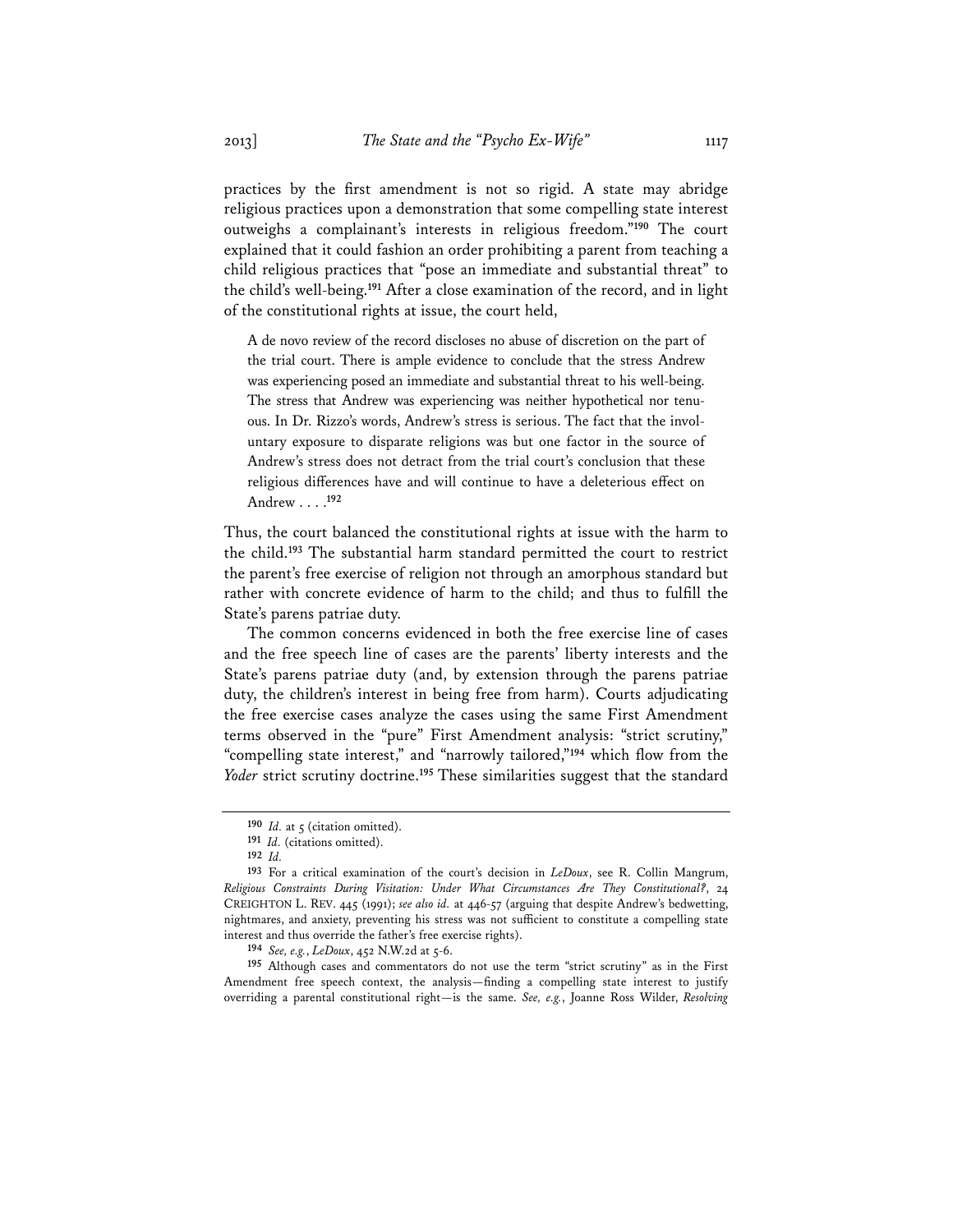practices by the first amendment is not so rigid. A state may abridge religious practices upon a demonstration that some compelling state interest outweighs a complainant's interests in religious freedom."[190] The court explained that it could fashion an order prohibiting a parent from teaching a child religious practices that "pose an immediate and substantial threat" to the child's well-being.[191] After a close examination of the record, and in light of the constitutional rights at issue, the court held,

> A de novo review of the record discloses no abuse of discretion on the part of the trial court. There is ample evidence to conclude that the stress Andrew was experiencing posed an immediate and substantial threat to his well-being. The stress that Andrew was experiencing was neither hypothetical nor tenuous. In Dr. Rizzo's words, Andrew's stress is serious. The fact that the involuntary exposure to disparate religions was but one factor in the source of Andrew's stress does not detract from the trial court's conclusion that these religious differences have and will continue to have a deleterious effect on Andrew . . . .[192]

Thus, the court balanced the constitutional rights at issue with the harm to the child.[193] The substantial harm standard permitted the court to restrict the parent's free exercise of religion not through an amorphous standard but rather with concrete evidence of harm to the child; and thus to fulfill the State's parens patriae duty.

The common concerns evidenced in both the free exercise line of cases and the free speech line of cases are the parents' liberty interests and the State's parens patriae duty (and, by extension through the parens patriae duty, the children's interest in being free from harm). Courts adjudicating the free exercise cases analyze the cases using the same First Amendment terms observed in the "pure" First Amendment analysis: "strict scrutiny," "compelling state interest," and "narrowly tailored,"[194] which flow from the *Yoder* strict scrutiny doctrine.[195] These similarities suggest that the standard

---

[190] *Id.* at 5 (citation omitted).

[191] *Id.* (citations omitted).

[192] *Id.*

[193] For a critical examination of the court's decision in *LeDoux*, see R. Collin Mangrum, *Religious Constraints During Visitation: Under What Circumstances Are They Constitutional?*, 24 CREIGHTON L. REV. 445 (1991); *see also id.* at 446-57 (arguing that despite Andrew's bedwetting, nightmares, and anxiety, preventing his stress was not sufficient to constitute a compelling state interest and thus override the father's free exercise rights).

[194] *See, e.g.*, *LeDoux*, 452 N.W.2d at 5-6.

[195] Although cases and commentators do not use the term "strict scrutiny" as in the First Amendment free speech context, the analysis—finding a compelling state interest to justify overriding a parental constitutional right—is the same. *See, e.g.*, Joanne Ross Wilder, *Resolving*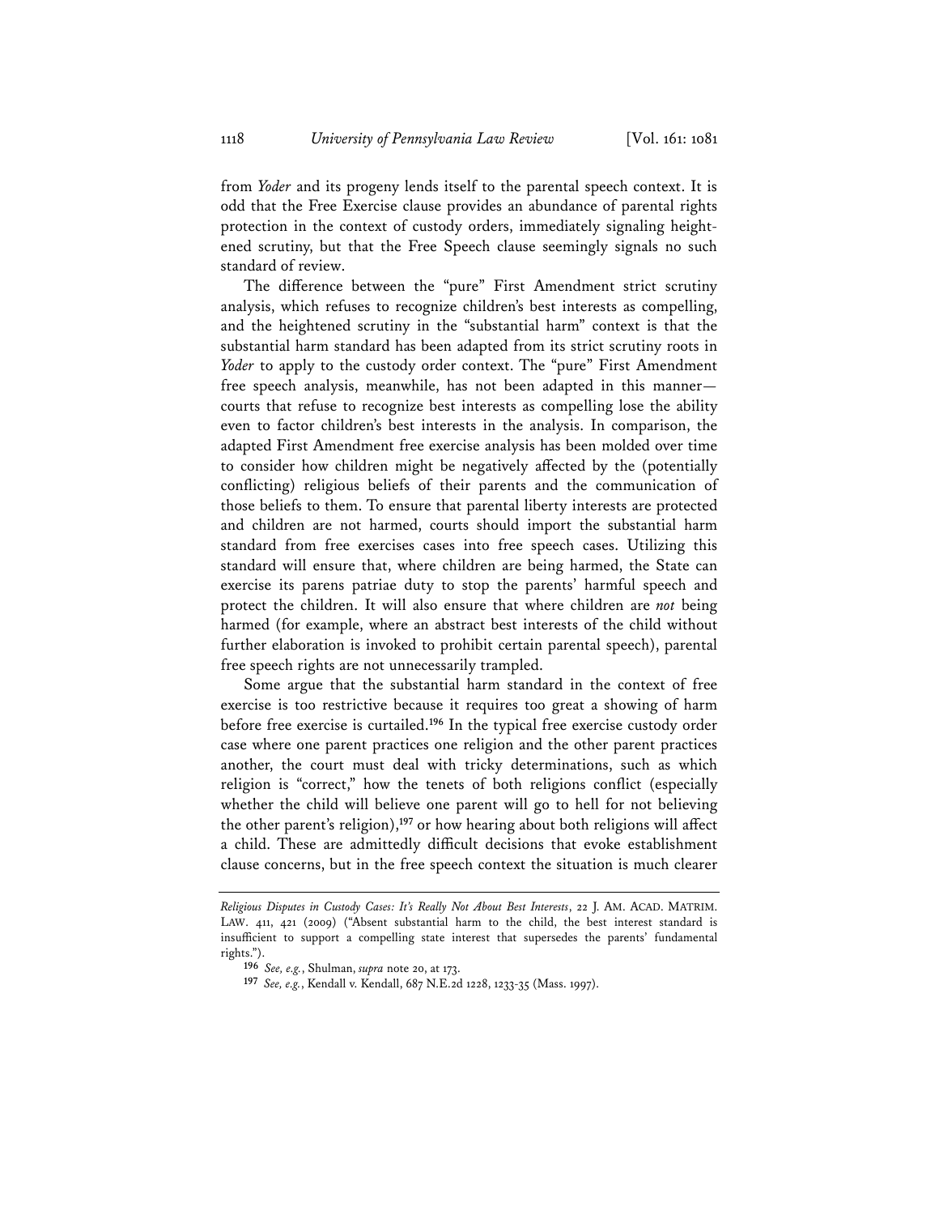from *Yoder* and its progeny lends itself to the parental speech context. It is odd that the Free Exercise clause provides an abundance of parental rights protection in the context of custody orders, immediately signaling heightened scrutiny, but that the Free Speech clause seemingly signals no such standard of review.

The difference between the "pure" First Amendment strict scrutiny analysis, which refuses to recognize children's best interests as compelling, and the heightened scrutiny in the "substantial harm" context is that the substantial harm standard has been adapted from its strict scrutiny roots in *Yoder* to apply to the custody order context. The "pure" First Amendment free speech analysis, meanwhile, has not been adapted in this manner—courts that refuse to recognize best interests as compelling lose the ability even to factor children's best interests in the analysis. In comparison, the adapted First Amendment free exercise analysis has been molded over time to consider how children might be negatively affected by the (potentially conflicting) religious beliefs of their parents and the communication of those beliefs to them. To ensure that parental liberty interests are protected and children are not harmed, courts should import the substantial harm standard from free exercises cases into free speech cases. Utilizing this standard will ensure that, where children are being harmed, the State can exercise its parens patriae duty to stop the parents' harmful speech and protect the children. It will also ensure that where children are *not* being harmed (for example, where an abstract best interests of the child without further elaboration is invoked to prohibit certain parental speech), parental free speech rights are not unnecessarily trampled.

Some argue that the substantial harm standard in the context of free exercise is too restrictive because it requires too great a showing of harm before free exercise is curtailed.[196] In the typical free exercise custody order case where one parent practices one religion and the other parent practices another, the court must deal with tricky determinations, such as which religion is "correct," how the tenets of both religions conflict (especially whether the child will believe one parent will go to hell for not believing the other parent's religion),[197] or how hearing about both religions will affect a child. These are admittedly difficult decisions that evoke establishment clause concerns, but in the free speech context the situation is much clearer

---

*Religious Disputes in Custody Cases: It's Really Not About Best Interests*, 22 J. AM. ACAD. MATRIM. LAW. 411, 421 (2009) ("Absent substantial harm to the child, the best interest standard is insufficient to support a compelling state interest that supersedes the parents' fundamental rights.").

[196] *See, e.g.*, Shulman, *supra* note 20, at 173.

[197] *See, e.g.*, Kendall v. Kendall, 687 N.E.2d 1228, 1233-35 (Mass. 1997).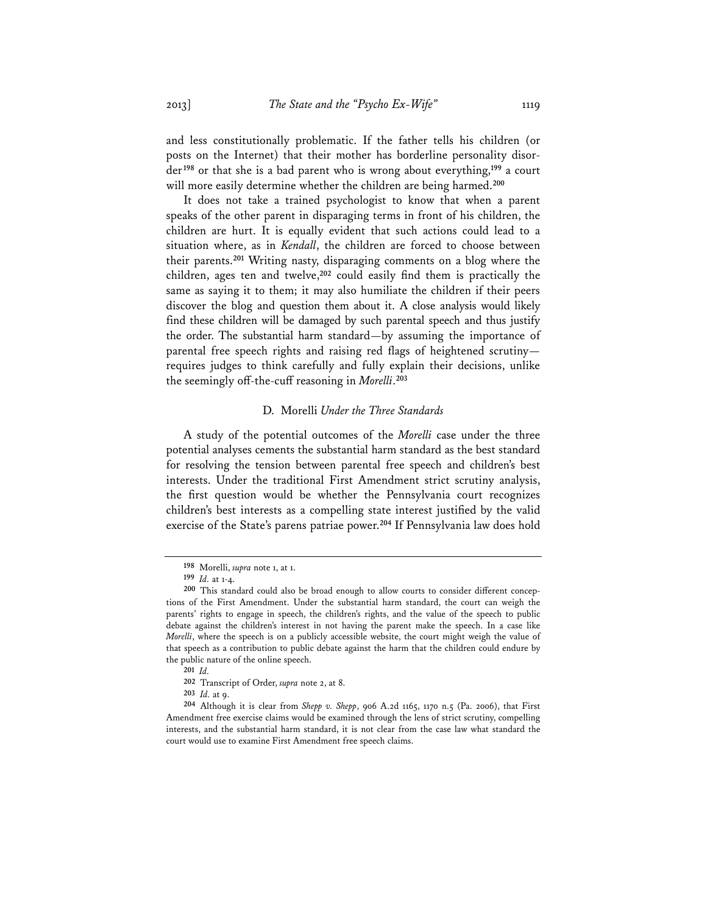and less constitutionally problematic. If the father tells his children (or posts on the Internet) that their mother has borderline personality disorder[198] or that she is a bad parent who is wrong about everything,[199] a court will more easily determine whether the children are being harmed.[200]

It does not take a trained psychologist to know that when a parent speaks of the other parent in disparaging terms in front of his children, the children are hurt. It is equally evident that such actions could lead to a situation where, as in *Kendall*, the children are forced to choose between their parents.[201] Writing nasty, disparaging comments on a blog where the children, ages ten and twelve,[202] could easily find them is practically the same as saying it to them; it may also humiliate the children if their peers discover the blog and question them about it. A close analysis would likely find these children will be damaged by such parental speech and thus justify the order. The substantial harm standard—by assuming the importance of parental free speech rights and raising red flags of heightened scrutiny—requires judges to think carefully and fully explain their decisions, unlike the seemingly off-the-cuff reasoning in *Morelli*.[203]

### D. *Morelli* Under the Three Standards

A study of the potential outcomes of the *Morelli* case under the three potential analyses cements the substantial harm standard as the best standard for resolving the tension between parental free speech and children's best interests. Under the traditional First Amendment strict scrutiny analysis, the first question would be whether the Pennsylvania court recognizes children's best interests as a compelling state interest justified by the valid exercise of the State's parens patriae power.[204] If Pennsylvania law does hold

---

[198] Morelli, *supra* note 1, at 1.

[199] *Id.* at 1-4.

[200] This standard could also be broad enough to allow courts to consider different conceptions of the First Amendment. Under the substantial harm standard, the court can weigh the parents' rights to engage in speech, the children's rights, and the value of the speech to public debate against the children's interest in not having the parent make the speech. In a case like *Morelli*, where the speech is on a publicly accessible website, the court might weigh the value of that speech as a contribution to public debate against the harm that the children could endure by the public nature of the online speech.

[201] *Id.*

[202] Transcript of Order, *supra* note 2, at 8.

[203] *Id.* at 9.

[204] Although it is clear from *Shepp v. Shepp*, 906 A.2d 1165, 1170 n.5 (Pa. 2006), that First Amendment free exercise claims would be examined through the lens of strict scrutiny, compelling interests, and the substantial harm standard, it is not clear from the case law what standard the court would use to examine First Amendment free speech claims.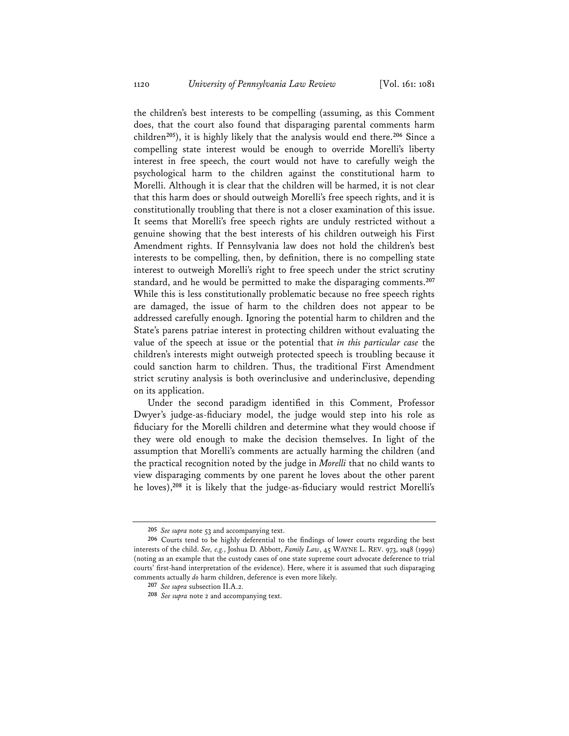the children's best interests to be compelling (assuming, as this Comment does, that the court also found that disparaging parental comments harm children[205]), it is highly likely that the analysis would end there.[206] Since a compelling state interest would be enough to override Morelli's liberty interest in free speech, the court would not have to carefully weigh the psychological harm to the children against the constitutional harm to Morelli. Although it is clear that the children will be harmed, it is not clear that this harm does or should outweigh Morelli's free speech rights, and it is constitutionally troubling that there is not a closer examination of this issue. It seems that Morelli's free speech rights are unduly restricted without a genuine showing that the best interests of his children outweigh his First Amendment rights. If Pennsylvania law does not hold the children's best interests to be compelling, then, by definition, there is no compelling state interest to outweigh Morelli's right to free speech under the strict scrutiny standard, and he would be permitted to make the disparaging comments.[207] While this is less constitutionally problematic because no free speech rights are damaged, the issue of harm to the children does not appear to be addressed carefully enough. Ignoring the potential harm to children and the State's parens patriae interest in protecting children without evaluating the value of the speech at issue or the potential that *in this particular case* the children's interests might outweigh protected speech is troubling because it could sanction harm to children. Thus, the traditional First Amendment strict scrutiny analysis is both overinclusive and underinclusive, depending on its application.

Under the second paradigm identified in this Comment, Professor Dwyer's judge-as-fiduciary model, the judge would step into his role as fiduciary for the Morelli children and determine what they would choose if they were old enough to make the decision themselves. In light of the assumption that Morelli's comments are actually harming the children (and the practical recognition noted by the judge in *Morelli* that no child wants to view disparaging comments by one parent he loves about the other parent he loves),[208] it is likely that the judge-as-fiduciary would restrict Morelli's

---

[205] *See supra* note 53 and accompanying text.

[206] Courts tend to be highly deferential to the findings of lower courts regarding the best interests of the child. *See, e.g.*, Joshua D. Abbott, *Family Law*, 45 WAYNE L. REV. 973, 1048 (1999) (noting as an example that the custody cases of one state supreme court advocate deference to trial courts' first-hand interpretation of the evidence). Here, where it is assumed that such disparaging comments actually *do* harm children, deference is even more likely.

[207] *See supra* subsection II.A.2.

[208] *See supra* note 2 and accompanying text.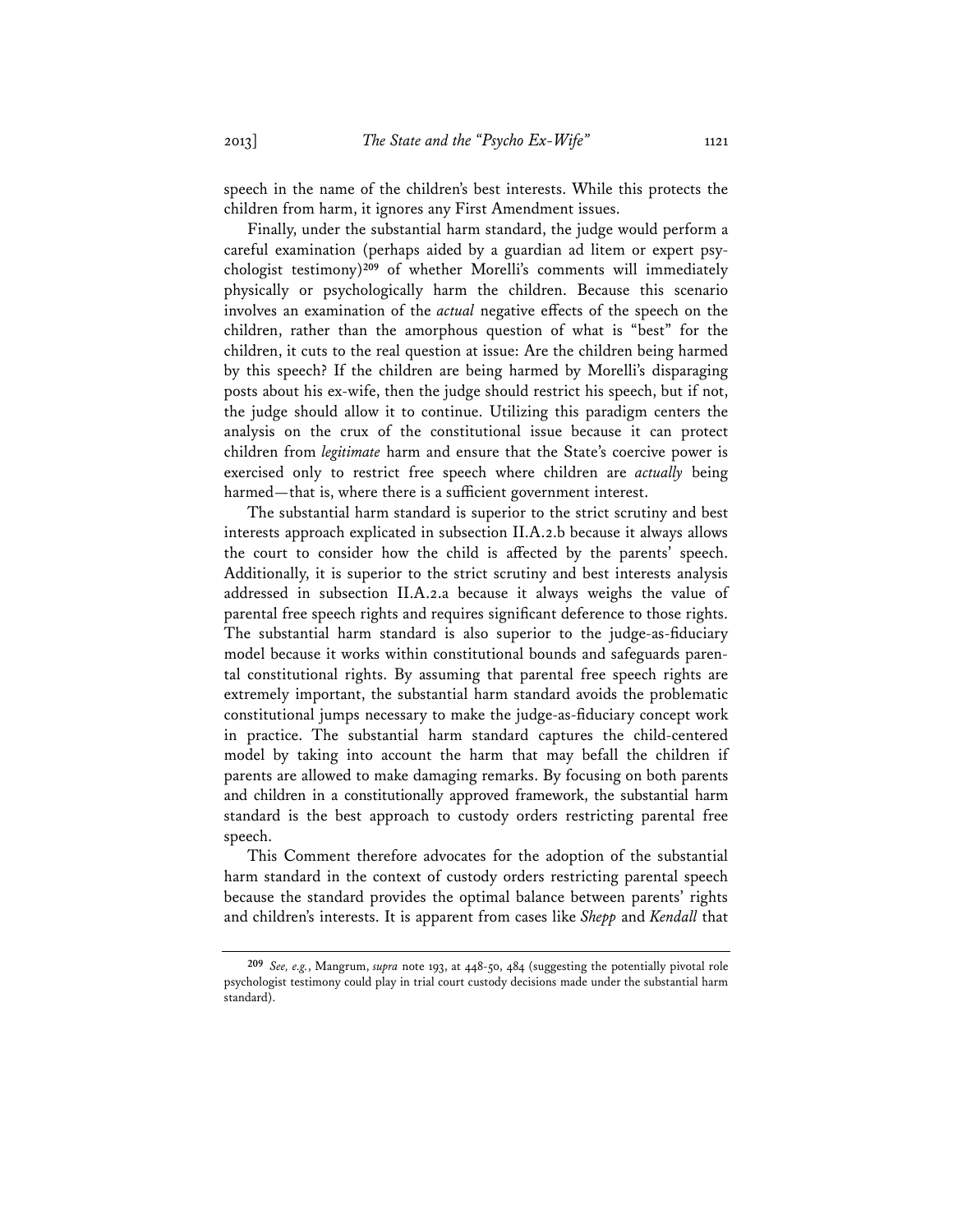speech in the name of the children's best interests. While this protects the children from harm, it ignores any First Amendment issues.

Finally, under the substantial harm standard, the judge would perform a careful examination (perhaps aided by a guardian ad litem or expert psychologist testimony)[209] of whether Morelli's comments will immediately physically or psychologically harm the children. Because this scenario involves an examination of the *actual* negative effects of the speech on the children, rather than the amorphous question of what is "best" for the children, it cuts to the real question at issue: Are the children being harmed by this speech? If the children are being harmed by Morelli's disparaging posts about his ex-wife, then the judge should restrict his speech, but if not, the judge should allow it to continue. Utilizing this paradigm centers the analysis on the crux of the constitutional issue because it can protect children from *legitimate* harm and ensure that the State's coercive power is exercised only to restrict free speech where children are *actually* being harmed—that is, where there is a sufficient government interest.

The substantial harm standard is superior to the strict scrutiny and best interests approach explicated in subsection II.A.2.b because it always allows the court to consider how the child is affected by the parents' speech. Additionally, it is superior to the strict scrutiny and best interests analysis addressed in subsection II.A.2.a because it always weighs the value of parental free speech rights and requires significant deference to those rights. The substantial harm standard is also superior to the judge-as-fiduciary model because it works within constitutional bounds and safeguards parental constitutional rights. By assuming that parental free speech rights are extremely important, the substantial harm standard avoids the problematic constitutional jumps necessary to make the judge-as-fiduciary concept work in practice. The substantial harm standard captures the child-centered model by taking into account the harm that may befall the children if parents are allowed to make damaging remarks. By focusing on both parents and children in a constitutionally approved framework, the substantial harm standard is the best approach to custody orders restricting parental free speech.

This Comment therefore advocates for the adoption of the substantial harm standard in the context of custody orders restricting parental speech because the standard provides the optimal balance between parents' rights and children's interests. It is apparent from cases like *Shepp* and *Kendall* that

[209] *See, e.g.*, Mangrum, *supra* note 193, at 448-50, 484 (suggesting the potentially pivotal role psychologist testimony could play in trial court custody decisions made under the substantial harm standard).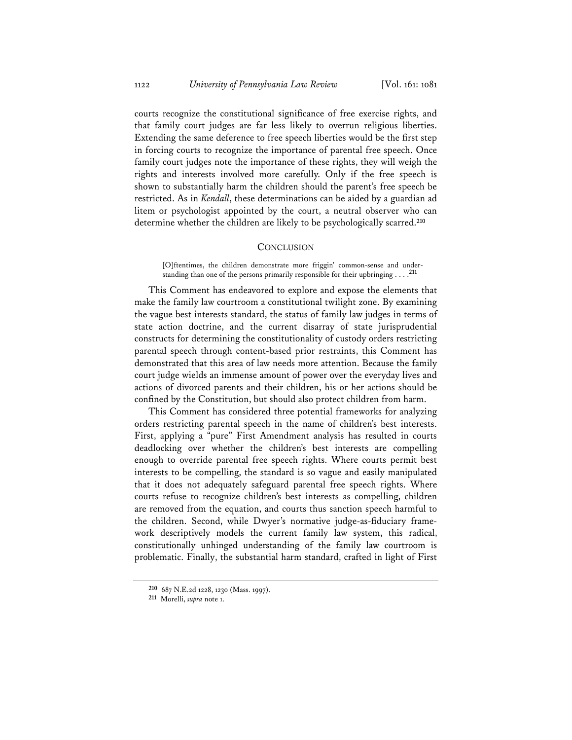courts recognize the constitutional significance of free exercise rights, and that family court judges are far less likely to overrun religious liberties. Extending the same deference to free speech liberties would be the first step in forcing courts to recognize the importance of parental free speech. Once family court judges note the importance of these rights, they will weigh the rights and interests involved more carefully. Only if the free speech is shown to substantially harm the children should the parent's free speech be restricted. As in *Kendall*, these determinations can be aided by a guardian ad litem or psychologist appointed by the court, a neutral observer who can determine whether the children are likely to be psychologically scarred.[210]

## CONCLUSION

> [O]ftentimes, the children demonstrate more friggin' common-sense and understanding than one of the persons primarily responsible for their upbringing . . . .[211]

This Comment has endeavored to explore and expose the elements that make the family law courtroom a constitutional twilight zone. By examining the vague best interests standard, the status of family law judges in terms of state action doctrine, and the current disarray of state jurisprudential constructs for determining the constitutionality of custody orders restricting parental speech through content-based prior restraints, this Comment has demonstrated that this area of law needs more attention. Because the family court judge wields an immense amount of power over the everyday lives and actions of divorced parents and their children, his or her actions should be confined by the Constitution, but should also protect children from harm.

This Comment has considered three potential frameworks for analyzing orders restricting parental speech in the name of children's best interests. First, applying a "pure" First Amendment analysis has resulted in courts deadlocking over whether the children's best interests are compelling enough to override parental free speech rights. Where courts permit best interests to be compelling, the standard is so vague and easily manipulated that it does not adequately safeguard parental free speech rights. Where courts refuse to recognize children's best interests as compelling, children are removed from the equation, and courts thus sanction speech harmful to the children. Second, while Dwyer's normative judge-as-fiduciary framework descriptively models the current family law system, this radical, constitutionally unhinged understanding of the family law courtroom is problematic. Finally, the substantial harm standard, crafted in light of First

---

[210] 687 N.E.2d 1228, 1230 (Mass. 1997).

[211] Morelli, *supra* note 1.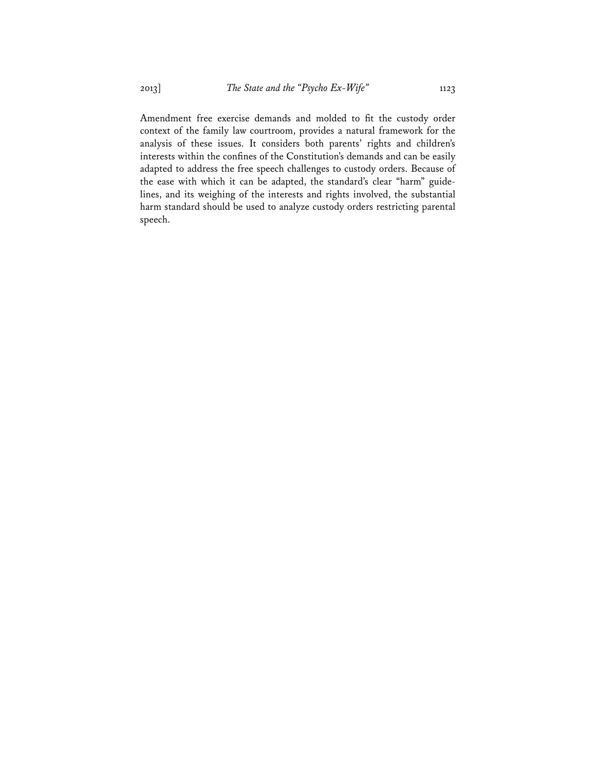Amendment free exercise demands and molded to fit the custody order context of the family law courtroom, provides a natural framework for the analysis of these issues. It considers both parents' rights and children's interests within the confines of the Constitution's demands and can be easily adapted to address the free speech challenges to custody orders. Because of the ease with which it can be adapted, the standard's clear "harm" guidelines, and its weighing of the interests and rights involved, the substantial harm standard should be used to analyze custody orders restricting parental speech.